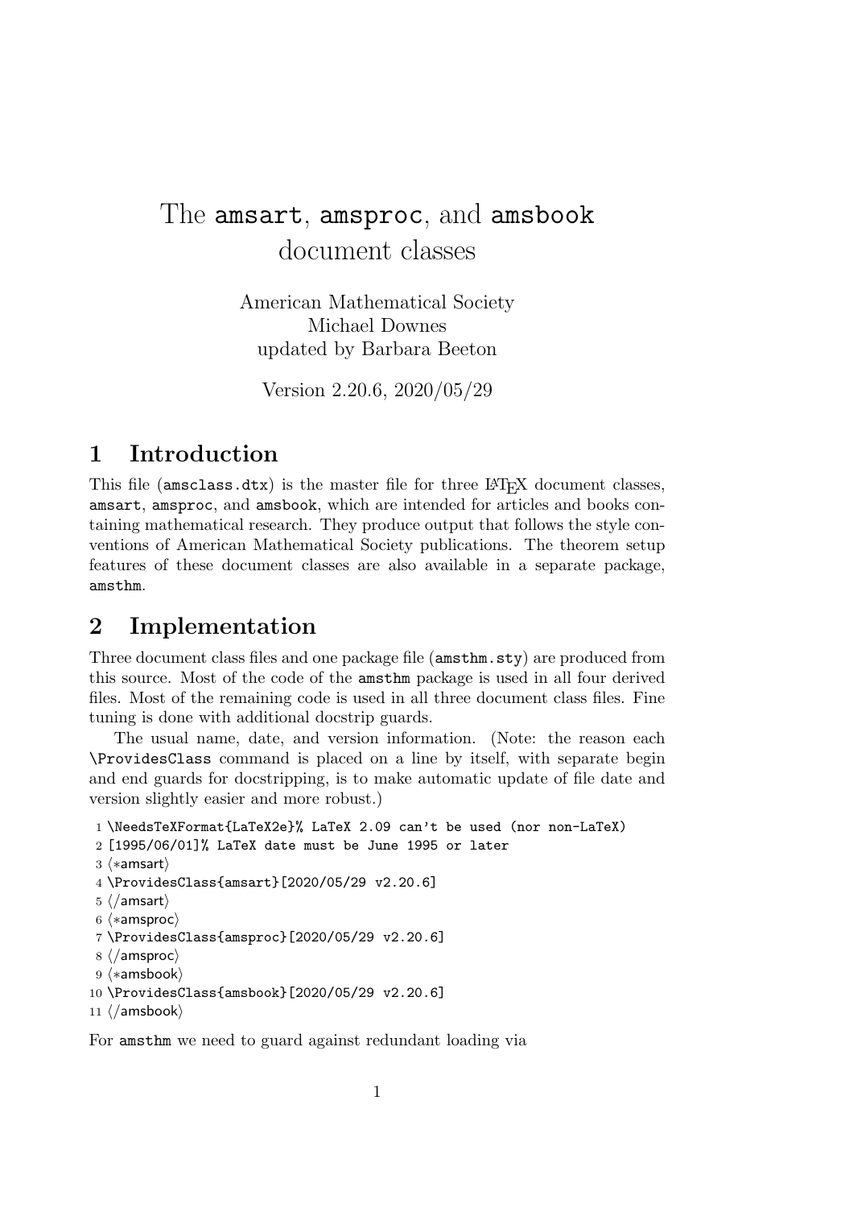# The amsart, amsproc, and amsbook document classes

American Mathematical Society
Michael Downes
updated by Barbara Beeton

Version 2.20.6, 2020/05/29

## 1 Introduction

This file (amsclass.dtx) is the master file for three LaTeX document classes, amsart, amsproc, and amsbook, which are intended for articles and books containing mathematical research. They produce output that follows the style conventions of American Mathematical Society publications. The theorem setup features of these document classes are also available in a separate package, amsthm.

## 2 Implementation

Three document class files and one package file (amsthm.sty) are produced from this source. Most of the code of the amsthm package is used in all four derived files. Most of the remaining code is used in all three document class files. Fine tuning is done with additional docstrip guards.

The usual name, date, and version information. (Note: the reason each \ProvidesClass command is placed on a line by itself, with separate begin and end guards for docstripping, is to make automatic update of file date and version slightly easier and more robust.)

```
1 \NeedsTeXFormat{LaTeX2e}% LaTeX 2.09 can't be used (nor non-LaTeX)
2 [1995/06/01]% LaTeX date must be June 1995 or later
3 ⟨*amsart⟩
4 \ProvidesClass{amsart}[2020/05/29 v2.20.6]
5 ⟨/amsart⟩
6 ⟨*amsproc⟩
7 \ProvidesClass{amsproc}[2020/05/29 v2.20.6]
8 ⟨/amsproc⟩
9 ⟨*amsbook⟩
10 \ProvidesClass{amsbook}[2020/05/29 v2.20.6]
11 ⟨/amsbook⟩
```

For amsthm we need to guard against redundant loading via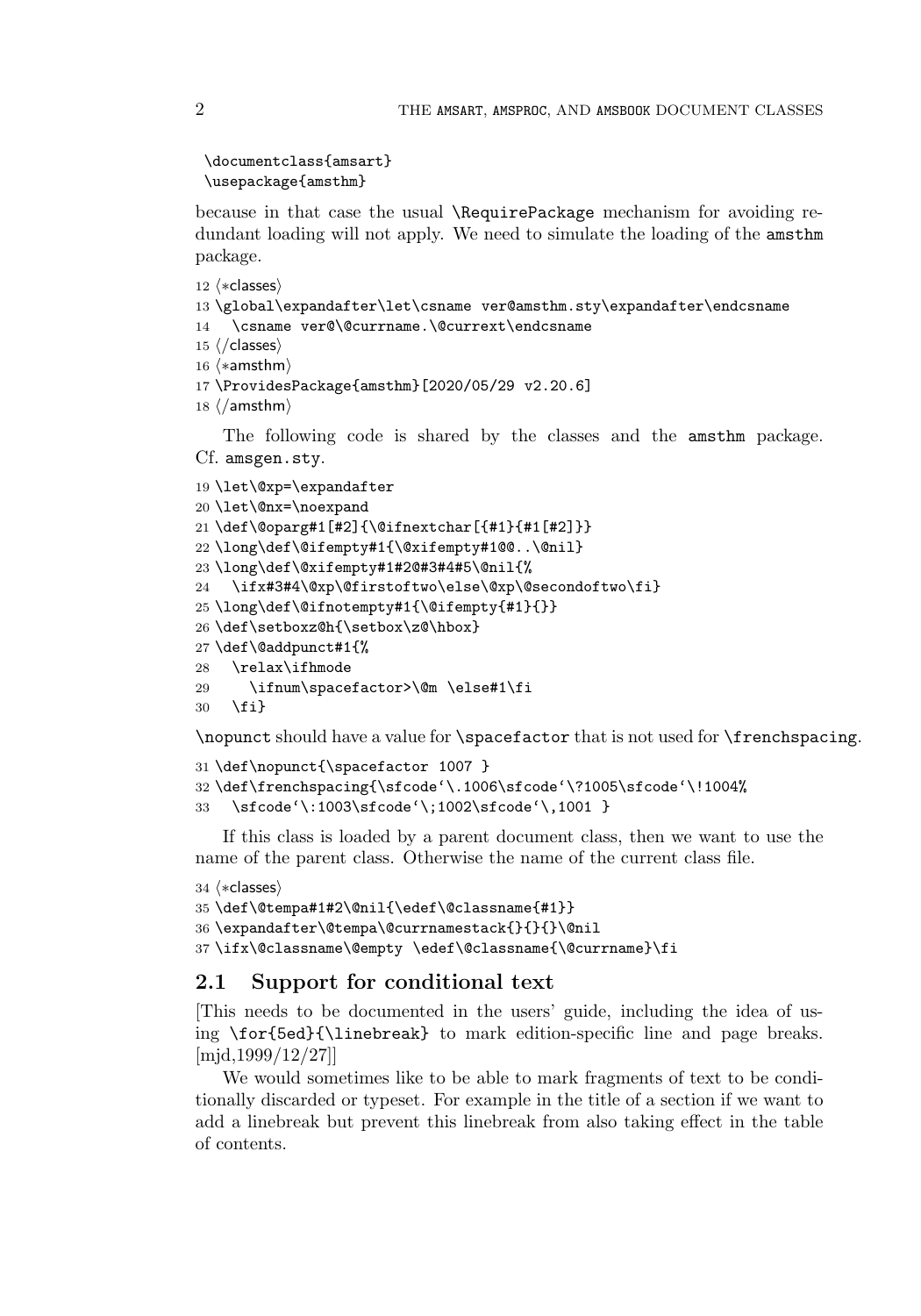```
\documentclass{amsart}
\usepackage{amsthm}
```

because in that case the usual `\RequirePackage` mechanism for avoiding redundant loading will not apply. We need to simulate the loading of the amsthm package.

```
12 ⟨*classes⟩
13 \global\expandafter\let\csname ver@amsthm.sty\expandafter\endcsname
14   \csname ver@\@currname.\@currext\endcsname
15 ⟨/classes⟩
16 ⟨*amsthm⟩
17 \ProvidesPackage{amsthm}[2020/05/29 v2.20.6]
18 ⟨/amsthm⟩
```

The following code is shared by the classes and the amsthm package. Cf. amsgen.sty.

```
19 \let\@xp=\expandafter
20 \let\@nx=\noexpand
21 \def\@oparg#1[#2]{\@ifnextchar[{#1}{#1[#2]}}
22 \long\def\@ifempty#1{\@xifempty#1@@..\@nil}
23 \long\def\@xifempty#1#2@#3#4#5\@nil{%
24   \ifx#3#4\@xp\@firstoftwo\else\@xp\@secondoftwo\fi}
25 \long\def\@ifnotempty#1{\@ifempty{#1}{}}
26 \def\setboxz@h{\setbox\z@\hbox}
27 \def\@addpunct#1{%
28   \relax\ifhmode
29     \ifnum\spacefactor>\@m \else#1\fi
30   \fi}
```

`\nopunct` should have a value for `\spacefactor` that is not used for `\frenchspacing`.

```
31 \def\nopunct{\spacefactor 1007 }
32 \def\frenchspacing{\sfcode`\.1006\sfcode`\?1005\sfcode`\!1004%
33   \sfcode`\:1003\sfcode`\;1002\sfcode`\,1001 }
```

If this class is loaded by a parent document class, then we want to use the name of the parent class. Otherwise the name of the current class file.

```
34 ⟨*classes⟩
35 \def\@tempa#1#2\@nil{\edef\@classname{#1}}
36 \expandafter\@tempa\@currnamestack{}{}{}\@nil
37 \ifx\@classname\@empty \edef\@classname{\@currname}\fi
```

## 2.1 Support for conditional text

[This needs to be documented in the users' guide, including the idea of using `\for{5ed}{\linebreak}` to mark edition-specific line and page breaks. [mjd,1999/12/27]]

We would sometimes like to be able to mark fragments of text to be conditionally discarded or typeset. For example in the title of a section if we want to add a linebreak but prevent this linebreak from also taking effect in the table of contents.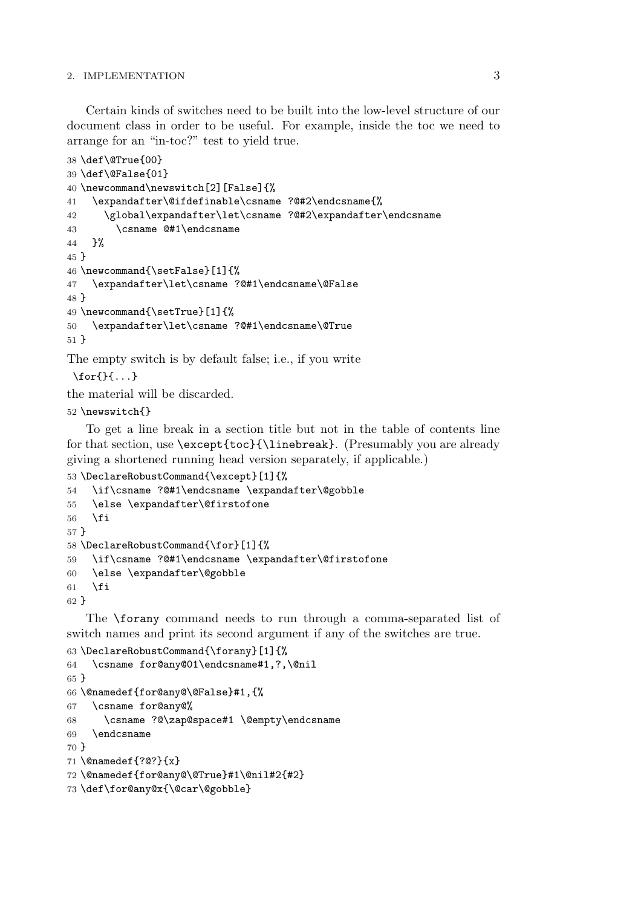Certain kinds of switches need to be built into the low-level structure of our document class in order to be useful. For example, inside the toc we need to arrange for an "in-toc?" test to yield true.

```
38 \def\@True{00}
39 \def\@False{01}
40 \newcommand\newswitch[2][False]{%
41   \expandafter\@ifdefinable\csname ?@#2\endcsname{%
42     \global\expandafter\let\csname ?@#2\expandafter\endcsname
43       \csname @#1\endcsname
44   }%
45 }
46 \newcommand{\setFalse}[1]{%
47   \expandafter\let\csname ?@#1\endcsname\@False
48 }
49 \newcommand{\setTrue}[1]{%
50   \expandafter\let\csname ?@#1\endcsname\@True
51 }
```

The empty switch is by default false; i.e., if you write

```
\for{}{...}
```

the material will be discarded.

```
52 \newswitch{}
```

To get a line break in a section title but not in the table of contents line for that section, use `\except{toc}{\linebreak}`. (Presumably you are already giving a shortened running head version separately, if applicable.)

```
53 \DeclareRobustCommand{\except}[1]{%
54   \if\csname ?@#1\endcsname \expandafter\@gobble
55   \else \expandafter\@firstofone
56   \fi
57 }
58 \DeclareRobustCommand{\for}[1]{%
59   \if\csname ?@#1\endcsname \expandafter\@firstofone
60   \else \expandafter\@gobble
61   \fi
62 }
```

The `\forany` command needs to run through a comma-separated list of switch names and print its second argument if any of the switches are true.

```
63 \DeclareRobustCommand{\forany}[1]{%
64   \csname for@any@01\endcsname#1,?,\@nil
65 }
66 \@namedef{for@any@\@False}#1,{%
67   \csname for@any@%
68     \csname ?@\zap@space#1 \@empty\endcsname
69   \endcsname
70 }
71 \@namedef{?@?}{x}
72 \@namedef{for@any@\@True}#1\@nil#2{#2}
73 \def\for@any@x{\@car\@gobble}
```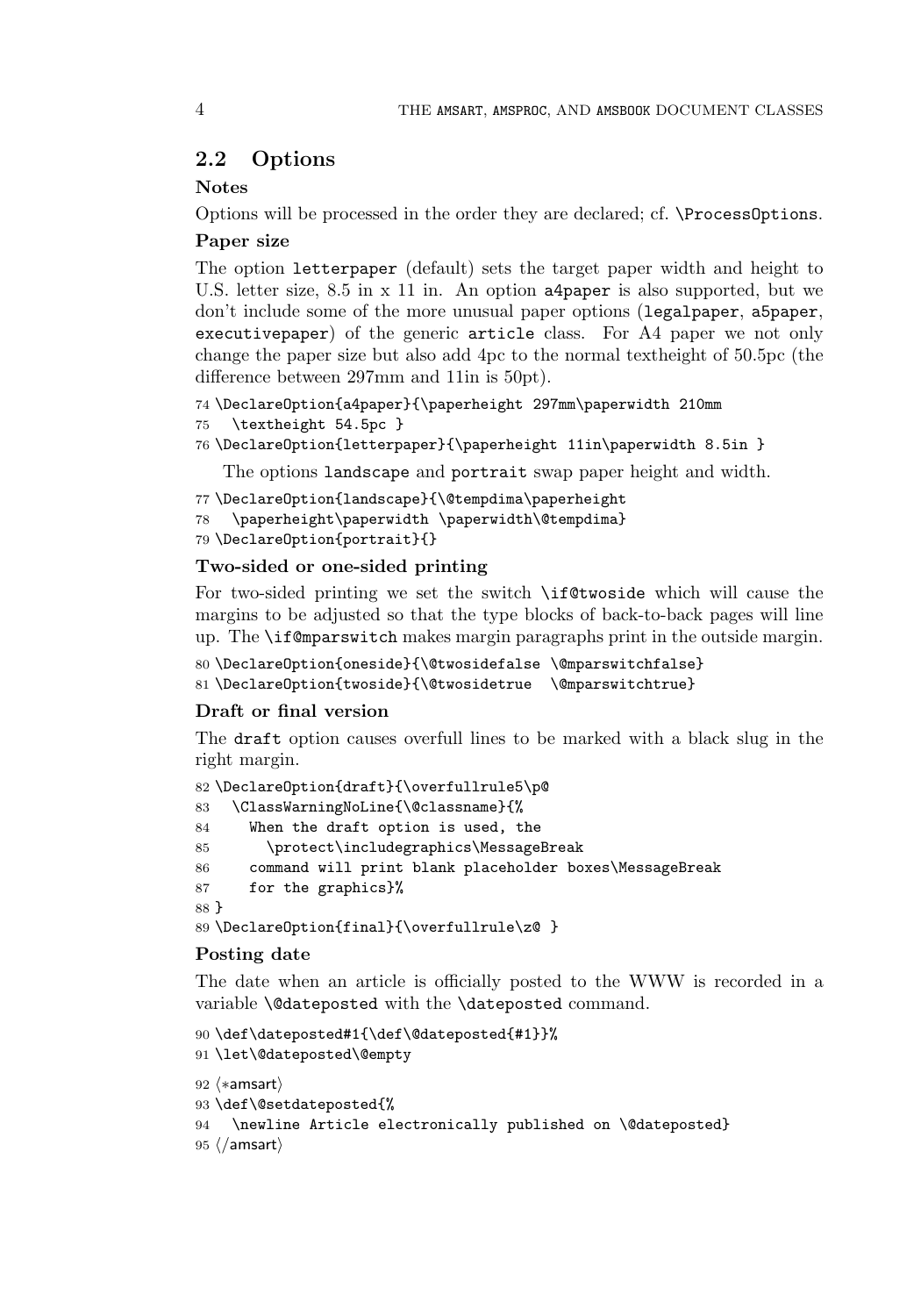## 2.2 Options

### Notes

Options will be processed in the order they are declared; cf. `\ProcessOptions`.

### Paper size

The option `letterpaper` (default) sets the target paper width and height to U.S. letter size, 8.5 in x 11 in. An option `a4paper` is also supported, but we don't include some of the more unusual paper options (`legalpaper`, `a5paper`, `executivepaper`) of the generic `article` class. For A4 paper we not only change the paper size but also add 4pc to the normal textheight of 50.5pc (the difference between 297mm and 11in is 50pt).

```
74 \DeclareOption{a4paper}{\paperheight 297mm\paperwidth 210mm
75   \textheight 54.5pc }
76 \DeclareOption{letterpaper}{\paperheight 11in\paperwidth 8.5in }
```

The options `landscape` and `portrait` swap paper height and width.

```
77 \DeclareOption{landscape}{\@tempdima\paperheight
78   \paperheight\paperwidth \paperwidth\@tempdima}
79 \DeclareOption{portrait}{}
```

### Two-sided or one-sided printing

For two-sided printing we set the switch `\if@twoside` which will cause the margins to be adjusted so that the type blocks of back-to-back pages will line up. The `\if@mparswitch` makes margin paragraphs print in the outside margin.

```
80 \DeclareOption{oneside}{\@twosidefalse \@mparswitchfalse}
81 \DeclareOption{twoside}{\@twosidetrue  \@mparswitchtrue}
```

### Draft or final version

The `draft` option causes overfull lines to be marked with a black slug in the right margin.

```
82 \DeclareOption{draft}{\overfullrule5\p@
83   \ClassWarningNoLine{\@classname}{%
84     When the draft option is used, the
85       \protect\includegraphics\MessageBreak
86     command will print blank placeholder boxes\MessageBreak
87     for the graphics}%
88 }
89 \DeclareOption{final}{\overfullrule\z@ }
```

### Posting date

The date when an article is officially posted to the WWW is recorded in a variable `\@dateposted` with the `\dateposted` command.

```
90 \def\dateposted#1{\def\@dateposted{#1}}%
91 \let\@dateposted\@empty
92 ⟨*amsart⟩
93 \def\@setdateposted{%
94   \newline Article electronically published on \@dateposted}
95 ⟨/amsart⟩
```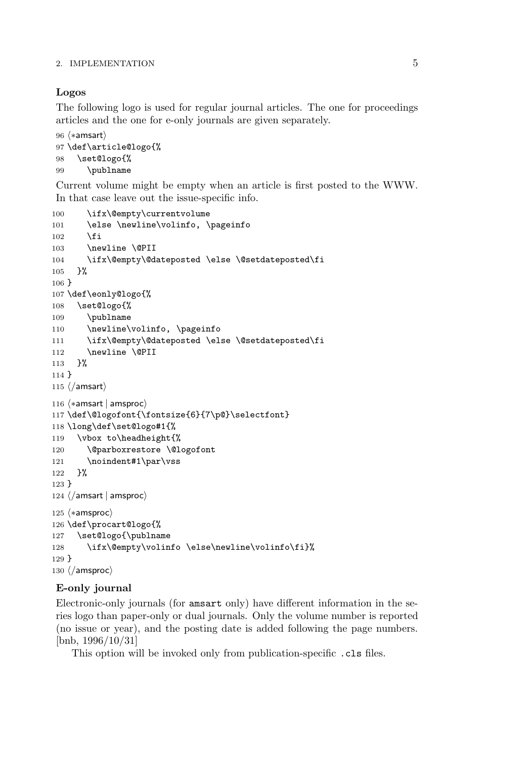### Logos

The following logo is used for regular journal articles. The one for proceedings articles and the one for e-only journals are given separately.

```
96 ⟨*amsart⟩
97 \def\article@logo{%
98   \set@logo{%
99     \publname
```

Current volume might be empty when an article is first posted to the WWW. In that case leave out the issue-specific info.

```
100     \ifx\@empty\currentvolume
101     \else \newline\volinfo, \pageinfo
102     \fi
103     \newline \@PII
104     \ifx\@empty\@dateposted \else \@setdateposted\fi
105   }%
106 }
107 \def\eonly@logo{%
108   \set@logo{%
109     \publname
110     \newline\volinfo, \pageinfo
111     \ifx\@empty\@dateposted \else \@setdateposted\fi
112     \newline \@PII
113   }%
114 }
115 ⟨/amsart⟩
116 ⟨*amsart | amsproc⟩
117 \def\@logofont{\fontsize{6}{7\p@}\selectfont}
118 \long\def\set@logo#1{%
119   \vbox to\headheight{%
120     \@parboxrestore \@logofont
121     \noindent#1\par\vss
122   }%
123 }
124 ⟨/amsart | amsproc⟩
125 ⟨*amsproc⟩
126 \def\procart@logo{%
127   \set@logo{\publname
128     \ifx\@empty\volinfo \else\newline\volinfo\fi}%
129 }
130 ⟨/amsproc⟩
```

### E-only journal

Electronic-only journals (for `amsart` only) have different information in the series logo than paper-only or dual journals. Only the volume number is reported (no issue or year), and the posting date is added following the page numbers. [bnb, 1996/10/31]

This option will be invoked only from publication-specific `.cls` files.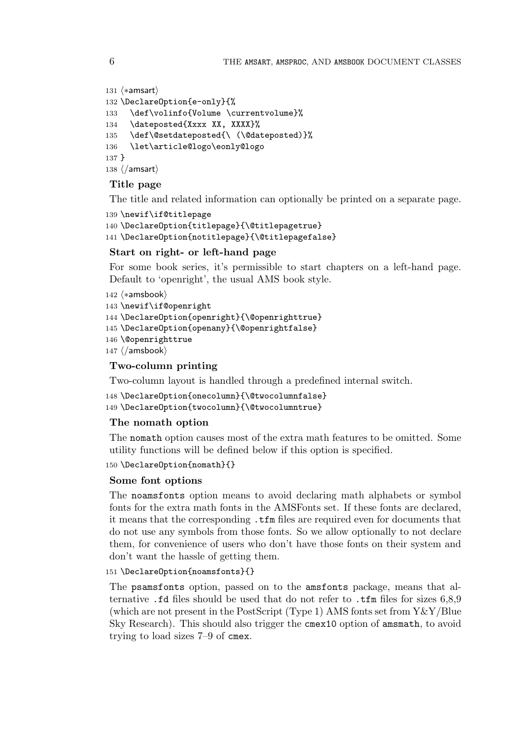```
131 ⟨*amsart⟩
132 \DeclareOption{e-only}{%
133   \def\volinfo{Volume \currentvolume}%
134   \dateposted{Xxxx XX, XXXX}%
135   \def\@setdateposted{\ (\@dateposted)}%
136   \let\article@logo\eonly@logo
137 }
138 ⟨/amsart⟩
```

### Title page

The title and related information can optionally be printed on a separate page.

```
139 \newif\if@titlepage
140 \DeclareOption{titlepage}{\@titlepagetrue}
141 \DeclareOption{notitlepage}{\@titlepagefalse}
```

### Start on right- or left-hand page

For some book series, it's permissible to start chapters on a left-hand page. Default to 'openright', the usual AMS book style.

```
142 ⟨*amsbook⟩
143 \newif\if@openright
144 \DeclareOption{openright}{\@openrighttrue}
145 \DeclareOption{openany}{\@openrightfalse}
146 \@openrighttrue
147 ⟨/amsbook⟩
```

### Two-column printing

Two-column layout is handled through a predefined internal switch.

```
148 \DeclareOption{onecolumn}{\@twocolumnfalse}
149 \DeclareOption{twocolumn}{\@twocolumntrue}
```

### The nomath option

The `nomath` option causes most of the extra math features to be omitted. Some utility functions will be defined below if this option is specified.

```
150 \DeclareOption{nomath}{}
```

### Some font options

The `noamsfonts` option means to avoid declaring math alphabets or symbol fonts for the extra math fonts in the AMSFonts set. If these fonts are declared, it means that the corresponding `.tfm` files are required even for documents that do not use any symbols from those fonts. So we allow optionally to not declare them, for convenience of users who don't have those fonts on their system and don't want the hassle of getting them.

```
151 \DeclareOption{noamsfonts}{}
```

The `psamsfonts` option, passed on to the `amsfonts` package, means that alternative `.fd` files should be used that do not refer to `.tfm` files for sizes 6,8,9 (which are not present in the PostScript (Type 1) AMS fonts set from Y&Y/Blue Sky Research). This should also trigger the `cmex10` option of `amsmath`, to avoid trying to load sizes 7–9 of `cmex`.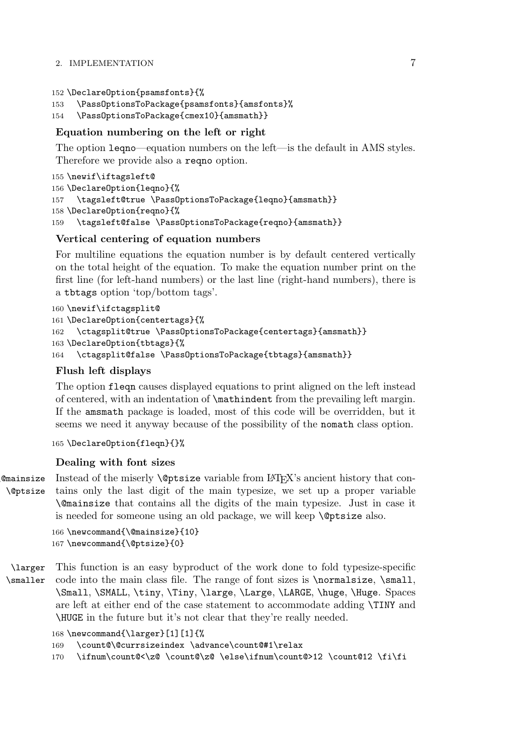```
152 \DeclareOption{psamsfonts}{%
153   \PassOptionsToPackage{psamsfonts}{amsfonts}%
154   \PassOptionsToPackage{cmex10}{amsmath}}
```

### Equation numbering on the left or right

The option `leqno`—equation numbers on the left—is the default in AMS styles. Therefore we provide also a `reqno` option.

```
155 \newif\iftagsleft@
156 \DeclareOption{leqno}{%
157   \tagsleft@true \PassOptionsToPackage{leqno}{amsmath}}
158 \DeclareOption{reqno}{%
159   \tagsleft@false \PassOptionsToPackage{reqno}{amsmath}}
```

### Vertical centering of equation numbers

For multiline equations the equation number is by default centered vertically on the total height of the equation. To make the equation number print on the first line (for left-hand numbers) or the last line (right-hand numbers), there is a `tbtags` option 'top/bottom tags'.

```
160 \newif\ifctagsplit@
161 \DeclareOption{centertags}{%
162   \ctagsplit@true \PassOptionsToPackage{centertags}{amsmath}}
163 \DeclareOption{tbtags}{%
164   \ctagsplit@false \PassOptionsToPackage{tbtags}{amsmath}}
```

### Flush left displays

The option `fleqn` causes displayed equations to print aligned on the left instead of centered, with an indentation of `\mathindent` from the prevailing left margin. If the `amsmath` package is loaded, most of this code will be overridden, but it seems we need it anyway because of the possibility of the `nomath` class option.

```
165 \DeclareOption{fleqn}{}%
```

### Dealing with font sizes

`\@mainsize` `\@ptsize` Instead of the miserly `\@ptsize` variable from LaTeX's ancient history that contains only the last digit of the main typesize, we set up a proper variable `\@mainsize` that contains all the digits of the main typesize. Just in case it is needed for someone using an old package, we will keep `\@ptsize` also.

```
166 \newcommand{\@mainsize}{10}
167 \newcommand{\@ptsize}{0}
```

`\larger` `\smaller` This function is an easy byproduct of the work done to fold typesize-specific code into the main class file. The range of font sizes is `\normalsize`, `\small`, `\Small`, `\SMALL`, `\tiny`, `\Tiny`, `\large`, `\Large`, `\LARGE`, `\huge`, `\Huge`. Spaces are left at either end of the case statement to accommodate adding `\TINY` and `\HUGE` in the future but it's not clear that they're really needed.

```
168 \newcommand{\larger}[1][1]{%
169   \count@\@currsizeindex \advance\count@#1\relax
170   \ifnum\count@<\z@ \count@\z@ \else\ifnum\count@>12 \count@12 \fi\fi
```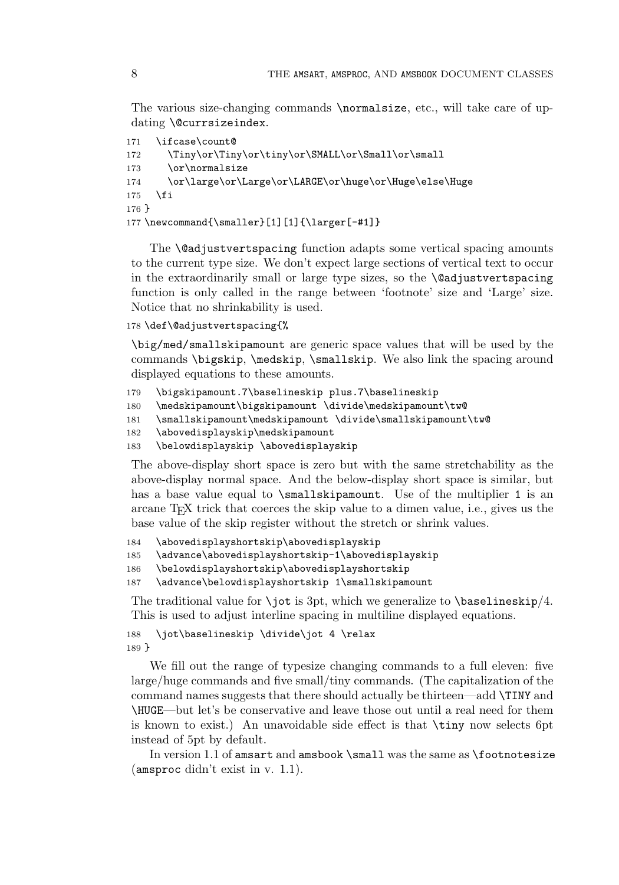The various size-changing commands `\normalsize`, etc., will take care of updating `\@currsizeindex`.

```
171   \ifcase\count@
172     \Tiny\or\Tiny\or\tiny\or\SMALL\or\Small\or\small
173     \or\normalsize
174     \or\large\or\Large\or\LARGE\or\huge\or\Huge\else\Huge
175   \fi
176 }
177 \newcommand{\smaller}[1][1]{\larger[-#1]}
```

The `\@adjustvertspacing` function adapts some vertical spacing amounts to the current type size. We don't expect large sections of vertical text to occur in the extraordinarily small or large type sizes, so the `\@adjustvertspacing` function is only called in the range between 'footnote' size and 'Large' size. Notice that no shrinkability is used.

```
178 \def\@adjustvertspacing{%
```

`\big/med/smallskipamount` are generic space values that will be used by the commands `\bigskip`, `\medskip`, `\smallskip`. We also link the spacing around displayed equations to these amounts.

```
179   \bigskipamount.7\baselineskip plus.7\baselineskip
180   \medskipamount\bigskipamount \divide\medskipamount\tw@
181   \smallskipamount\medskipamount \divide\smallskipamount\tw@
182   \abovedisplayskip\medskipamount
183   \belowdisplayskip \abovedisplayskip
```

The above-display short space is zero but with the same stretchability as the above-display normal space. And the below-display short space is similar, but has a base value equal to `\smallskipamount`. Use of the multiplier `1` is an arcane TEX trick that coerces the skip value to a dimen value, i.e., gives us the base value of the skip register without the stretch or shrink values.

```
184   \abovedisplayshortskip\abovedisplayskip
185   \advance\abovedisplayshortskip-1\abovedisplayskip
186   \belowdisplayshortskip\abovedisplayshortskip
187   \advance\belowdisplayshortskip 1\smallskipamount
```

The traditional value for `\jot` is 3pt, which we generalize to `\baselineskip`/4. This is used to adjust interline spacing in multiline displayed equations.

```
188   \jot\baselineskip \divide\jot 4 \relax
189 }
```

We fill out the range of typesize changing commands to a full eleven: five large/huge commands and five small/tiny commands. (The capitalization of the command names suggests that there should actually be thirteen—add `\TINY` and `\HUGE`—but let's be conservative and leave those out until a real need for them is known to exist.) An unavoidable side effect is that `\tiny` now selects 6pt instead of 5pt by default.

In version 1.1 of `amsart` and `amsbook` `\small` was the same as `\footnotesize` (`amsproc` didn't exist in v. 1.1).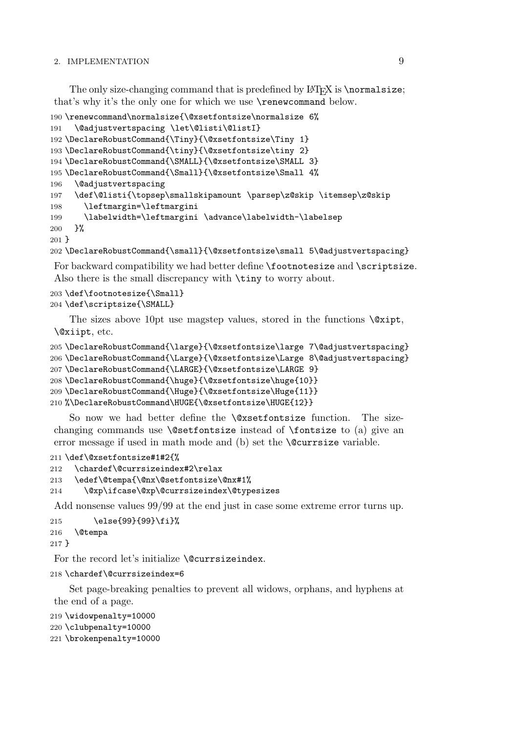The only size-changing command that is predefined by LaTeX is `\normalsize`; that's why it's the only one for which we use `\renewcommand` below.

```
190 \renewcommand\normalsize{\@xsetfontsize\normalsize 6%
191   \@adjustvertspacing \let\@listi\@listI}
192 \DeclareRobustCommand{\Tiny}{\@xsetfontsize\Tiny 1}
193 \DeclareRobustCommand{\tiny}{\@xsetfontsize\tiny 2}
194 \DeclareRobustCommand{\SMALL}{\@xsetfontsize\SMALL 3}
195 \DeclareRobustCommand{\Small}{\@xsetfontsize\Small 4%
196   \@adjustvertspacing
197   \def\@listi{\topsep\smallskipamount \parsep\z@skip \itemsep\z@skip
198     \leftmargin=\leftmargini
199     \labelwidth=\leftmargini \advance\labelwidth-\labelsep
200   }%
201 }
202 \DeclareRobustCommand{\small}{\@xsetfontsize\small 5\@adjustvertspacing}
```

For backward compatibility we had better define `\footnotesize` and `\scriptsize`. Also there is the small discrepancy with `\tiny` to worry about.

```
203 \def\footnotesize{\Small}
204 \def\scriptsize{\SMALL}
```

The sizes above 10pt use magstep values, stored in the functions `\@xipt`, `\@xiipt`, etc.

```
205 \DeclareRobustCommand{\large}{\@xsetfontsize\large 7\@adjustvertspacing}
206 \DeclareRobustCommand{\Large}{\@xsetfontsize\Large 8\@adjustvertspacing}
207 \DeclareRobustCommand{\LARGE}{\@xsetfontsize\LARGE 9}
208 \DeclareRobustCommand{\huge}{\@xsetfontsize\huge{10}}
209 \DeclareRobustCommand{\Huge}{\@xsetfontsize\Huge{11}}
210 %\DeclareRobustCommand\HUGE{\@xsetfontsize\HUGE{12}}
```

So now we had better define the `\@xsetfontsize` function. The size-changing commands use `\@setfontsize` instead of `\fontsize` to (a) give an error message if used in math mode and (b) set the `\@currsize` variable.

```
211 \def\@xsetfontsize#1#2{%
212   \chardef\@currsizeindex#2\relax
213   \edef\@tempa{\@nx\@setfontsize\@nx#1%
214     \@xp\ifcase\@xp\@currsizeindex\@typesizes
```

Add nonsense values 99/99 at the end just in case some extreme error turns up.

```
215       \else{99}{99}\fi}%
216   \@tempa
217 }
```

For the record let's initialize `\@currsizeindex`.

```
218 \chardef\@currsizeindex=6
```

Set page-breaking penalties to prevent all widows, orphans, and hyphens at the end of a page.

```
219 \widowpenalty=10000
220 \clubpenalty=10000
221 \brokenpenalty=10000
```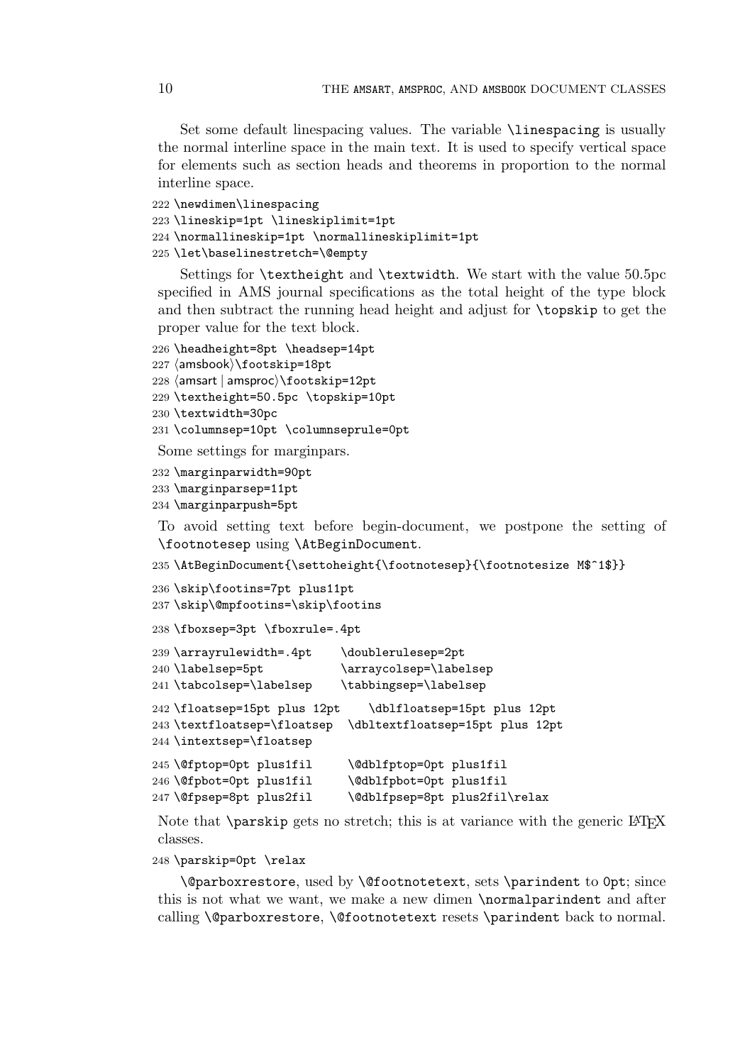Set some default linespacing values. The variable `\linespacing` is usually the normal interline space in the main text. It is used to specify vertical space for elements such as section heads and theorems in proportion to the normal interline space.

```
222 \newdimen\linespacing
223 \lineskip=1pt \lineskiplimit=1pt
224 \normallineskip=1pt \normallineskiplimit=1pt
225 \let\baselinestretch=\@empty
```

Settings for `\textheight` and `\textwidth`. We start with the value 50.5pc specified in AMS journal specifications as the total height of the type block and then subtract the running head height and adjust for `\topskip` to get the proper value for the text block.

```
226 \headheight=8pt \headsep=14pt
227 ⟨amsbook⟩\footskip=18pt
228 ⟨amsart | amsproc⟩\footskip=12pt
229 \textheight=50.5pc \topskip=10pt
230 \textwidth=30pc
231 \columnsep=10pt \columnseprule=0pt
```

Some settings for marginpars.

```
232 \marginparwidth=90pt
233 \marginparsep=11pt
234 \marginparpush=5pt
```

To avoid setting text before begin-document, we postpone the setting of `\footnotesep` using `\AtBeginDocument`.

```
235 \AtBeginDocument{\settoheight{\footnotesep}{\footnotesize M$^1$}}
236 \skip\footins=7pt plus11pt
237 \skip\@mpfootins=\skip\footins
238 \fboxsep=3pt \fboxrule=.4pt
239 \arrayrulewidth=.4pt    \doublerulesep=2pt
240 \labelsep=5pt           \arraycolsep=\labelsep
241 \tabcolsep=\labelsep    \tabbingsep=\labelsep
242 \floatsep=15pt plus 12pt    \dblfloatsep=15pt plus 12pt
243 \textfloatsep=\floatsep  \dbltextfloatsep=15pt plus 12pt
244 \intextsep=\floatsep
245 \@fptop=0pt plus1fil     \@dblfptop=0pt plus1fil
246 \@fpbot=0pt plus1fil     \@dblfpbot=0pt plus1fil
247 \@fpsep=8pt plus2fil     \@dblfpsep=8pt plus2fil\relax
```

Note that `\parskip` gets no stretch; this is at variance with the generic LaTeX classes.

```
248 \parskip=0pt \relax
```

`\@parboxrestore`, used by `\@footnotetext`, sets `\parindent` to `0pt`; since this is not what we want, we make a new dimen `\normalparindent` and after calling `\@parboxrestore`, `\@footnotetext` resets `\parindent` back to normal.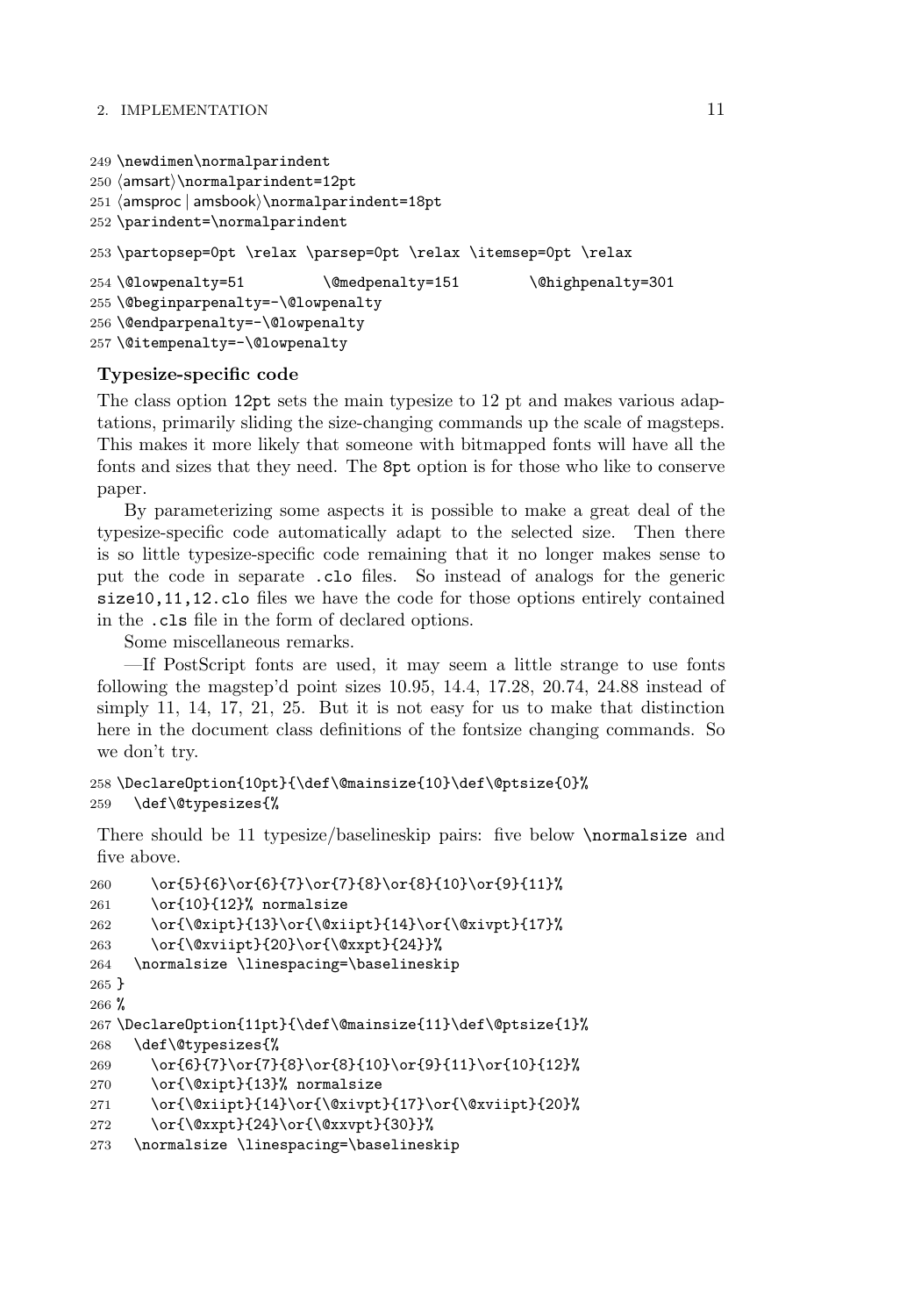```
249 \newdimen\normalparindent
250 ⟨amsart⟩\normalparindent=12pt
251 ⟨amsproc | amsbook⟩\normalparindent=18pt
252 \parindent=\normalparindent
253 \partopsep=0pt \relax \parsep=0pt \relax \itemsep=0pt \relax
254 \@lowpenalty=51         \@medpenalty=151        \@highpenalty=301
255 \@beginparpenalty=-\@lowpenalty
256 \@endparpenalty=-\@lowpenalty
257 \@itempenalty=-\@lowpenalty
```

**Typesize-specific code**

The class option `12pt` sets the main typesize to 12 pt and makes various adaptations, primarily sliding the size-changing commands up the scale of magsteps. This makes it more likely that someone with bitmapped fonts will have all the fonts and sizes that they need. The `8pt` option is for those who like to conserve paper.

By parameterizing some aspects it is possible to make a great deal of the typesize-specific code automatically adapt to the selected size. Then there is so little typesize-specific code remaining that it no longer makes sense to put the code in separate `.clo` files. So instead of analogs for the generic `size10,11,12.clo` files we have the code for those options entirely contained in the `.cls` file in the form of declared options.

Some miscellaneous remarks.

—If PostScript fonts are used, it may seem a little strange to use fonts following the magstep'd point sizes 10.95, 14.4, 17.28, 20.74, 24.88 instead of simply 11, 14, 17, 21, 25. But it is not easy for us to make that distinction here in the document class definitions of the fontsize changing commands. So we don't try.

```
258 \DeclareOption{10pt}{\def\@mainsize{10}\def\@ptsize{0}%
259   \def\@typesizes{%
```

There should be 11 typesize/baselineskip pairs: five below `\normalsize` and five above.

```
260     \or{5}{6}\or{6}{7}\or{7}{8}\or{8}{10}\or{9}{11}%
261     \or{10}{12}% normalsize
262     \or{\@xipt}{13}\or{\@xiipt}{14}\or{\@xivpt}{17}%
263     \or{\@xviipt}{20}\or{\@xxpt}{24}}%
264   \normalsize \linespacing=\baselineskip
265 }
266 %
267 \DeclareOption{11pt}{\def\@mainsize{11}\def\@ptsize{1}%
268   \def\@typesizes{%
269     \or{6}{7}\or{7}{8}\or{8}{10}\or{9}{11}\or{10}{12}%
270     \or{\@xipt}{13}% normalsize
271     \or{\@xiipt}{14}\or{\@xivpt}{17}\or{\@xviipt}{20}%
272     \or{\@xxpt}{24}\or{\@xxvpt}{30}}%
273   \normalsize \linespacing=\baselineskip
```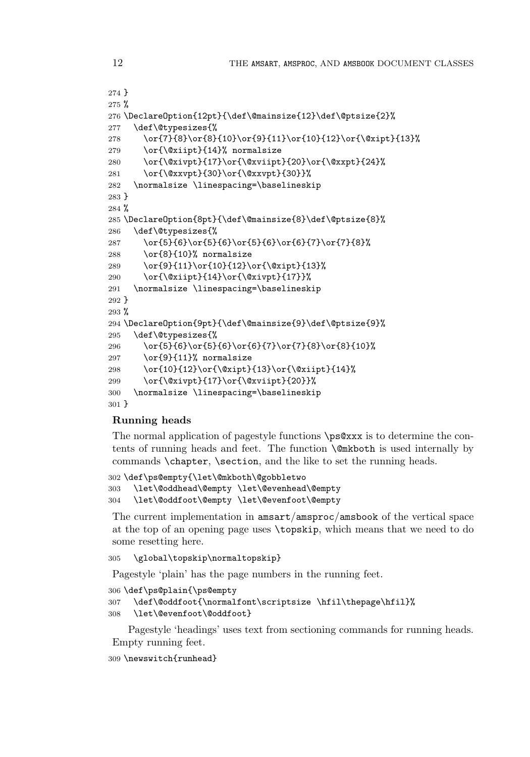```
274 }
275 %
276 \DeclareOption{12pt}{\def\@mainsize{12}\def\@ptsize{2}%
277   \def\@typesizes{%
278     \or{7}{8}\or{8}{10}\or{9}{11}\or{10}{12}\or{\@xipt}{13}%
279     \or{\@xiipt}{14}% normalsize
280     \or{\@xivpt}{17}\or{\@xviipt}{20}\or{\@xxpt}{24}%
281     \or{\@xxvpt}{30}\or{\@xxvpt}{30}}%
282   \normalsize \linespacing=\baselineskip
283 }
284 %
285 \DeclareOption{8pt}{\def\@mainsize{8}\def\@ptsize{8}%
286   \def\@typesizes{%
287     \or{5}{6}\or{5}{6}\or{5}{6}\or{6}{7}\or{7}{8}%
288     \or{8}{10}% normalsize
289     \or{9}{11}\or{10}{12}\or{\@xipt}{13}%
290     \or{\@xiipt}{14}\or{\@xivpt}{17}}%
291   \normalsize \linespacing=\baselineskip
292 }
293 %
294 \DeclareOption{9pt}{\def\@mainsize{9}\def\@ptsize{9}%
295   \def\@typesizes{%
296     \or{5}{6}\or{5}{6}\or{6}{7}\or{7}{8}\or{8}{10}%
297     \or{9}{11}% normalsize
298     \or{10}{12}\or{\@xipt}{13}\or{\@xiipt}{14}%
299     \or{\@xivpt}{17}\or{\@xviipt}{20}}%
300   \normalsize \linespacing=\baselineskip
301 }
```

**Running heads**

The normal application of pagestyle functions `\ps@xxx` is to determine the contents of running heads and feet. The function `\@mkboth` is used internally by commands `\chapter`, `\section`, and the like to set the running heads.

```
302 \def\ps@empty{\let\@mkboth\@gobbletwo
303   \let\@oddhead\@empty \let\@evenhead\@empty
304   \let\@oddfoot\@empty \let\@evenfoot\@empty
```

The current implementation in amsart/amsproc/amsbook of the vertical space at the top of an opening page uses `\topskip`, which means that we need to do some resetting here.

```
305   \global\topskip\normaltopskip}
```

Pagestyle 'plain' has the page numbers in the running feet.

```
306 \def\ps@plain{\ps@empty
307   \def\@oddfoot{\normalfont\scriptsize \hfil\thepage\hfil}%
308   \let\@evenfoot\@oddfoot}
```

Pagestyle 'headings' uses text from sectioning commands for running heads. Empty running feet.

```
309 \newswitch{runhead}
```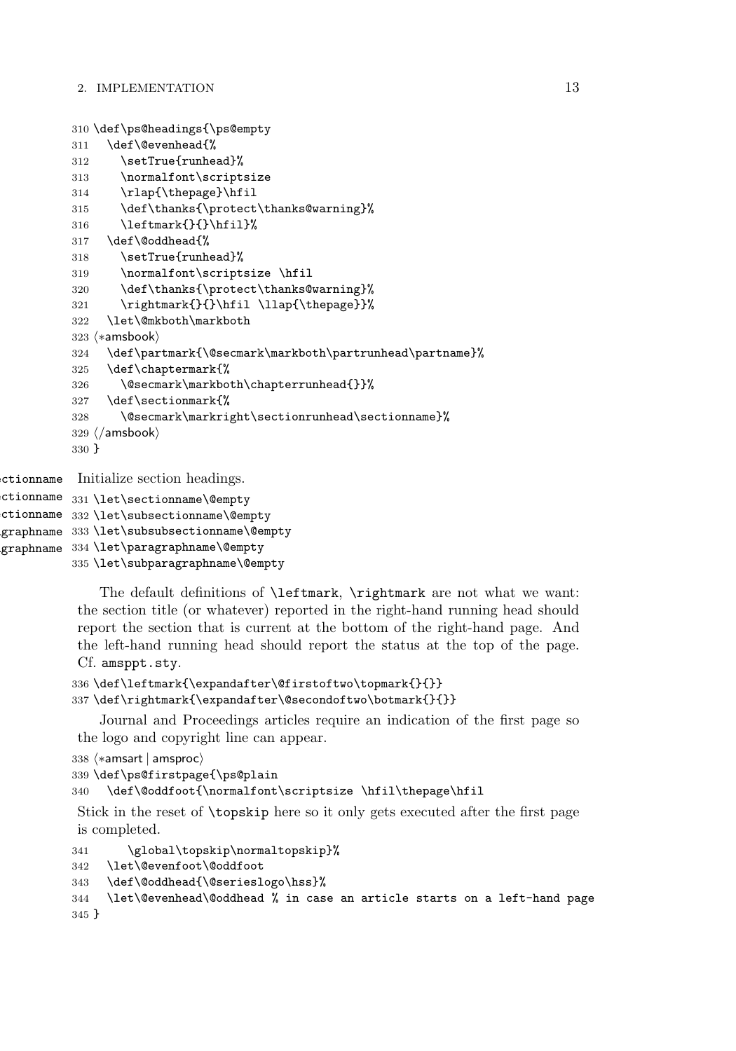```
310 \def\ps@headings{\ps@empty
311   \def\@evenhead{%
312     \setTrue{runhead}%
313     \normalfont\scriptsize
314     \rlap{\thepage}\hfil
315     \def\thanks{\protect\thanks@warning}%
316     \leftmark{}{}\hfil}%
317   \def\@oddhead{%
318     \setTrue{runhead}%
319     \normalfont\scriptsize \hfil
320     \def\thanks{\protect\thanks@warning}%
321     \rightmark{}{}\hfil \llap{\thepage}}%
322   \let\@mkboth\markboth
323 ⟨*amsbook⟩
324   \def\partmark{\@secmark\markboth\partrunhead\partname}%
325   \def\chaptermark{%
326     \@secmark\markboth\chapterrunhead{}}%
327   \def\sectionmark{%
328     \@secmark\markright\sectionrunhead\sectionname}%
329 ⟨/amsbook⟩
330 }
```

Initialize section headings.

```
331 \let\sectionname\@empty
332 \let\subsectionname\@empty
333 \let\subsubsectionname\@empty
334 \let\paragraphname\@empty
335 \let\subparagraphname\@empty
```

The default definitions of `\leftmark`, `\rightmark` are not what we want: the section title (or whatever) reported in the right-hand running head should report the section that is current at the bottom of the right-hand page. And the left-hand running head should report the status at the top of the page. Cf. `amsppt.sty`.

```
336 \def\leftmark{\expandafter\@firstoftwo\topmark{}{}}
337 \def\rightmark{\expandafter\@secondoftwo\botmark{}{}}
```

Journal and Proceedings articles require an indication of the first page so the logo and copyright line can appear.

```
338 ⟨*amsart | amsproc⟩
339 \def\ps@firstpage{\ps@plain
340   \def\@oddfoot{\normalfont\scriptsize \hfil\thepage\hfil
```

Stick in the reset of `\topskip` here so it only gets executed after the first page is completed.

```
341       \global\topskip\normaltopskip}%
342   \let\@evenfoot\@oddfoot
343   \def\@oddhead{\@serieslogo\hss}%
344   \let\@evenhead\@oddhead % in case an article starts on a left-hand page
345 }
```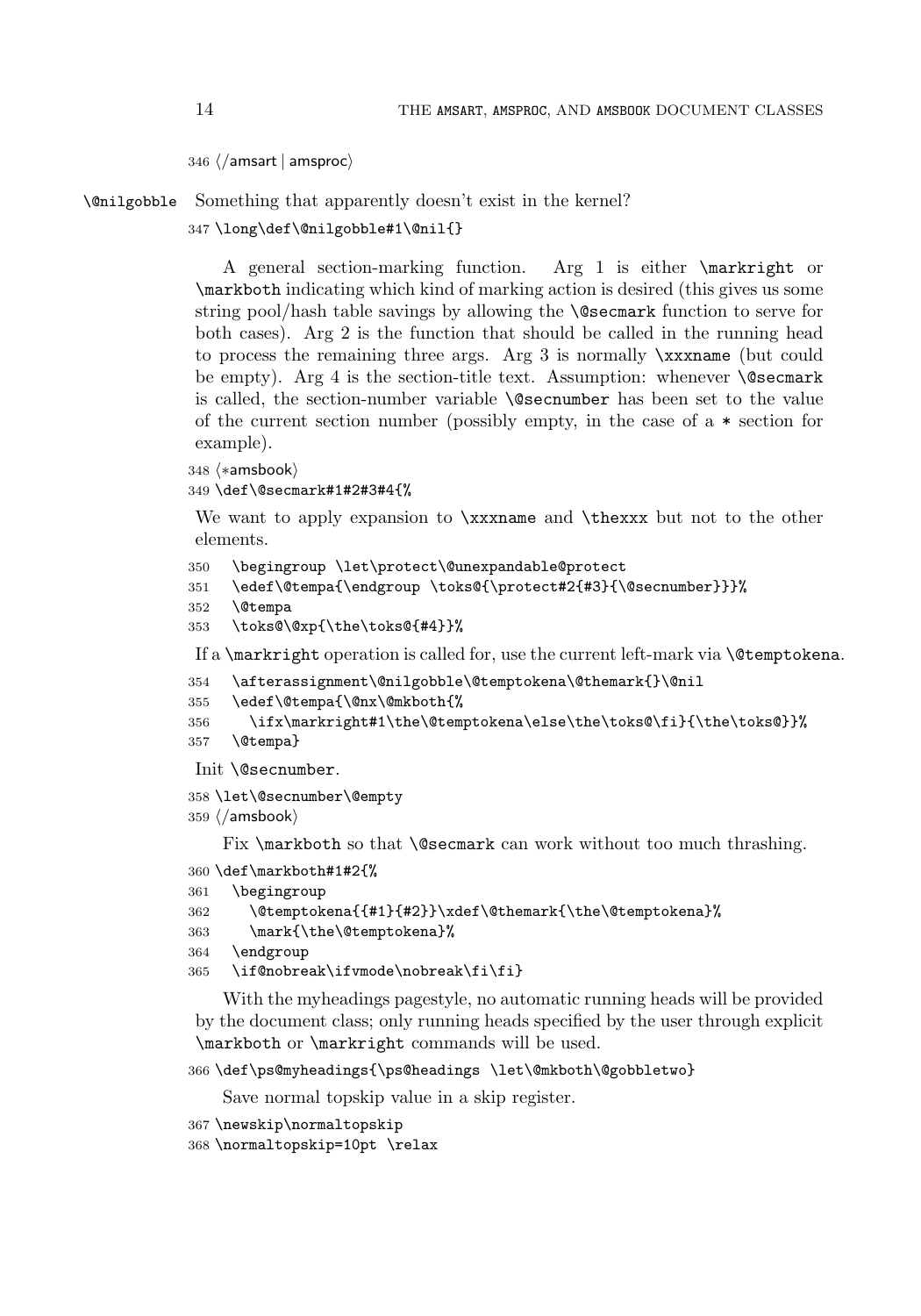```
346 ⟨/amsart | amsproc⟩
```

\@nilgobble Something that apparently doesn't exist in the kernel?

```
347 \long\def\@nilgobble#1\@nil{}
```

A general section-marking function. Arg 1 is either \markright or \markboth indicating which kind of marking action is desired (this gives us some string pool/hash table savings by allowing the \@secmark function to serve for both cases). Arg 2 is the function that should be called in the running head to process the remaining three args. Arg 3 is normally \xxxname (but could be empty). Arg 4 is the section-title text. Assumption: whenever \@secmark is called, the section-number variable \@secnumber has been set to the value of the current section number (possibly empty, in the case of a * section for example).

```
348 ⟨*amsbook⟩
349 \def\@secmark#1#2#3#4{%
```

We want to apply expansion to \xxxname and \thexxx but not to the other elements.

```
350   \begingroup \let\protect\@unexpandable@protect
351   \edef\@tempa{\endgroup \toks@{\protect#2{#3}{\@secnumber}}}%
352   \@tempa
353   \toks@\@xp{\the\toks@{#4}}%
```

If a \markright operation is called for, use the current left-mark via \@temptokena.

```
354   \afterassignment\@nilgobble\@temptokena\@themark{}\@nil
355   \edef\@tempa{\@nx\@mkboth{%
356     \ifx\markright#1\the\@temptokena\else\the\toks@\fi}{\the\toks@}}%
357   \@tempa}
```

Init \@secnumber.

```
358 \let\@secnumber\@empty
359 ⟨/amsbook⟩
```

Fix \markboth so that \@secmark can work without too much thrashing.

```
360 \def\markboth#1#2{%
361   \begingroup
362     \@temptokena{{#1}{#2}}\xdef\@themark{\the\@temptokena}%
363     \mark{\the\@temptokena}%
364   \endgroup
365   \if@nobreak\ifvmode\nobreak\fi\fi}
```

With the myheadings pagestyle, no automatic running heads will be provided by the document class; only running heads specified by the user through explicit \markboth or \markright commands will be used.

```
366 \def\ps@myheadings{\ps@headings \let\@mkboth\@gobbletwo}
```

Save normal topskip value in a skip register.

```
367 \newskip\normaltopskip
368 \normaltopskip=10pt \relax
```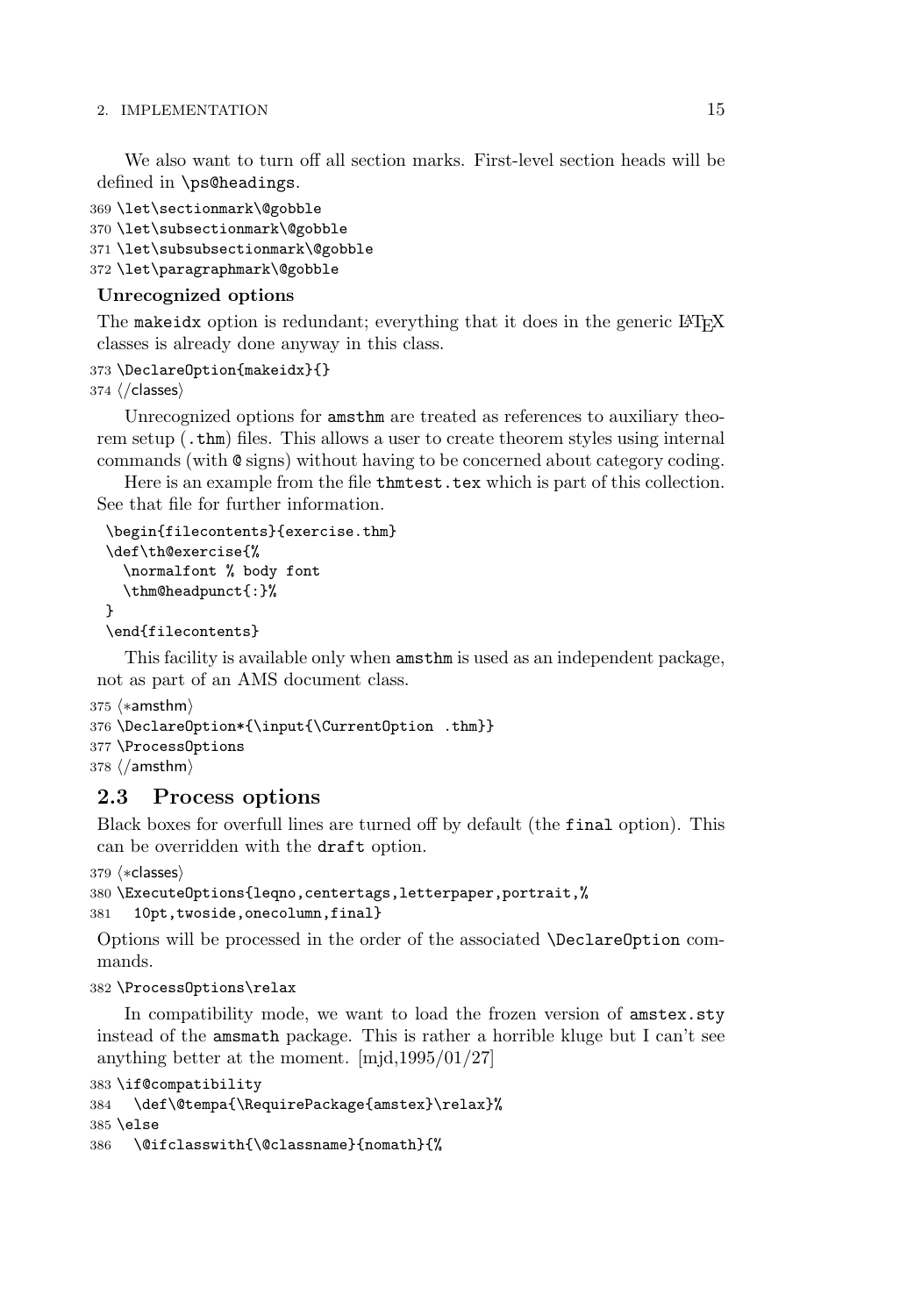We also want to turn off all section marks. First-level section heads will be defined in `\ps@headings`.

```
369 \let\sectionmark\@gobble
370 \let\subsectionmark\@gobble
371 \let\subsubsectionmark\@gobble
372 \let\paragraphmark\@gobble
```

**Unrecognized options**

The `makeidx` option is redundant; everything that it does in the generic LaTeX classes is already done anyway in this class.

```
373 \DeclareOption{makeidx}{}
374 ⟨/classes⟩
```

Unrecognized options for `amsthm` are treated as references to auxiliary theorem setup (`.thm`) files. This allows a user to create theorem styles using internal commands (with `@` signs) without having to be concerned about category coding.

Here is an example from the file `thmtest.tex` which is part of this collection. See that file for further information.

```
\begin{filecontents}{exercise.thm}
\def\th@exercise{%
  \normalfont % body font
  \thm@headpunct{:}%
}
\end{filecontents}
```

This facility is available only when `amsthm` is used as an independent package, not as part of an AMS document class.

```
375 ⟨*amsthm⟩
376 \DeclareOption*{\input{\CurrentOption .thm}}
377 \ProcessOptions
378 ⟨/amsthm⟩
```

## 2.3 Process options

Black boxes for overfull lines are turned off by default (the `final` option). This can be overridden with the `draft` option.

```
379 ⟨*classes⟩
380 \ExecuteOptions{leqno,centertags,letterpaper,portrait,%
381   10pt,twoside,onecolumn,final}
```

Options will be processed in the order of the associated `\DeclareOption` commands.

```
382 \ProcessOptions\relax
```

In compatibility mode, we want to load the frozen version of `amstex.sty` instead of the `amsmath` package. This is rather a horrible kluge but I can't see anything better at the moment. [mjd,1995/01/27]

```
383 \if@compatibility
384   \def\@tempa{\RequirePackage{amstex}\relax}%
385 \else
386   \@ifclasswith{\@classname}{nomath}{%
```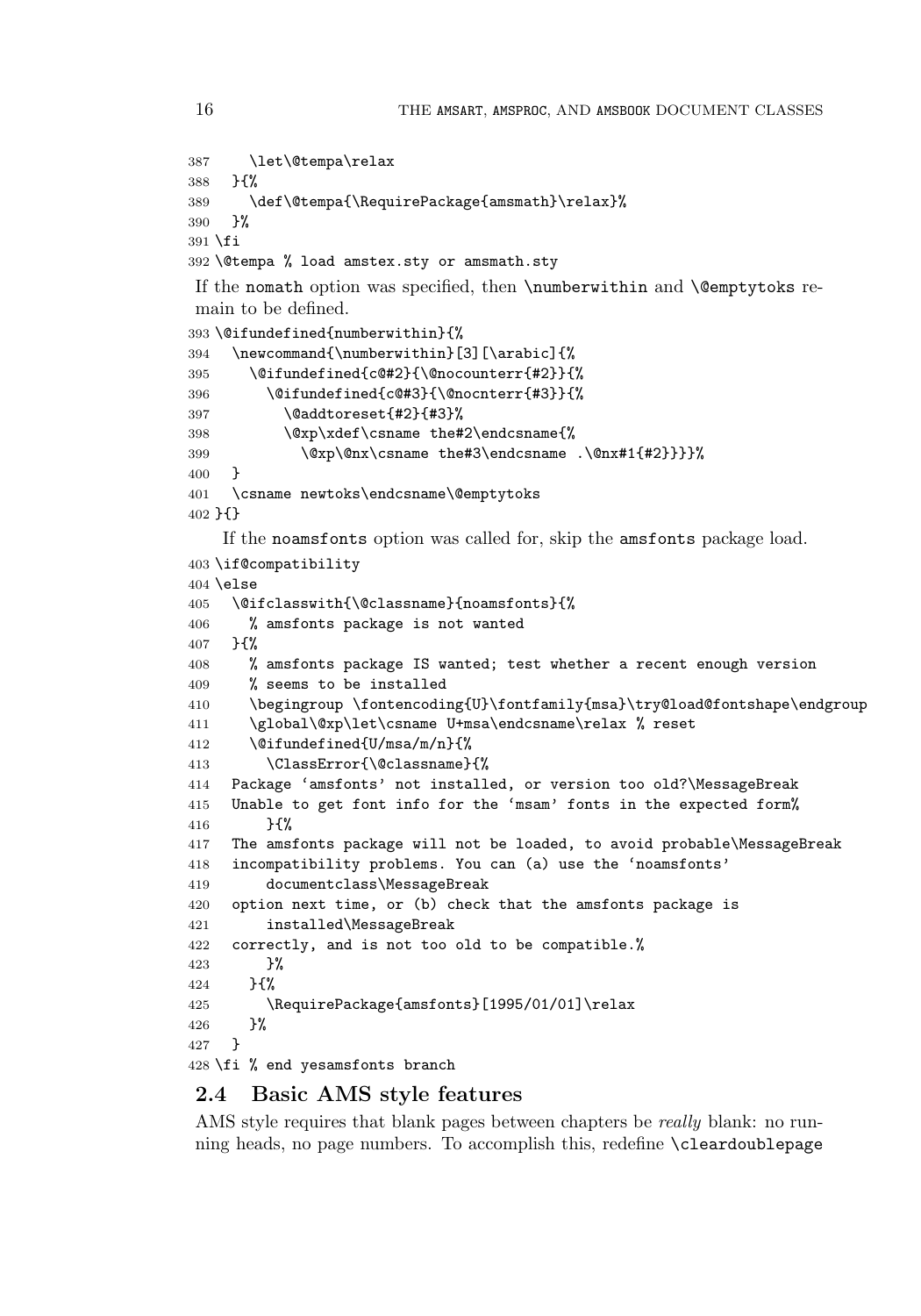```
387     \let\@tempa\relax
388   }{%
389     \def\@tempa{\RequirePackage{amsmath}\relax}%
390   }%
391 \fi
392 \@tempa % load amstex.sty or amsmath.sty
```

If the nomath option was specified, then `\numberwithin` and `\@emptytoks` remain to be defined.

```
393 \@ifundefined{numberwithin}{%
394   \newcommand{\numberwithin}[3][\arabic]{%
395     \@ifundefined{c@#2}{\@nocounterr{#2}}{%
396       \@ifundefined{c@#3}{\@nocnterr{#3}}{%
397         \@addtoreset{#2}{#3}%
398         \@xp\xdef\csname the#2\endcsname{%
399           \@xp\@nx\csname the#3\endcsname .\@nx#1{#2}}}}%
400   }
401   \csname newtoks\endcsname\@emptytoks
402 }{}
```

If the noamsfonts option was called for, skip the amsfonts package load.

```
403 \if@compatibility
404 \else
405   \@ifclasswith{\@classname}{noamsfonts}{%
406     % amsfonts package is not wanted
407   }{%
408     % amsfonts package IS wanted; test whether a recent enough version
409     % seems to be installed
410     \begingroup \fontencoding{U}\fontfamily{msa}\try@load@fontshape\endgroup
411     \global\@xp\let\csname U+msa\endcsname\relax % reset
412     \@ifundefined{U/msa/m/n}{%
413       \ClassError{\@classname}{%
414   Package `amsfonts' not installed, or version too old?\MessageBreak
415   Unable to get font info for the `msam' fonts in the expected form%
416       }{%
417   The amsfonts package will not be loaded, to avoid probable\MessageBreak
418   incompatibility problems. You can (a) use the `noamsfonts'
419       documentclass\MessageBreak
420   option next time, or (b) check that the amsfonts package is
421       installed\MessageBreak
422   correctly, and is not too old to be compatible.%
423       }%
424     }{%
425       \RequirePackage{amsfonts}[1995/01/01]\relax
426     }%
427   }
428 \fi % end yesamsfonts branch
```

## 2.4 Basic AMS style features

AMS style requires that blank pages between chapters be *really* blank: no running heads, no page numbers. To accomplish this, redefine `\cleardoublepage`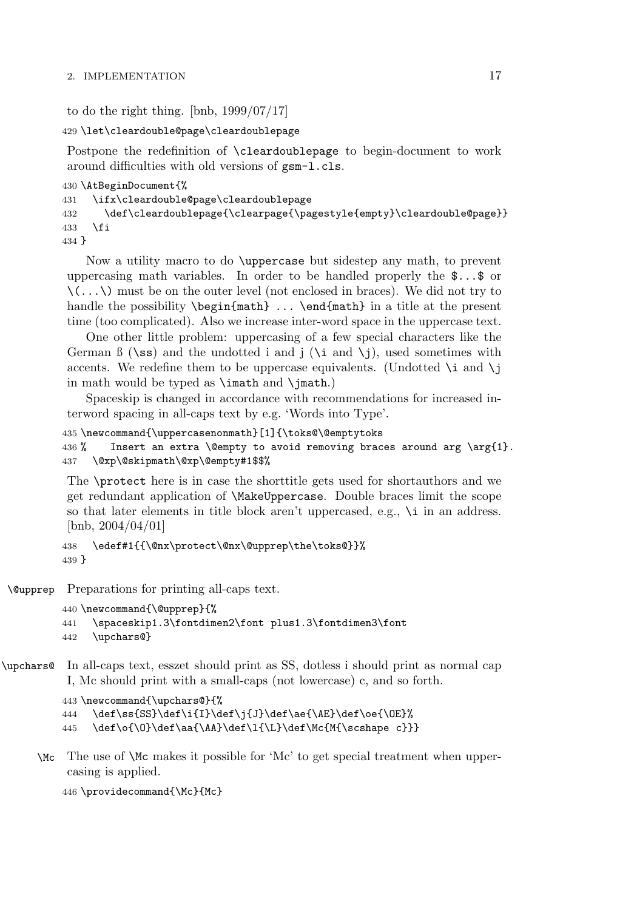to do the right thing. [bnb, 1999/07/17]

```
429 \let\cleardouble@page\cleardoublepage
```

Postpone the redefinition of `\cleardoublepage` to begin-document to work around difficulties with old versions of `gsm-l.cls`.

```
430 \AtBeginDocument{%
431   \ifx\cleardouble@page\cleardoublepage
432     \def\cleardoublepage{\clearpage{\pagestyle{empty}\cleardouble@page}}
433   \fi
434 }
```

Now a utility macro to do `\uppercase` but sidestep any math, to prevent uppercasing math variables. In order to be handled properly the `$...$` or `\(...\)` must be on the outer level (not enclosed in braces). We did not try to handle the possibility `\begin{math} ... \end{math}` in a title at the present time (too complicated). Also we increase inter-word space in the uppercase text.

One other little problem: uppercasing of a few special characters like the German ß (`\ss`) and the undotted i and j (`\i` and `\j`), used sometimes with accents. We redefine them to be uppercase equivalents. (Undotted `\i` and `\j` in math would be typed as `\imath` and `\jmath`.)

Spaceskip is changed in accordance with recommendations for increased interword spacing in all-caps text by e.g. 'Words into Type'.

```
435 \newcommand{\uppercasenonmath}[1]{\toks@\@emptytoks
436 %    Insert an extra \@empty to avoid removing braces around arg \arg{1}.
437   \@xp\@skipmath\@xp\@empty#1$$%
```

The `\protect` here is in case the shorttitle gets used for shortauthors and we get redundant application of `\MakeUppercase`. Double braces limit the scope so that later elements in title block aren't uppercased, e.g., `\i` in an address. [bnb, 2004/04/01]

```
438   \edef#1{{\@nx\protect\@nx\@upprep\the\toks@}}%
439 }
```

`\@upprep` Preparations for printing all-caps text.

```
440 \newcommand{\@upprep}{%
441   \spaceskip1.3\fontdimen2\font plus1.3\fontdimen3\font
442   \upchars@}
```

`\upchars@` In all-caps text, esszet should print as SS, dotless i should print as normal cap I, Mc should print with a small-caps (not lowercase) c, and so forth.

```
443 \newcommand{\upchars@}{%
444   \def\ss{SS}\def\i{I}\def\j{J}\def\ae{\AE}\def\oe{\OE}%
445   \def\o{\O}\def\aa{\AA}\def\l{\L}\def\Mc{M{\scshape c}}}
```

`\Mc` The use of `\Mc` makes it possible for 'Mc' to get special treatment when uppercasing is applied.

```
446 \providecommand{\Mc}{Mc}
```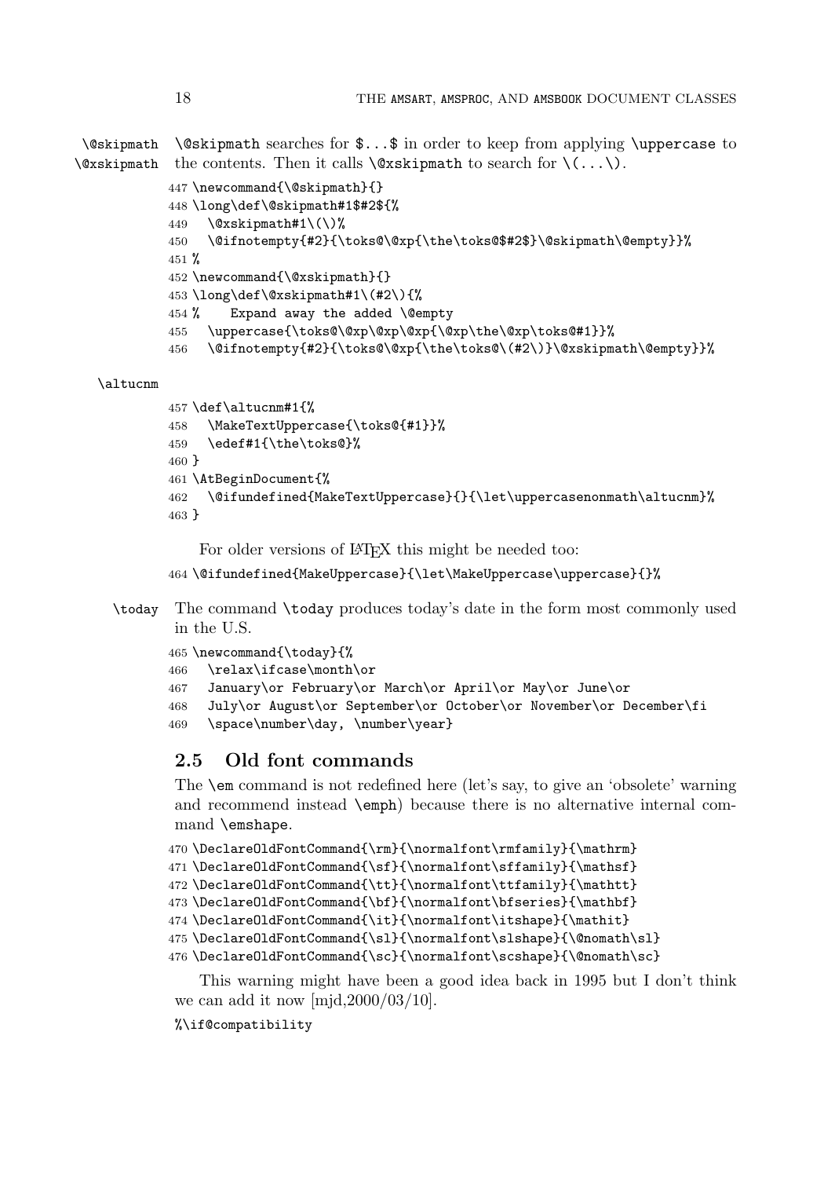\@skipmath \@xskipmath

\@skipmath searches for $...$ in order to keep from applying \uppercase to the contents. Then it calls \@xskipmath to search for \(...\).

```
447 \newcommand{\@skipmath}{}
448 \long\def\@skipmath#1$#2${%
449   \@xskipmath#1\(\)%
450   \@ifnotempty{#2}{\toks@\@xp{\the\toks@$#2$}\@skipmath\@empty}}%
451 %
452 \newcommand{\@xskipmath}{}
453 \long\def\@xskipmath#1\(#2\){%
454 %    Expand away the added \@empty
455   \uppercase{\toks@\@xp\@xp\@xp{\@xp\the\@xp\toks@#1}}%
456   \@ifnotempty{#2}{\toks@\@xp{\the\toks@\(#2\)}\@xskipmath\@empty}}%
```

\altucnm

```
457 \def\altucnm#1{%
458   \MakeTextUppercase{\toks@{#1}}%
459   \edef#1{\the\toks@}%
460 }
461 \AtBeginDocument{%
462   \@ifundefined{MakeTextUppercase}{}{\let\uppercasenonmath\altucnm}%
463 }
```

For older versions of LaTeX this might be needed too:

```
464 \@ifundefined{MakeUppercase}{\let\MakeUppercase\uppercase}{}%
```

\today The command \today produces today's date in the form most commonly used in the U.S.

```
465 \newcommand{\today}{%
466   \relax\ifcase\month\or
467   January\or February\or March\or April\or May\or June\or
468   July\or August\or September\or October\or November\or December\fi
469   \space\number\day, \number\year}
```

## 2.5 Old font commands

The \em command is not redefined here (let's say, to give an 'obsolete' warning and recommend instead \emph) because there is no alternative internal command \emshape.

```
470 \DeclareOldFontCommand{\rm}{\normalfont\rmfamily}{\mathrm}
471 \DeclareOldFontCommand{\sf}{\normalfont\sffamily}{\mathsf}
472 \DeclareOldFontCommand{\tt}{\normalfont\ttfamily}{\mathtt}
473 \DeclareOldFontCommand{\bf}{\normalfont\bfseries}{\mathbf}
474 \DeclareOldFontCommand{\it}{\normalfont\itshape}{\mathit}
475 \DeclareOldFontCommand{\sl}{\normalfont\slshape}{\@nomath\sl}
476 \DeclareOldFontCommand{\sc}{\normalfont\scshape}{\@nomath\sc}
```

This warning might have been a good idea back in 1995 but I don't think we can add it now [mjd,2000/03/10].

```
%\if@compatibility
```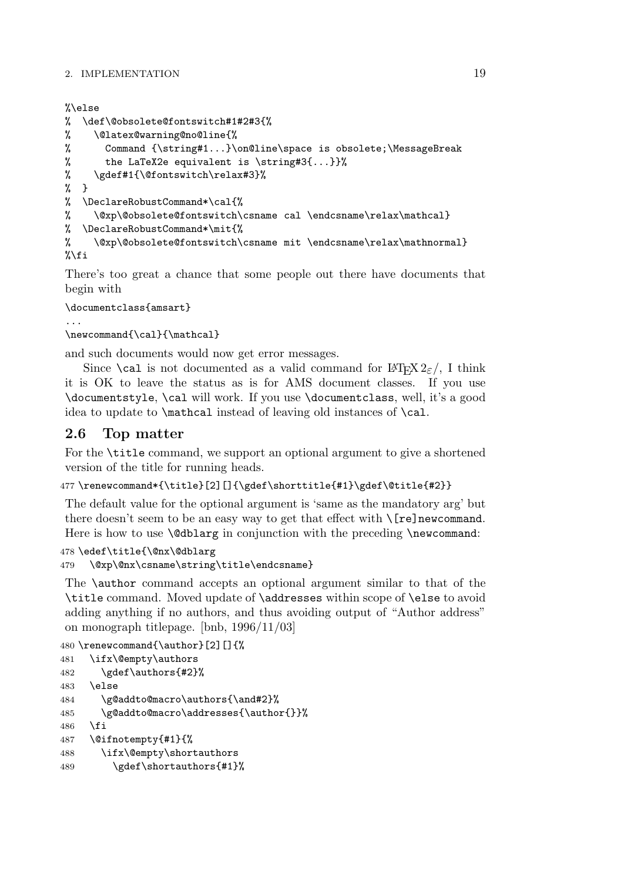```
%\else
%  \def\@obsolete@fontswitch#1#2#3{%
%    \@latex@warning@no@line{%
%      Command {\string#1...}\on@line\space is obsolete;\MessageBreak
%      the LaTeX2e equivalent is \string#3{...}}%
%    \gdef#1{\@fontswitch\relax#3}%
%  }
%  \DeclareRobustCommand*\cal{%
%    \@xp\@obsolete@fontswitch\csname cal \endcsname\relax\mathcal}
%  \DeclareRobustCommand*\mit{%
%    \@xp\@obsolete@fontswitch\csname mit \endcsname\relax\mathnormal}
%\fi
```

There's too great a chance that some people out there have documents that begin with

```
\documentclass{amsart}
...
\newcommand{\cal}{\mathcal}
```

and such documents would now get error messages.

Since `\cal` is not documented as a valid command for LaTeX $2_\varepsilon/$, I think it is OK to leave the status as is for AMS document classes. If you use `\documentstyle`, `\cal` will work. If you use `\documentclass`, well, it's a good idea to update to `\mathcal` instead of leaving old instances of `\cal`.

## 2.6 Top matter

For the `\title` command, we support an optional argument to give a shortened version of the title for running heads.

```
477 \renewcommand*{\title}[2][]{\gdef\shorttitle{#1}\gdef\@title{#2}}
```

The default value for the optional argument is 'same as the mandatory arg' but there doesn't seem to be an easy way to get that effect with `\[re]newcommand`. Here is how to use `\@dblarg` in conjunction with the preceding `\newcommand`:

```
478 \edef\title{\@nx\@dblarg
479   \@xp\@nx\csname\string\title\endcsname}
```

The `\author` command accepts an optional argument similar to that of the `\title` command. Moved update of `\addresses` within scope of `\else` to avoid adding anything if no authors, and thus avoiding output of "Author address" on monograph titlepage. [bnb, 1996/11/03]

```
480 \renewcommand{\author}[2][]{%
481   \ifx\@empty\authors
482     \gdef\authors{#2}%
483   \else
484     \g@addto@macro\authors{\and#2}%
485     \g@addto@macro\addresses{\author{}}%
486   \fi
487   \@ifnotempty{#1}{%
488     \ifx\@empty\shortauthors
489       \gdef\shortauthors{#1}%
```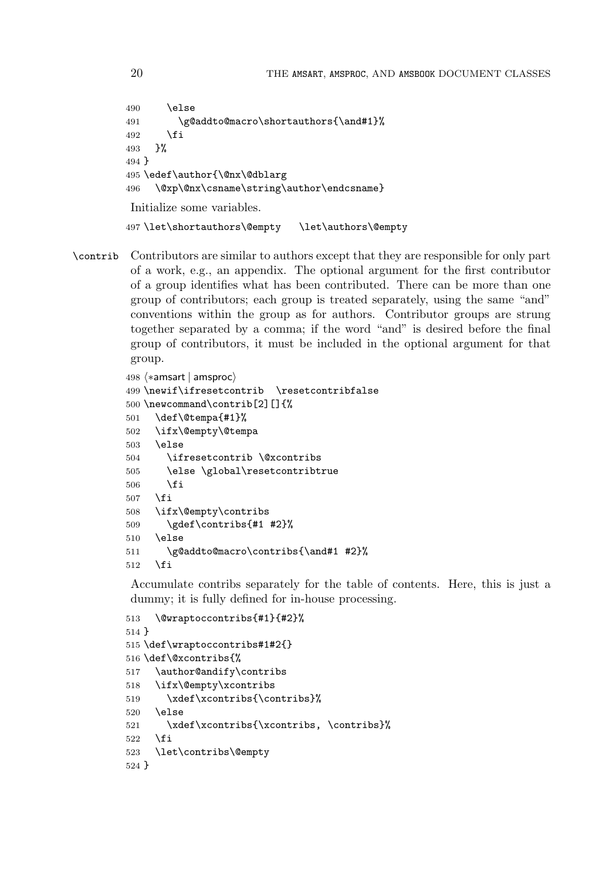```
490     \else
491       \g@addto@macro\shortauthors{\and#1}%
492     \fi
493   }%
494 }
495 \edef\author{\@nx\@dblarg
496   \@xp\@nx\csname\string\author\endcsname}
```

Initialize some variables.

```
497 \let\shortauthors\@empty   \let\authors\@empty
```

\contrib Contributors are similar to authors except that they are responsible for only part of a work, e.g., an appendix. The optional argument for the first contributor of a group identifies what has been contributed. There can be more than one group of contributors; each group is treated separately, using the same "and" conventions within the group as for authors. Contributor groups are strung together separated by a comma; if the word "and" is desired before the final group of contributors, it must be included in the optional argument for that group.

```
498 ⟨*amsart | amsproc⟩
499 \newif\ifresetcontrib  \resetcontribfalse
500 \newcommand\contrib[2][]{%
501   \def\@tempa{#1}%
502   \ifx\@empty\@tempa
503   \else
504     \ifresetcontrib \@xcontribs
505     \else \global\resetcontribtrue
506     \fi
507   \fi
508   \ifx\@empty\contribs
509     \gdef\contribs{#1 #2}%
510   \else
511     \g@addto@macro\contribs{\and#1 #2}%
512   \fi
```

Accumulate contribs separately for the table of contents. Here, this is just a dummy; it is fully defined for in-house processing.

```
513   \@wraptoccontribs{#1}{#2}%
514 }
515 \def\wraptoccontribs#1#2{}
516 \def\@xcontribs{%
517   \author@andify\contribs
518   \ifx\@empty\xcontribs
519     \xdef\xcontribs{\contribs}%
520   \else
521     \xdef\xcontribs{\xcontribs, \contribs}%
522   \fi
523   \let\contribs\@empty
524 }
```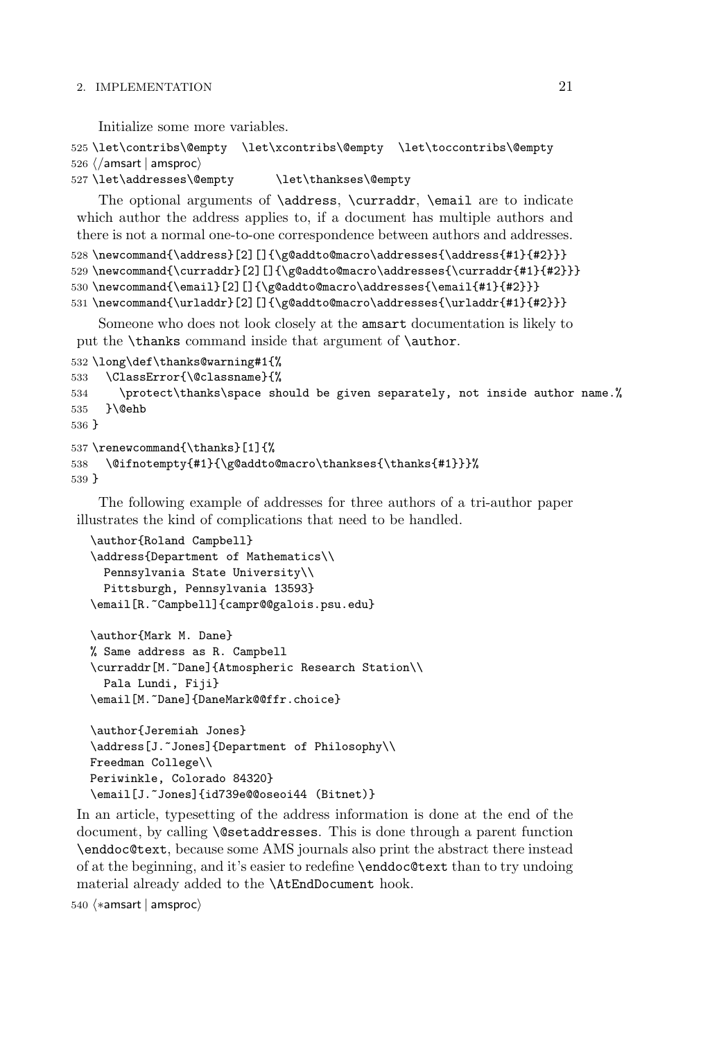Initialize some more variables.

```
525 \let\contribs\@empty  \let\xcontribs\@empty  \let\toccontribs\@empty
526 ⟨/amsart | amsproc⟩
527 \let\addresses\@empty      \let\thankses\@empty
```

The optional arguments of `\address`, `\curraddr`, `\email` are to indicate which author the address applies to, if a document has multiple authors and there is not a normal one-to-one correspondence between authors and addresses.

```
528 \newcommand{\address}[2][]{\g@addto@macro\addresses{\address{#1}{#2}}}
529 \newcommand{\curraddr}[2][]{\g@addto@macro\addresses{\curraddr{#1}{#2}}}
530 \newcommand{\email}[2][]{\g@addto@macro\addresses{\email{#1}{#2}}}
531 \newcommand{\urladdr}[2][]{\g@addto@macro\addresses{\urladdr{#1}{#2}}}
```

Someone who does not look closely at the `amsart` documentation is likely to put the `\thanks` command inside that argument of `\author`.

```
532 \long\def\thanks@warning#1{%
533   \ClassError{\@classname}{%
534     \protect\thanks\space should be given separately, not inside author name.%
535   }\@ehb
536 }
537 \renewcommand{\thanks}[1]{%
538   \@ifnotempty{#1}{\g@addto@macro\thankses{\thanks{#1}}}%
539 }
```

The following example of addresses for three authors of a tri-author paper illustrates the kind of complications that need to be handled.

```
\author{Roland Campbell}
\address{Department of Mathematics\\
  Pennsylvania State University\\
  Pittsburgh, Pennsylvania 13593}
\email[R.~Campbell]{campr@@galois.psu.edu}

\author{Mark M. Dane}
% Same address as R. Campbell
\curraddr[M.~Dane]{Atmospheric Research Station\\
  Pala Lundi, Fiji}
\email[M.~Dane]{DaneMark@@ffr.choice}

\author{Jeremiah Jones}
\address[J.~Jones]{Department of Philosophy\\
Freedman College\\
Periwinkle, Colorado 84320}
\email[J.~Jones]{id739e@@oseoi44 (Bitnet)}
```

In an article, typesetting of the address information is done at the end of the document, by calling `\@setaddresses`. This is done through a parent function `\enddoc@text`, because some AMS journals also print the abstract there instead of at the beginning, and it's easier to redefine `\enddoc@text` than to try undoing material already added to the `\AtEndDocument` hook.

```
540 ⟨*amsart | amsproc⟩
```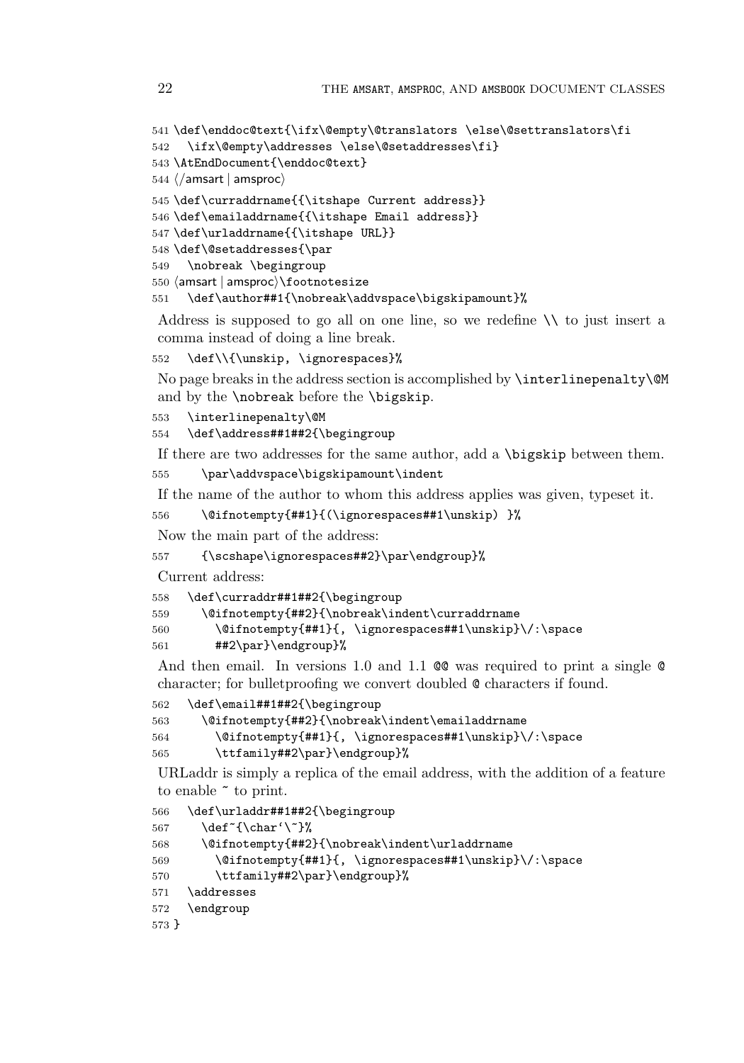```
541 \def\enddoc@text{\ifx\@empty\@translators \else\@settranslators\fi
542   \ifx\@empty\addresses \else\@setaddresses\fi}
543 \AtEndDocument{\enddoc@text}
544 ⟨/amsart | amsproc⟩
545 \def\curraddrname{{\itshape Current address}}
546 \def\emailaddrname{{\itshape Email address}}
547 \def\urladdrname{{\itshape URL}}
548 \def\@setaddresses{\par
549   \nobreak \begingroup
550 ⟨amsart | amsproc⟩\footnotesize
551   \def\author##1{\nobreak\addvspace\bigskipamount}%
```

Address is supposed to go all on one line, so we redefine `\\` to just insert a comma instead of doing a line break.

```
552   \def\\{\unskip, \ignorespaces}%
```

No page breaks in the address section is accomplished by `\interlinepenalty\@M` and by the `\nobreak` before the `\bigskip`.

```
553   \interlinepenalty\@M
554   \def\address##1##2{\begingroup
```

If there are two addresses for the same author, add a `\bigskip` between them.

```
555     \par\addvspace\bigskipamount\indent
```

If the name of the author to whom this address applies was given, typeset it.

```
556     \@ifnotempty{##1}{(\ignorespaces##1\unskip) }%
```

Now the main part of the address:

```
557     {\scshape\ignorespaces##2}\par\endgroup}%
```

Current address:

```
558   \def\curraddr##1##2{\begingroup
559     \@ifnotempty{##2}{\nobreak\indent\curraddrname
560       \@ifnotempty{##1}{, \ignorespaces##1\unskip}\/:\space
561       ##2\par}\endgroup}%
```

And then email. In versions 1.0 and 1.1 `@@` was required to print a single `@` character; for bulletproofing we convert doubled `@` characters if found.

```
562   \def\email##1##2{\begingroup
563     \@ifnotempty{##2}{\nobreak\indent\emailaddrname
564       \@ifnotempty{##1}{, \ignorespaces##1\unskip}\/:\space
565       \ttfamily##2\par}\endgroup}%
```

URLaddr is simply a replica of the email address, with the addition of a feature to enable `~` to print.

```
566   \def\urladdr##1##2{\begingroup
567     \def~{\char`\~}%
568     \@ifnotempty{##2}{\nobreak\indent\urladdrname
569       \@ifnotempty{##1}{, \ignorespaces##1\unskip}\/:\space
570       \ttfamily##2\par}\endgroup}%
571   \addresses
572   \endgroup
573 }
```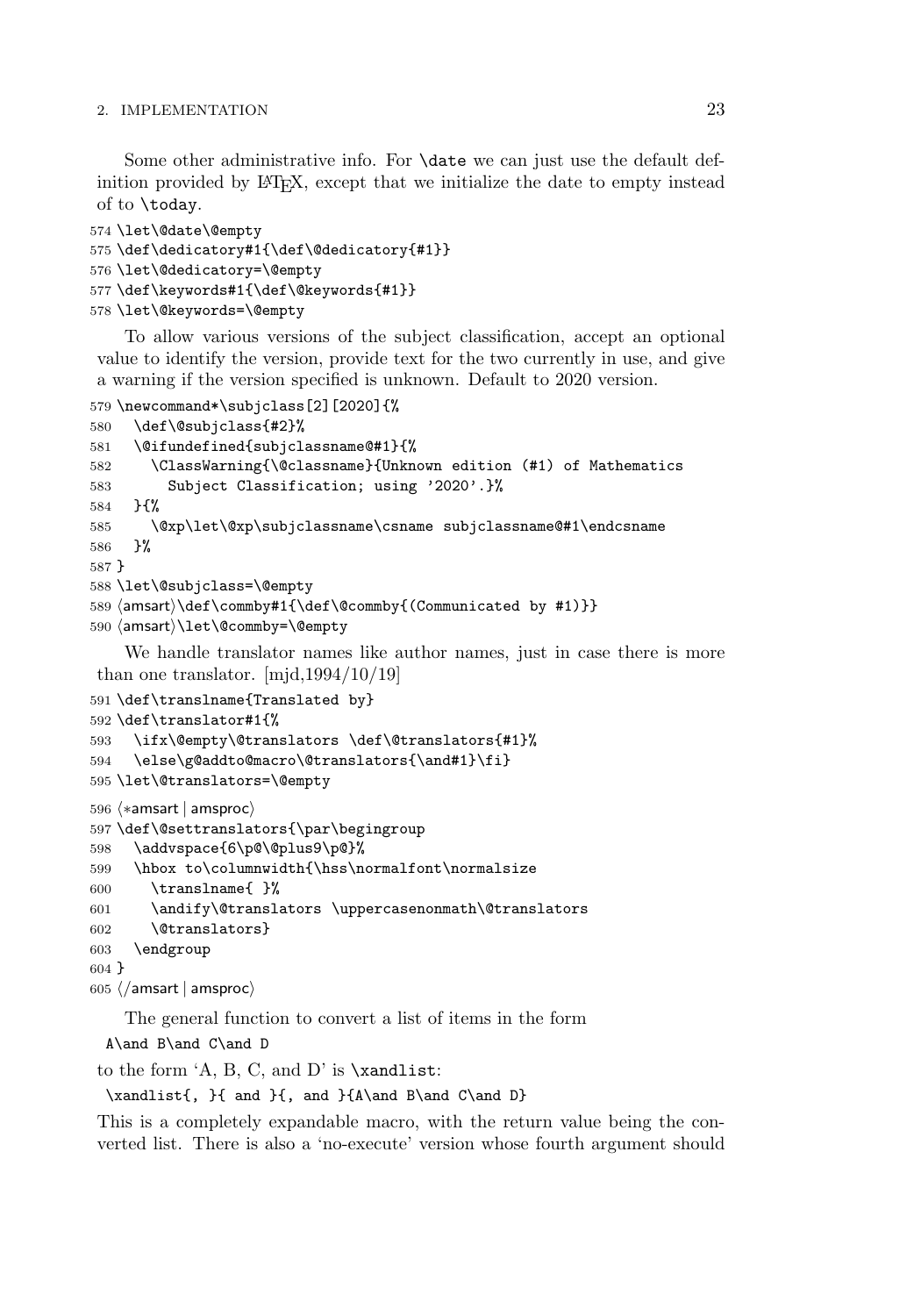Some other administrative info. For `\date` we can just use the default definition provided by LaTeX, except that we initialize the date to empty instead of to `\today`.

```
574 \let\@date\@empty
575 \def\dedicatory#1{\def\@dedicatory{#1}}
576 \let\@dedicatory=\@empty
577 \def\keywords#1{\def\@keywords{#1}}
578 \let\@keywords=\@empty
```

To allow various versions of the subject classification, accept an optional value to identify the version, provide text for the two currently in use, and give a warning if the version specified is unknown. Default to 2020 version.

```
579 \newcommand*\subjclass[2][2020]{%
580   \def\@subjclass{#2}%
581   \@ifundefined{subjclassname@#1}{%
582     \ClassWarning{\@classname}{Unknown edition (#1) of Mathematics
583       Subject Classification; using '2020'.}%
584   }{%
585     \@xp\let\@xp\subjclassname\csname subjclassname@#1\endcsname
586   }%
587 }
588 \let\@subjclass=\@empty
589 ⟨amsart⟩\def\commby#1{\def\@commby{(Communicated by #1)}}
590 ⟨amsart⟩\let\@commby=\@empty
```

We handle translator names like author names, just in case there is more than one translator. [mjd,1994/10/19]

```
591 \def\translname{Translated by}
592 \def\translator#1{%
593   \ifx\@empty\@translators \def\@translators{#1}%
594   \else\g@addto@macro\@translators{\and#1}\fi}
595 \let\@translators=\@empty
596 ⟨*amsart | amsproc⟩
597 \def\@settranslators{\par\begingroup
598   \addvspace{6\p@\@plus9\p@}%
599   \hbox to\columnwidth{\hss\normalfont\normalsize
600     \translname{ }%
601     \andify\@translators \uppercasenonmath\@translators
602     \@translators}
603   \endgroup
604 }
605 ⟨/amsart | amsproc⟩
```

The general function to convert a list of items in the form

```
A\and B\and C\and D
```

to the form 'A, B, C, and D' is `\xandlist`:

```
\xandlist{, }{ and }{, and }{A\and B\and C\and D}
```

This is a completely expandable macro, with the return value being the converted list. There is also a 'no-execute' version whose fourth argument should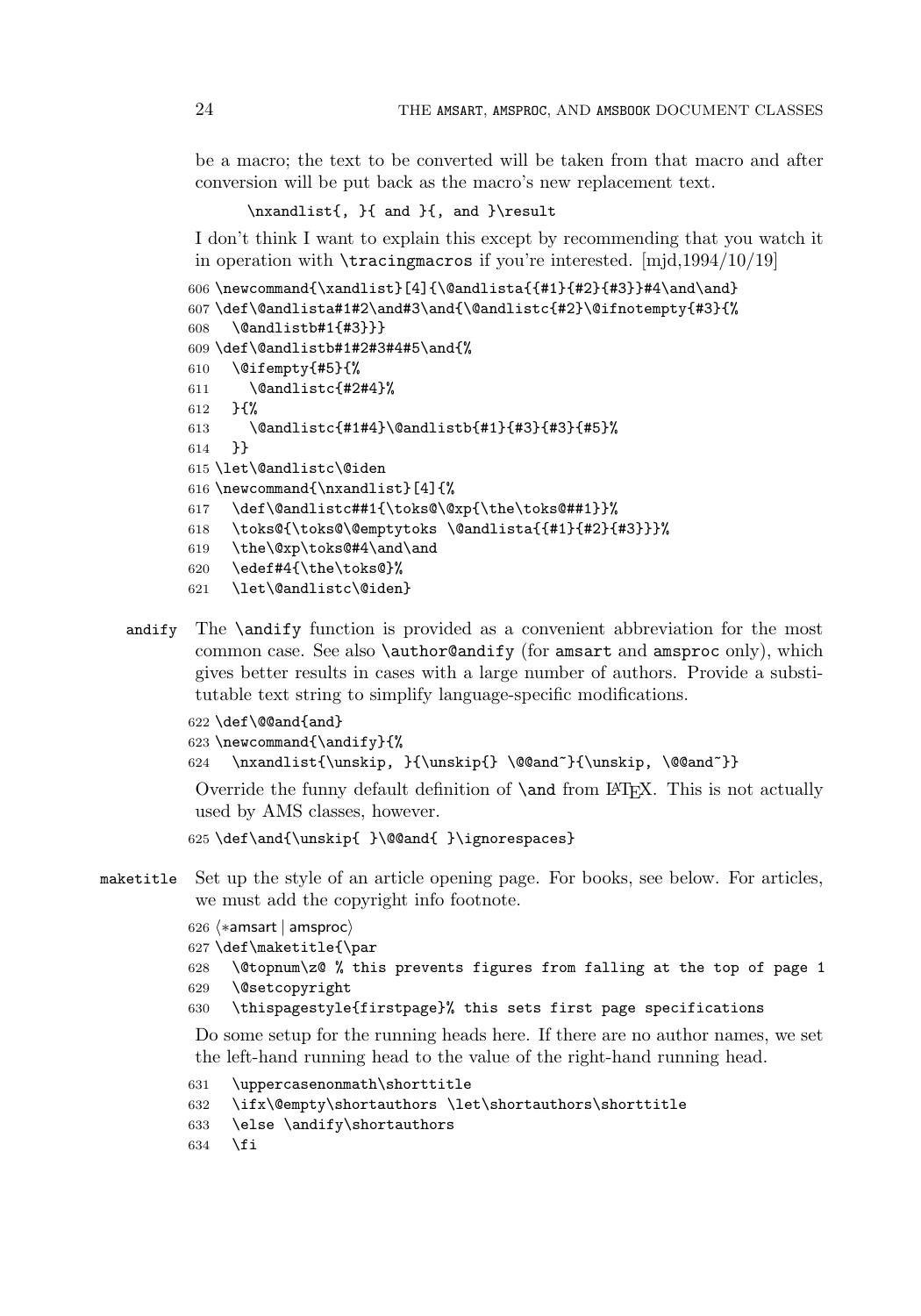be a macro; the text to be converted will be taken from that macro and after conversion will be put back as the macro's new replacement text.

```
\nxandlist{, }{ and }{, and }\result
```

I don't think I want to explain this except by recommending that you watch it in operation with `\tracingmacros` if you're interested. [mjd,1994/10/19]

```
606 \newcommand{\xandlist}[4]{\@andlista{{#1}{#2}{#3}}#4\and\and}
607 \def\@andlista#1#2\and#3\and{\@andlistc{#2}\@ifnotempty{#3}{%
608   \@andlistb#1{#3}}}
609 \def\@andlistb#1#2#3#4#5\and{%
610   \@ifempty{#5}{%
611     \@andlistc{#2#4}%
612   }{%
613     \@andlistc{#1#4}\@andlistb{#1}{#3}{#3}{#5}%
614   }}
615 \let\@andlistc\@iden
616 \newcommand{\nxandlist}[4]{%
617   \def\@andlistc##1{\toks@\@xp{\the\toks@##1}}%
618   \toks@{\toks@\@emptytoks \@andlista{{#1}{#2}{#3}}}%
619   \the\@xp\toks@#4\and\and
620   \edef#4{\the\toks@}%
621   \let\@andlistc\@iden}
```

`andify` The `\andify` function is provided as a convenient abbreviation for the most common case. See also `\author@andify` (for `amsart` and `amsproc` only), which gives better results in cases with a large number of authors. Provide a substitutable text string to simplify language-specific modifications.

```
622 \def\@@and{and}
623 \newcommand{\andify}{%
624   \nxandlist{\unskip, }{\unskip{} \@@and~}{\unskip, \@@and~}}
```

Override the funny default definition of `\and` from LaTeX. This is not actually used by AMS classes, however.

```
625 \def\and{\unskip{ }\@@and{ }\ignorespaces}
```

`maketitle` Set up the style of an article opening page. For books, see below. For articles, we must add the copyright info footnote.

```
626 ⟨*amsart | amsproc⟩
627 \def\maketitle{\par
628   \@topnum\z@ % this prevents figures from falling at the top of page 1
629   \@setcopyright
630   \thispagestyle{firstpage}% this sets first page specifications
```

Do some setup for the running heads here. If there are no author names, we set the left-hand running head to the value of the right-hand running head.

```
631   \uppercasenonmath\shorttitle
632   \ifx\@empty\shortauthors \let\shortauthors\shorttitle
633   \else \andify\shortauthors
634   \fi
```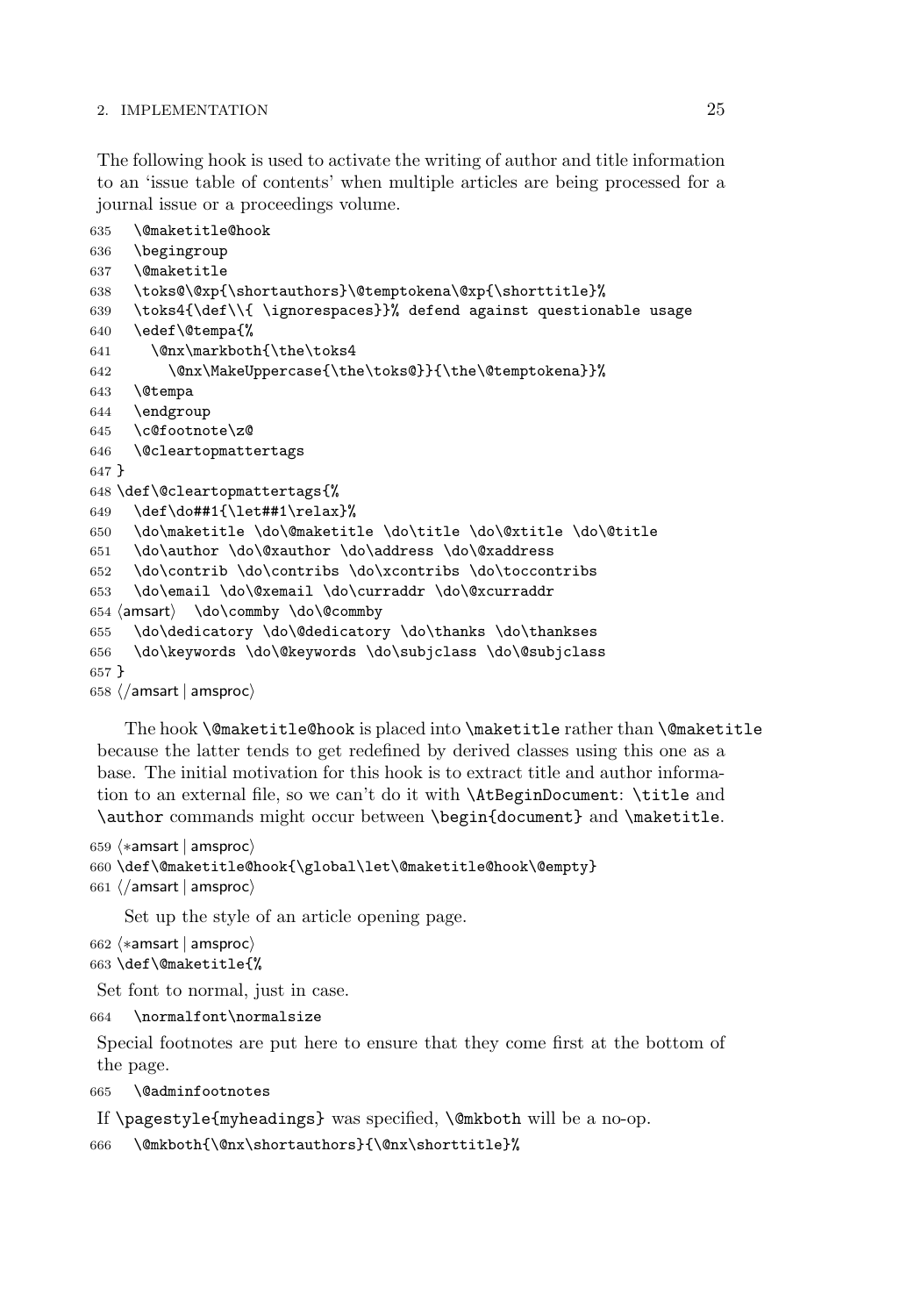The following hook is used to activate the writing of author and title information to an 'issue table of contents' when multiple articles are being processed for a journal issue or a proceedings volume.

```
635   \@maketitle@hook
636   \begingroup
637   \@maketitle
638   \toks@\@xp{\shortauthors}\@temptokena\@xp{\shorttitle}%
639   \toks4{\def\\{ \ignorespaces}}% defend against questionable usage
640   \edef\@tempa{%
641     \@nx\markboth{\the\toks4
642       \@nx\MakeUppercase{\the\toks@}}{\the\@temptokena}}%
643   \@tempa
644   \endgroup
645   \c@footnote\z@
646   \@cleartopmattertags
647 }
648 \def\@cleartopmattertags{%
649   \def\do##1{\let##1\relax}%
650   \do\maketitle \do\@maketitle \do\title \do\@xtitle \do\@title
651   \do\author \do\@xauthor \do\address \do\@xaddress
652   \do\contrib \do\contribs \do\xcontribs \do\toccontribs
653   \do\email \do\@xemail \do\curraddr \do\@xcurraddr
654 ⟨amsart⟩  \do\commby \do\@commby
655   \do\dedicatory \do\@dedicatory \do\thanks \do\thankses
656   \do\keywords \do\@keywords \do\subjclass \do\@subjclass
657 }
658 ⟨/amsart | amsproc⟩
```

The hook `\@maketitle@hook` is placed into `\maketitle` rather than `\@maketitle` because the latter tends to get redefined by derived classes using this one as a base. The initial motivation for this hook is to extract title and author information to an external file, so we can't do it with `\AtBeginDocument`: `\title` and `\author` commands might occur between `\begin{document}` and `\maketitle`.

```
659 ⟨*amsart | amsproc⟩
660 \def\@maketitle@hook{\global\let\@maketitle@hook\@empty}
661 ⟨/amsart | amsproc⟩
```

Set up the style of an article opening page.

```
662 ⟨*amsart | amsproc⟩
663 \def\@maketitle{%
```

Set font to normal, just in case.

```
664   \normalfont\normalsize
```

Special footnotes are put here to ensure that they come first at the bottom of the page.

```
665   \@adminfootnotes
```

If `\pagestyle{myheadings}` was specified, `\@mkboth` will be a no-op.

```
666   \@mkboth{\@nx\shortauthors}{\@nx\shorttitle}%
```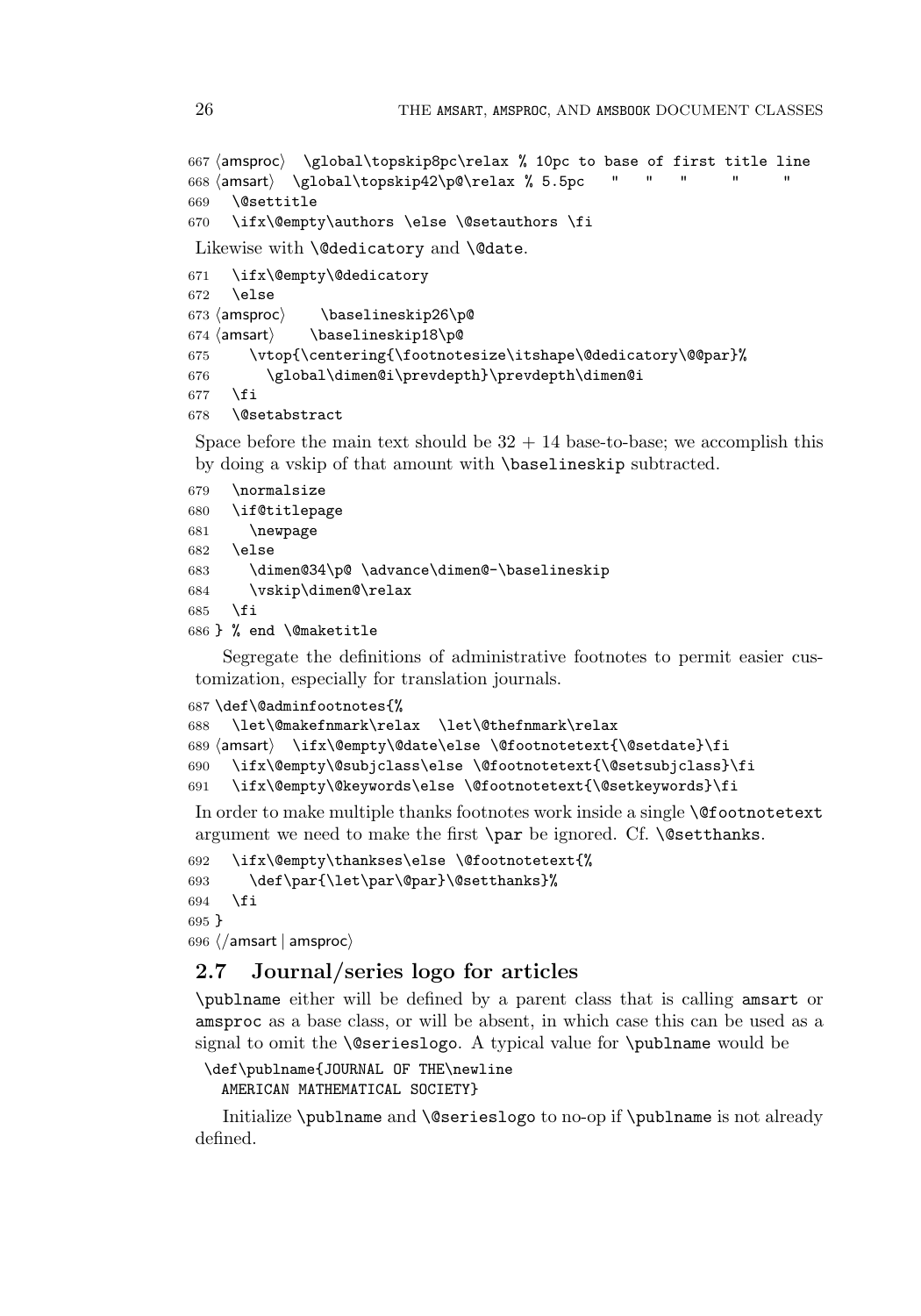```
667 ⟨amsproc⟩  \global\topskip8pc\relax % 10pc to base of first title line
668 ⟨amsart⟩  \global\topskip42\p@\relax % 5.5pc   "   "   "     "     "
669   \@settitle
670   \ifx\@empty\authors \else \@setauthors \fi
```

Likewise with `\@dedicatory` and `\@date`.

```
671   \ifx\@empty\@dedicatory
672   \else
673 ⟨amsproc⟩    \baselineskip26\p@
674 ⟨amsart⟩    \baselineskip18\p@
675     \vtop{\centering{\footnotesize\itshape\@dedicatory\@@par}%
676       \global\dimen@i\prevdepth}\prevdepth\dimen@i
677   \fi
678   \@setabstract
```

Space before the main text should be $32 + 14$ base-to-base; we accomplish this by doing a vskip of that amount with `\baselineskip` subtracted.

```
679   \normalsize
680   \if@titlepage
681     \newpage
682   \else
683     \dimen@34\p@ \advance\dimen@-\baselineskip
684     \vskip\dimen@\relax
685   \fi
686 } % end \@maketitle
```

Segregate the definitions of administrative footnotes to permit easier customization, especially for translation journals.

```
687 \def\@adminfootnotes{%
688   \let\@makefnmark\relax  \let\@thefnmark\relax
689 ⟨amsart⟩  \ifx\@empty\@date\else \@footnotetext{\@setdate}\fi
690   \ifx\@empty\@subjclass\else \@footnotetext{\@setsubjclass}\fi
691   \ifx\@empty\@keywords\else \@footnotetext{\@setkeywords}\fi
```

In order to make multiple thanks footnotes work inside a single `\@footnotetext` argument we need to make the first `\par` be ignored. Cf. `\@setthanks`.

```
692   \ifx\@empty\thankses\else \@footnotetext{%
693     \def\par{\let\par\@par}\@setthanks}%
694   \fi
695 }
696 ⟨/amsart | amsproc⟩
```

## 2.7 Journal/series logo for articles

`\publname` either will be defined by a parent class that is calling `amsart` or `amsproc` as a base class, or will be absent, in which case this can be used as a signal to omit the `\@serieslogo`. A typical value for `\publname` would be

```
\def\publname{JOURNAL OF THE\newline
  AMERICAN MATHEMATICAL SOCIETY}
```

Initialize `\publname` and `\@serieslogo` to no-op if `\publname` is not already defined.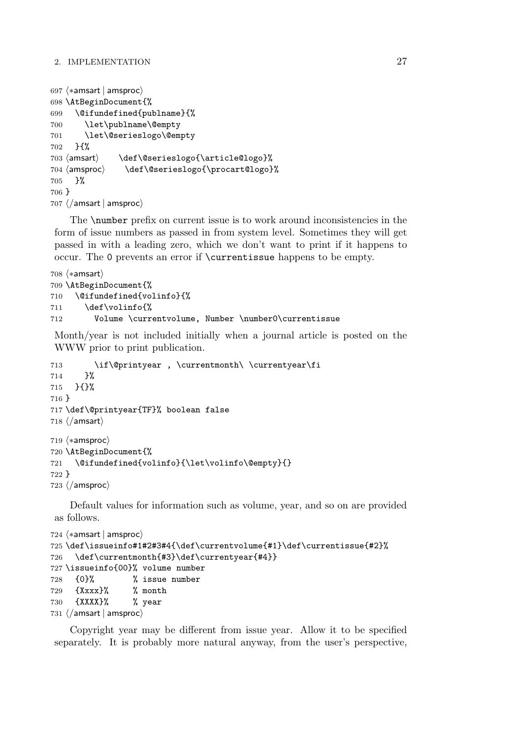```
697 ⟨*amsart | amsproc⟩
698 \AtBeginDocument{%
699   \@ifundefined{publname}{%
700     \let\publname\@empty
701     \let\@serieslogo\@empty
702   }{%
703 ⟨amsart⟩     \def\@serieslogo{\article@logo}%
704 ⟨amsproc⟩     \def\@serieslogo{\procart@logo}%
705   }%
706 }
707 ⟨/amsart | amsproc⟩
```

The `\number` prefix on current issue is to work around inconsistencies in the form of issue numbers as passed in from system level. Sometimes they will get passed in with a leading zero, which we don't want to print if it happens to occur. The `0` prevents an error if `\currentissue` happens to be empty.

```
708 ⟨*amsart⟩
709 \AtBeginDocument{%
710   \@ifundefined{volinfo}{%
711     \def\volinfo{%
712       Volume \currentvolume, Number \number0\currentissue
```

Month/year is not included initially when a journal article is posted on the WWW prior to print publication.

```
713       \if\@printyear , \currentmonth\ \currentyear\fi
714     }%
715   }{}%
716 }
717 \def\@printyear{TF}% boolean false
718 ⟨/amsart⟩
719 ⟨*amsproc⟩
720 \AtBeginDocument{%
721   \@ifundefined{volinfo}{\let\volinfo\@empty}{}
722 }
723 ⟨/amsproc⟩
```

Default values for information such as volume, year, and so on are provided as follows.

```
724 ⟨*amsart | amsproc⟩
725 \def\issueinfo#1#2#3#4{\def\currentvolume{#1}\def\currentissue{#2}%
726   \def\currentmonth{#3}\def\currentyear{#4}}
727 \issueinfo{00}% volume number
728   {0}%        % issue number
729   {Xxxx}%     % month
730   {XXXX}%     % year
731 ⟨/amsart | amsproc⟩
```

Copyright year may be different from issue year. Allow it to be specified separately. It is probably more natural anyway, from the user's perspective,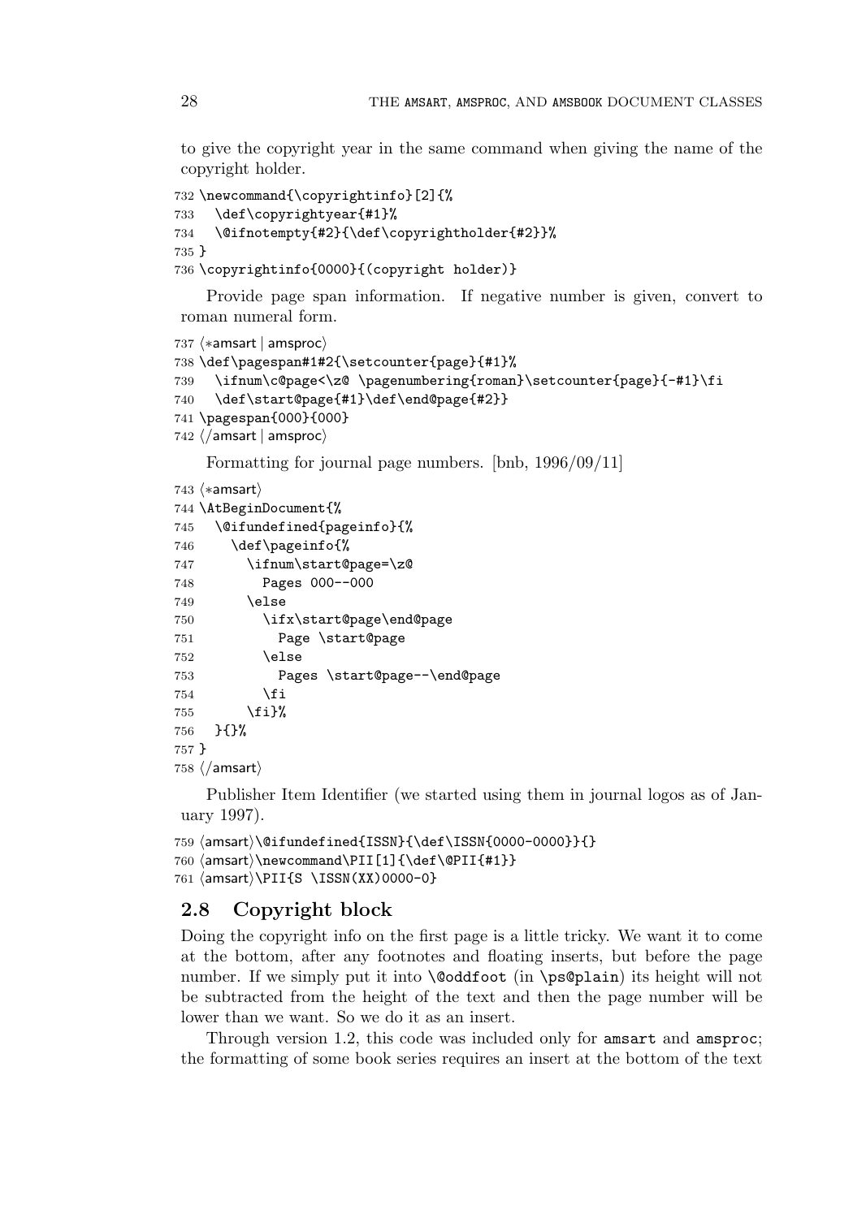to give the copyright year in the same command when giving the name of the copyright holder.

```
732 \newcommand{\copyrightinfo}[2]{%
733   \def\copyrightyear{#1}%
734   \@ifnotempty{#2}{\def\copyrightholder{#2}}%
735 }
736 \copyrightinfo{0000}{(copyright holder)}
```

Provide page span information. If negative number is given, convert to roman numeral form.

```
737 ⟨*amsart | amsproc⟩
738 \def\pagespan#1#2{\setcounter{page}{#1}%
739   \ifnum\c@page<\z@ \pagenumbering{roman}\setcounter{page}{-#1}\fi
740   \def\start@page{#1}\def\end@page{#2}}
741 \pagespan{000}{000}
742 ⟨/amsart | amsproc⟩
```

Formatting for journal page numbers. [bnb, 1996/09/11]

```
743 ⟨*amsart⟩
744 \AtBeginDocument{%
745   \@ifundefined{pageinfo}{%
746     \def\pageinfo{%
747       \ifnum\start@page=\z@
748         Pages 000--000
749       \else
750         \ifx\start@page\end@page
751           Page \start@page
752         \else
753           Pages \start@page--\end@page
754         \fi
755       \fi}%
756   }{}%
757 }
758 ⟨/amsart⟩
```

Publisher Item Identifier (we started using them in journal logos as of January 1997).

```
759 ⟨amsart⟩\@ifundefined{ISSN}{\def\ISSN{0000-0000}}{}
760 ⟨amsart⟩\newcommand\PII[1]{\def\@PII{#1}}
761 ⟨amsart⟩\PII{S \ISSN(XX)0000-0}
```

## 2.8 Copyright block

Doing the copyright info on the first page is a little tricky. We want it to come at the bottom, after any footnotes and floating inserts, but before the page number. If we simply put it into `\@oddfoot` (in `\ps@plain`) its height will not be subtracted from the height of the text and then the page number will be lower than we want. So we do it as an insert.

Through version 1.2, this code was included only for `amsart` and `amsproc`; the formatting of some book series requires an insert at the bottom of the text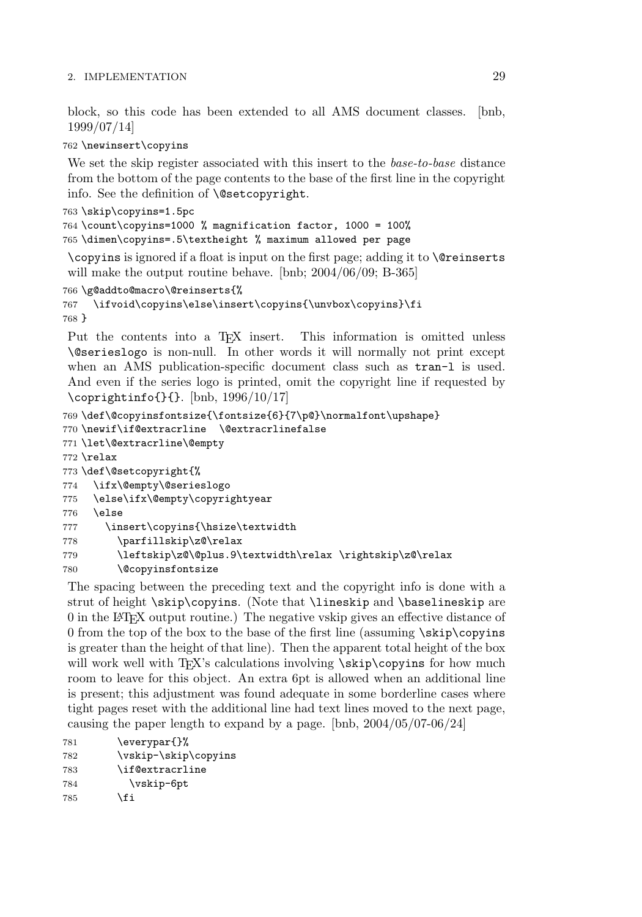block, so this code has been extended to all AMS document classes. [bnb, 1999/07/14]

```
762 \newinsert\copyins
```

We set the skip register associated with this insert to the *base-to-base* distance from the bottom of the page contents to the base of the first line in the copyright info. See the definition of `\@setcopyright`.

```
763 \skip\copyins=1.5pc
764 \count\copyins=1000 % magnification factor, 1000 = 100%
765 \dimen\copyins=.5\textheight % maximum allowed per page
```

`\copyins` is ignored if a float is input on the first page; adding it to `\@reinserts` will make the output routine behave. [bnb; 2004/06/09; B-365]

```
766 \g@addto@macro\@reinserts{%
767   \ifvoid\copyins\else\insert\copyins{\unvbox\copyins}\fi
768 }
```

Put the contents into a TeX insert. This information is omitted unless `\@serieslogo` is non-null. In other words it will normally not print except when an AMS publication-specific document class such as `tran-l` is used. And even if the series logo is printed, omit the copyright line if requested by `\coprightinfo{}{}`. [bnb, 1996/10/17]

```
769 \def\@copyinsfontsize{\fontsize{6}{7\p@}\normalfont\upshape}
770 \newif\if@extracrline  \@extracrlinefalse
771 \let\@extracrline\@empty
772 \relax
773 \def\@setcopyright{%
774   \ifx\@empty\@serieslogo
775   \else\ifx\@empty\copyrightyear
776   \else
777     \insert\copyins{\hsize\textwidth
778       \parfillskip\z@\relax
779       \leftskip\z@\@plus.9\textwidth\relax \rightskip\z@\relax
780       \@copyinsfontsize
```

The spacing between the preceding text and the copyright info is done with a strut of height `\skip\copyins`. (Note that `\lineskip` and `\baselineskip` are 0 in the LaTeX output routine.) The negative vskip gives an effective distance of 0 from the top of the box to the base of the first line (assuming `\skip\copyins` is greater than the height of that line). Then the apparent total height of the box will work well with TeX's calculations involving `\skip\copyins` for how much room to leave for this object. An extra 6pt is allowed when an additional line is present; this adjustment was found adequate in some borderline cases where tight pages reset with the additional line had text lines moved to the next page, causing the paper length to expand by a page. [bnb, 2004/05/07-06/24]

```
781       \everypar{}%
782       \vskip-\skip\copyins
783       \if@extracrline
784         \vskip-6pt
785       \fi
```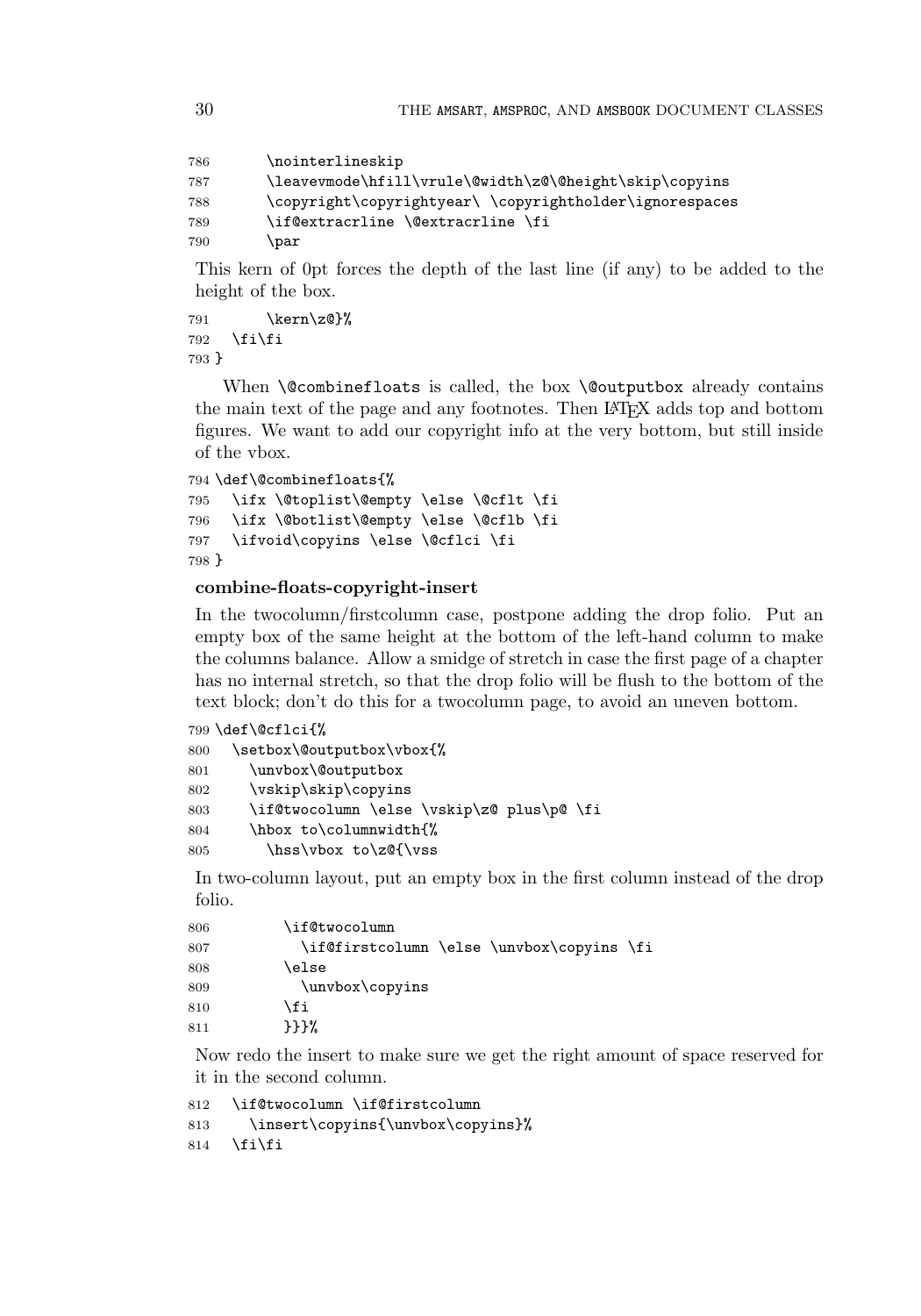```
786       \nointerlineskip
787       \leavevmode\hfill\vrule\@width\z@\@height\skip\copyins
788       \copyright\copyrightyear\ \copyrightholder\ignorespaces
789       \if@extracrline \@extracrline \fi
790       \par
```

This kern of 0pt forces the depth of the last line (if any) to be added to the height of the box.

```
791       \kern\z@}%
792   \fi\fi
793 }
```

When `\@combinefloats` is called, the box `\@outputbox` already contains the main text of the page and any footnotes. Then LaTeX adds top and bottom figures. We want to add our copyright info at the very bottom, but still inside of the vbox.

```
794 \def\@combinefloats{%
795   \ifx \@toplist\@empty \else \@cflt \fi
796   \ifx \@botlist\@empty \else \@cflb \fi
797   \ifvoid\copyins \else \@cflci \fi
798 }
```

**combine-floats-copyright-insert**

In the twocolumn/firstcolumn case, postpone adding the drop folio. Put an empty box of the same height at the bottom of the left-hand column to make the columns balance. Allow a smidge of stretch in case the first page of a chapter has no internal stretch, so that the drop folio will be flush to the bottom of the text block; don't do this for a twocolumn page, to avoid an uneven bottom.

```
799 \def\@cflci{%
800   \setbox\@outputbox\vbox{%
801     \unvbox\@outputbox
802     \vskip\skip\copyins
803     \if@twocolumn \else \vskip\z@ plus\p@ \fi
804     \hbox to\columnwidth{%
805       \hss\vbox to\z@{\vss
```

In two-column layout, put an empty box in the first column instead of the drop folio.

```
806         \if@twocolumn
807           \if@firstcolumn \else \unvbox\copyins \fi
808         \else
809           \unvbox\copyins
810         \fi
811         }}}%
```

Now redo the insert to make sure we get the right amount of space reserved for it in the second column.

```
812   \if@twocolumn \if@firstcolumn
813     \insert\copyins{\unvbox\copyins}%
814   \fi\fi
```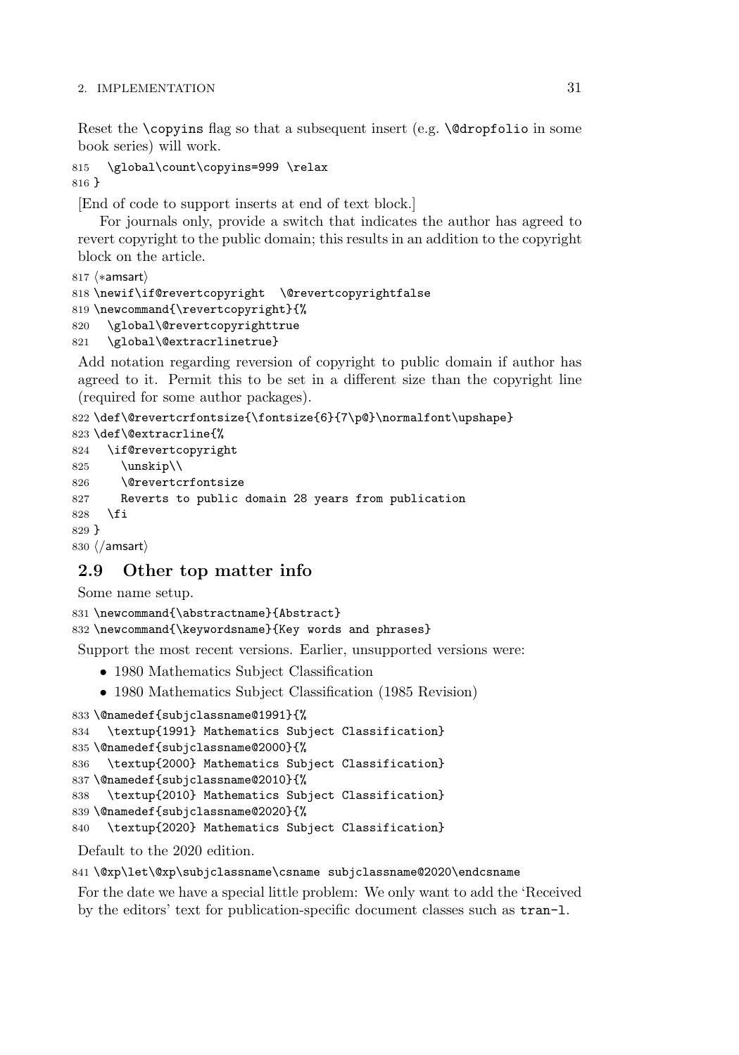Reset the `\copyins` flag so that a subsequent insert (e.g. `\@dropfolio` in some book series) will work.

```
815   \global\count\copyins=999 \relax
816 }
```

[End of code to support inserts at end of text block.]

For journals only, provide a switch that indicates the author has agreed to revert copyright to the public domain; this results in an addition to the copyright block on the article.

```
817 ⟨*amsart⟩
818 \newif\if@revertcopyright  \@revertcopyrightfalse
819 \newcommand{\revertcopyright}{%
820   \global\@revertcopyrighttrue
821   \global\@extracrlinetrue}
```

Add notation regarding reversion of copyright to public domain if author has agreed to it. Permit this to be set in a different size than the copyright line (required for some author packages).

```
822 \def\@revertcrfontsize{\fontsize{6}{7\p@}\normalfont\upshape}
823 \def\@extracrline{%
824   \if@revertcopyright
825     \unskip\\
826     \@revertcrfontsize
827     Reverts to public domain 28 years from publication
828   \fi
829 }
830 ⟨/amsart⟩
```

## 2.9 Other top matter info

Some name setup.

```
831 \newcommand{\abstractname}{Abstract}
832 \newcommand{\keywordsname}{Key words and phrases}
```

Support the most recent versions. Earlier, unsupported versions were:

- 1980 Mathematics Subject Classification
- 1980 Mathematics Subject Classification (1985 Revision)

```
833 \@namedef{subjclassname@1991}{%
834   \textup{1991} Mathematics Subject Classification}
835 \@namedef{subjclassname@2000}{%
836   \textup{2000} Mathematics Subject Classification}
837 \@namedef{subjclassname@2010}{%
838   \textup{2010} Mathematics Subject Classification}
839 \@namedef{subjclassname@2020}{%
840   \textup{2020} Mathematics Subject Classification}
```

Default to the 2020 edition.

```
841 \@xp\let\@xp\subjclassname\csname subjclassname@2020\endcsname
```

For the date we have a special little problem: We only want to add the 'Received by the editors' text for publication-specific document classes such as `tran-l`.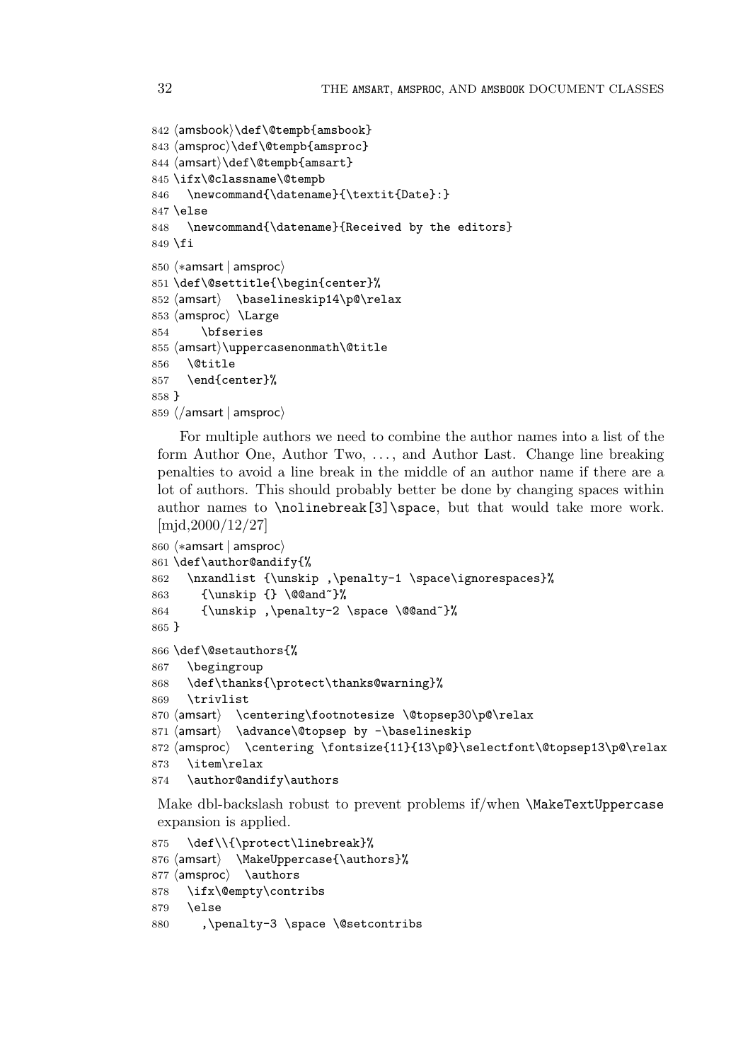```
842 ⟨amsbook⟩\def\@tempb{amsbook}
843 ⟨amsproc⟩\def\@tempb{amsproc}
844 ⟨amsart⟩\def\@tempb{amsart}
845 \ifx\@classname\@tempb
846   \newcommand{\datename}{\textit{Date}:}
847 \else
848   \newcommand{\datename}{Received by the editors}
849 \fi
850 ⟨*amsart | amsproc⟩
851 \def\@settitle{\begin{center}%
852 ⟨amsart⟩  \baselineskip14\p@\relax
853 ⟨amsproc⟩ \Large
854     \bfseries
855 ⟨amsart⟩\uppercasenonmath\@title
856   \@title
857   \end{center}%
858 }
859 ⟨/amsart | amsproc⟩
```

For multiple authors we need to combine the author names into a list of the form Author One, Author Two, ..., and Author Last. Change line breaking penalties to avoid a line break in the middle of an author name if there are a lot of authors. This should probably better be done by changing spaces within author names to `\nolinebreak[3]\space`, but that would take more work. [mjd,2000/12/27]

```
860 ⟨*amsart | amsproc⟩
861 \def\author@andify{%
862   \nxandlist {\unskip ,\penalty-1 \space\ignorespaces}%
863     {\unskip {} \@@and~}%
864     {\unskip ,\penalty-2 \space \@@and~}%
865 }
866 \def\@setauthors{%
867   \begingroup
868   \def\thanks{\protect\thanks@warning}%
869   \trivlist
870 ⟨amsart⟩  \centering\footnotesize \@topsep30\p@\relax
871 ⟨amsart⟩  \advance\@topsep by -\baselineskip
872 ⟨amsproc⟩  \centering \fontsize{11}{13\p@}\selectfont\@topsep13\p@\relax
873   \item\relax
874   \author@andify\authors
```

Make dbl-backslash robust to prevent problems if/when `\MakeTextUppercase` expansion is applied.

```
875   \def\\{\protect\linebreak}%
876 ⟨amsart⟩  \MakeUppercase{\authors}%
877 ⟨amsproc⟩  \authors
878   \ifx\@empty\contribs
879   \else
880     ,\penalty-3 \space \@setcontribs
```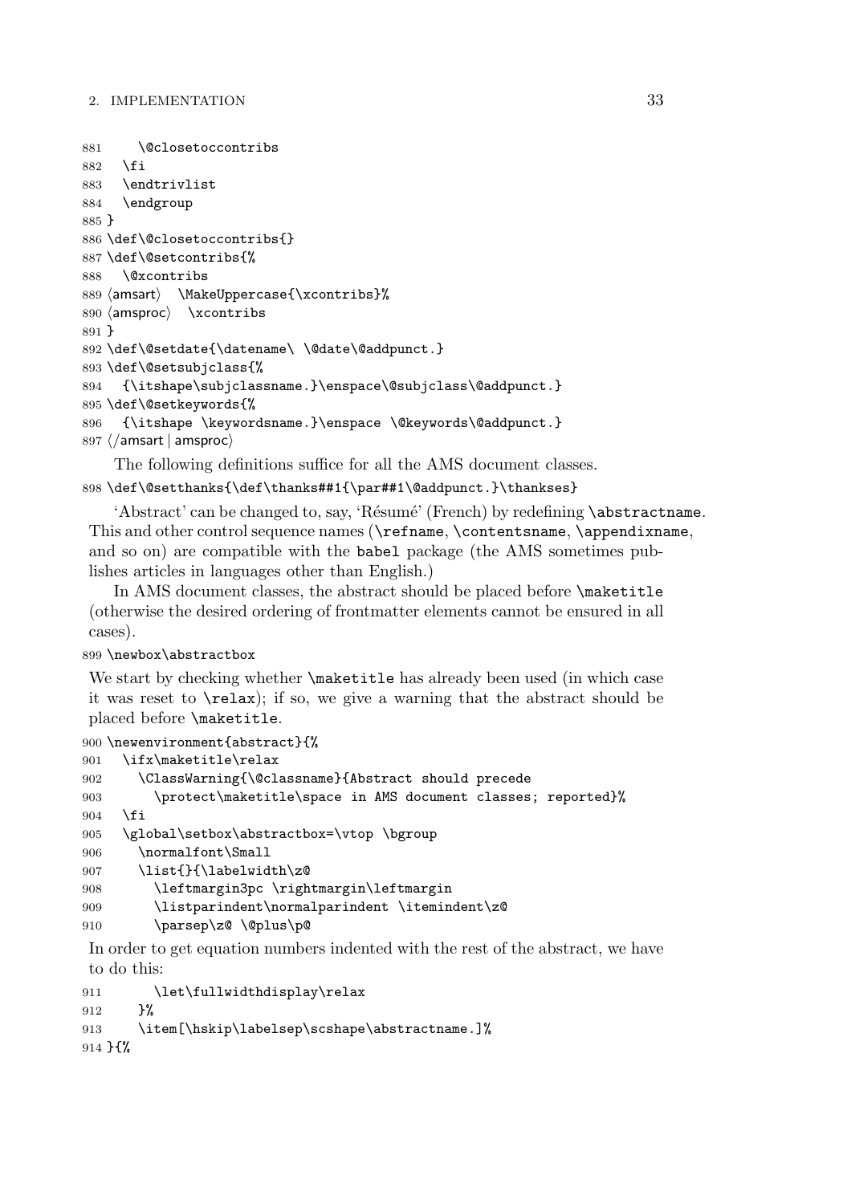```
881     \@closetoccontribs
882   \fi
883   \endtrivlist
884   \endgroup
885 }
886 \def\@closetoccontribs{}
887 \def\@setcontribs{%
888   \@xcontribs
889 ⟨amsart⟩   \MakeUppercase{\xcontribs}%
890 ⟨amsproc⟩   \xcontribs
891 }
892 \def\@setdate{\datename\ \@date\@addpunct.}
893 \def\@setsubjclass{%
894   {\itshape\subjclassname.}\enspace\@subjclass\@addpunct.}
895 \def\@setkeywords{%
896   {\itshape \keywordsname.}\enspace \@keywords\@addpunct.}
897 ⟨/amsart | amsproc⟩
```

The following definitions suffice for all the AMS document classes.

```
898 \def\@setthanks{\def\thanks##1{\par##1\@addpunct.}\thankses}
```

'Abstract' can be changed to, say, 'Résumé' (French) by redefining `\abstractname`. This and other control sequence names (`\refname`, `\contentsname`, `\appendixname`, and so on) are compatible with the `babel` package (the AMS sometimes publishes articles in languages other than English.)

In AMS document classes, the abstract should be placed before `\maketitle` (otherwise the desired ordering of frontmatter elements cannot be ensured in all cases).

```
899 \newbox\abstractbox
```

We start by checking whether `\maketitle` has already been used (in which case it was reset to `\relax`); if so, we give a warning that the abstract should be placed before `\maketitle`.

```
900 \newenvironment{abstract}{%
901   \ifx\maketitle\relax
902     \ClassWarning{\@classname}{Abstract should precede
903       \protect\maketitle\space in AMS document classes; reported}%
904   \fi
905   \global\setbox\abstractbox=\vtop \bgroup
906     \normalfont\Small
907     \list{}{\labelwidth\z@
908       \leftmargin3pc \rightmargin\leftmargin
909       \listparindent\normalparindent \itemindent\z@
910       \parsep\z@ \@plus\p@
```

In order to get equation numbers indented with the rest of the abstract, we have to do this:

```
911       \let\fullwidthdisplay\relax
912     }%
913     \item[\hskip\labelsep\scshape\abstractname.]%
914 }{%
```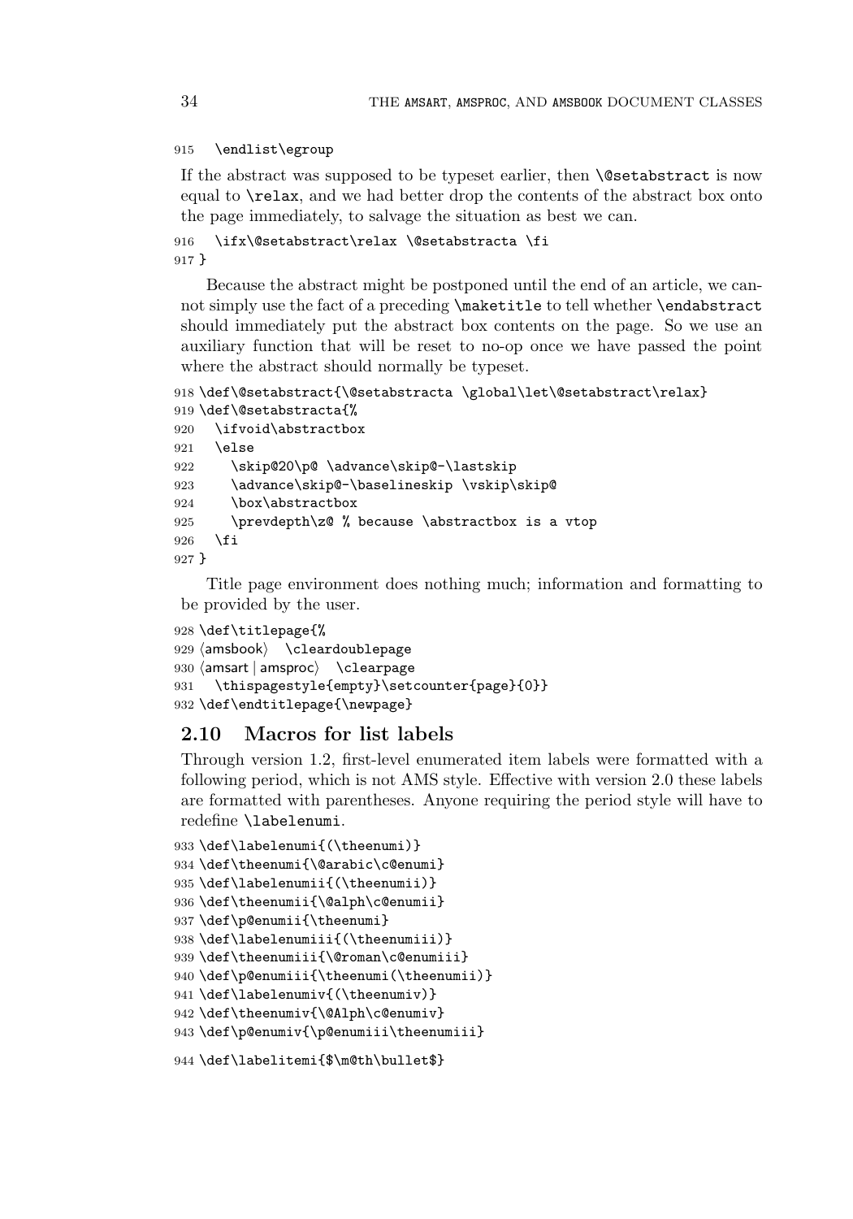```
915   \endlist\egroup
```

If the abstract was supposed to be typeset earlier, then `\@setabstract` is now equal to `\relax`, and we had better drop the contents of the abstract box onto the page immediately, to salvage the situation as best we can.

```
916   \ifx\@setabstract\relax \@setabstracta \fi
917 }
```

Because the abstract might be postponed until the end of an article, we cannot simply use the fact of a preceding `\maketitle` to tell whether `\endabstract` should immediately put the abstract box contents on the page. So we use an auxiliary function that will be reset to no-op once we have passed the point where the abstract should normally be typeset.

```
918 \def\@setabstract{\@setabstracta \global\let\@setabstract\relax}
919 \def\@setabstracta{%
920   \ifvoid\abstractbox
921   \else
922     \skip@20\p@ \advance\skip@-\lastskip
923     \advance\skip@-\baselineskip \vskip\skip@
924     \box\abstractbox
925     \prevdepth\z@ % because \abstractbox is a vtop
926   \fi
927 }
```

Title page environment does nothing much; information and formatting to be provided by the user.

```
928 \def\titlepage{%
929 ⟨amsbook⟩   \cleardoublepage
930 ⟨amsart | amsproc⟩   \clearpage
931   \thispagestyle{empty}\setcounter{page}{0}}
932 \def\endtitlepage{\newpage}
```

## 2.10 Macros for list labels

Through version 1.2, first-level enumerated item labels were formatted with a following period, which is not AMS style. Effective with version 2.0 these labels are formatted with parentheses. Anyone requiring the period style will have to redefine `\labelenumi`.

```
933 \def\labelenumi{(\theenumi)}
934 \def\theenumi{\@arabic\c@enumi}
935 \def\labelenumii{(\theenumii)}
936 \def\theenumii{\@alph\c@enumii}
937 \def\p@enumii{\theenumi}
938 \def\labelenumiii{(\theenumiii)}
939 \def\theenumiii{\@roman\c@enumiii}
940 \def\p@enumiii{\theenumi(\theenumii)}
941 \def\labelenumiv{(\theenumiv)}
942 \def\theenumiv{\@Alph\c@enumiv}
943 \def\p@enumiv{\p@enumiii\theenumiii}
```

```
944 \def\labelitemi{$\m@th\bullet$}
```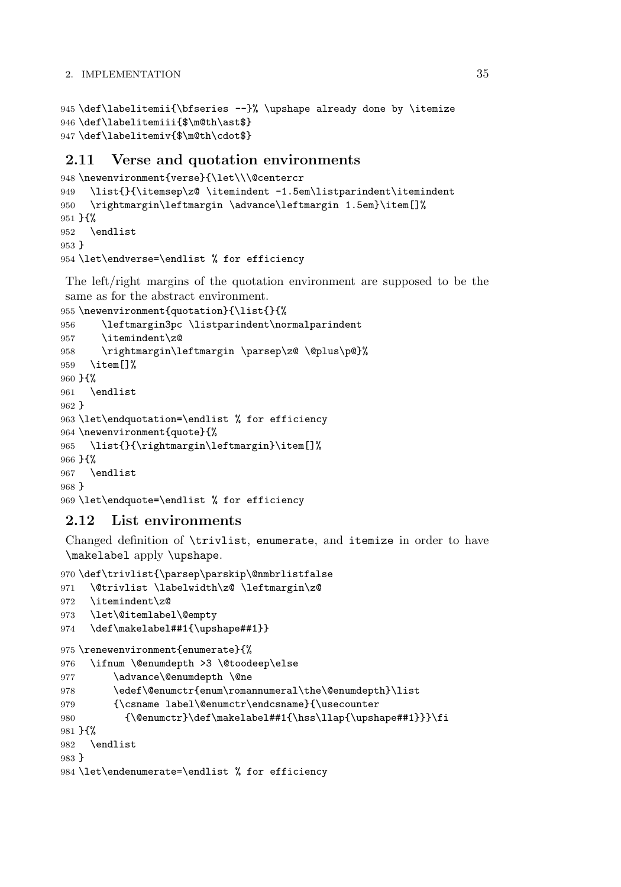```
945 \def\labelitemii{\bfseries --}% \upshape already done by \itemize
946 \def\labelitemiii{$\m@th\ast$}
947 \def\labelitemiv{$\m@th\cdot$}
```

## 2.11 Verse and quotation environments

```
948 \newenvironment{verse}{\let\\\@centercr
949   \list{}{\itemsep\z@ \itemindent -1.5em\listparindent\itemindent
950   \rightmargin\leftmargin \advance\leftmargin 1.5em}\item[]%
951 }{%
952   \endlist
953 }
954 \let\endverse=\endlist % for efficiency
```

The left/right margins of the quotation environment are supposed to be the same as for the abstract environment.

```
955 \newenvironment{quotation}{\list{}{%
956     \leftmargin3pc \listparindent\normalparindent
957     \itemindent\z@
958     \rightmargin\leftmargin \parsep\z@ \@plus\p@}%
959   \item[]%
960 }{%
961   \endlist
962 }
963 \let\endquotation=\endlist % for efficiency
964 \newenvironment{quote}{%
965   \list{}{\rightmargin\leftmargin}\item[]%
966 }{%
967   \endlist
968 }
969 \let\endquote=\endlist % for efficiency
```

## 2.12 List environments

Changed definition of `\trivlist`, `enumerate`, and `itemize` in order to have `\makelabel` apply `\upshape`.

```
970 \def\trivlist{\parsep\parskip\@nmbrlistfalse
971   \@trivlist \labelwidth\z@ \leftmargin\z@
972   \itemindent\z@
973   \let\@itemlabel\@empty
974   \def\makelabel##1{\upshape##1}}
975 \renewenvironment{enumerate}{%
976   \ifnum \@enumdepth >3 \@toodeep\else
977       \advance\@enumdepth \@ne
978       \edef\@enumctr{enum\romannumeral\the\@enumdepth}\list
979       {\csname label\@enumctr\endcsname}{\usecounter
980         {\@enumctr}\def\makelabel##1{\hss\llap{\upshape##1}}}\fi
981 }{%
982   \endlist
983 }
984 \let\endenumerate=\endlist % for efficiency
```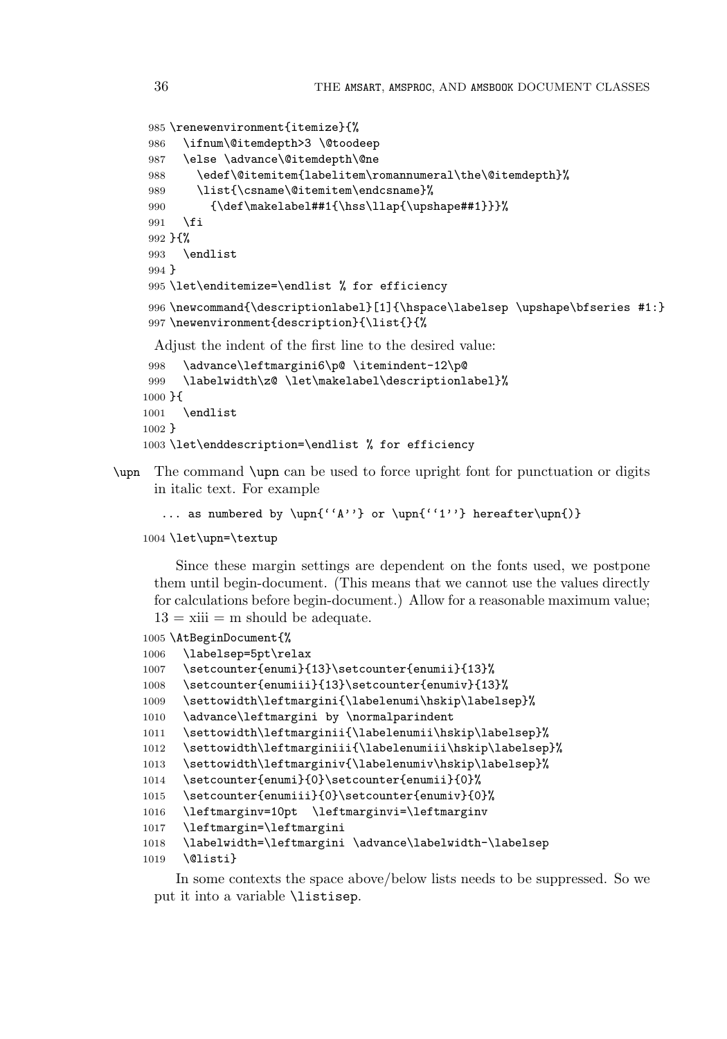```
985 \renewenvironment{itemize}{%
986   \ifnum\@itemdepth>3 \@toodeep
987   \else \advance\@itemdepth\@ne
988     \edef\@itemitem{labelitem\romannumeral\the\@itemdepth}%
989     \list{\csname\@itemitem\endcsname}%
990       {\def\makelabel##1{\hss\llap{\upshape##1}}}%
991   \fi
992 }{%
993   \endlist
994 }
995 \let\enditemize=\endlist % for efficiency
996 \newcommand{\descriptionlabel}[1]{\hspace\labelsep \upshape\bfseries #1:}
997 \newenvironment{description}{\list{}{%
```

Adjust the indent of the first line to the desired value:

```
998   \advance\leftmargini6\p@ \itemindent-12\p@
999   \labelwidth\z@ \let\makelabel\descriptionlabel}%
1000 }{
1001   \endlist
1002 }
1003 \let\enddescription=\endlist % for efficiency
```

\upn The command \upn can be used to force upright font for punctuation or digits in italic text. For example

```
... as numbered by \upn{``A''} or \upn{``1''} hereafter\upn{)}
```

```
1004 \let\upn=\textup
```

Since these margin settings are dependent on the fonts used, we postpone them until begin-document. (This means that we cannot use the values directly for calculations before begin-document.) Allow for a reasonable maximum value; 13 = xiii = m should be adequate.

```
1005 \AtBeginDocument{%
1006   \labelsep=5pt\relax
1007   \setcounter{enumi}{13}\setcounter{enumii}{13}%
1008   \setcounter{enumiii}{13}\setcounter{enumiv}{13}%
1009   \settowidth\leftmargini{\labelenumi\hskip\labelsep}%
1010   \advance\leftmargini by \normalparindent
1011   \settowidth\leftmarginii{\labelenumii\hskip\labelsep}%
1012   \settowidth\leftmarginiii{\labelenumiii\hskip\labelsep}%
1013   \settowidth\leftmarginiv{\labelenumiv\hskip\labelsep}%
1014   \setcounter{enumi}{0}\setcounter{enumii}{0}%
1015   \setcounter{enumiii}{0}\setcounter{enumiv}{0}%
1016   \leftmarginv=10pt  \leftmarginvi=\leftmarginv
1017   \leftmargin=\leftmargini
1018   \labelwidth=\leftmargini \advance\labelwidth-\labelsep
1019   \@listi}
```

In some contexts the space above/below lists needs to be suppressed. So we put it into a variable \listisep.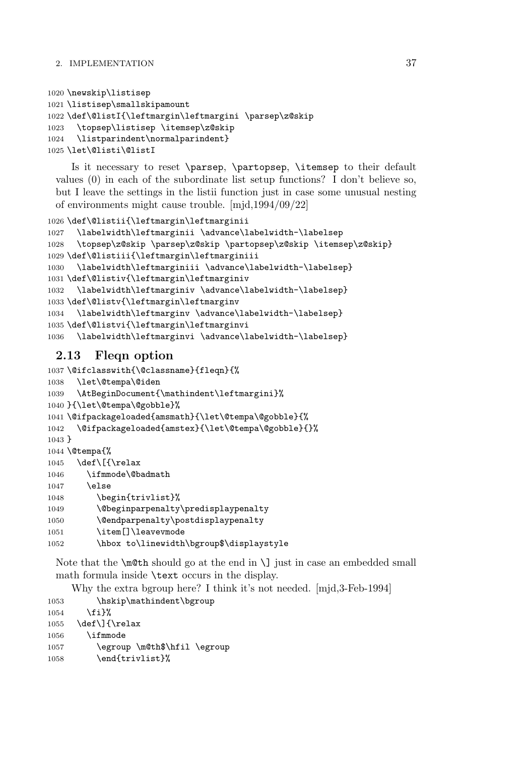```
1020 \newskip\listisep
1021 \listisep\smallskipamount
1022 \def\@listI{\leftmargin\leftmargini \parsep\z@skip
1023   \topsep\listisep \itemsep\z@skip
1024   \listparindent\normalparindent}
1025 \let\@listi\@listI
```

Is it necessary to reset `\parsep`, `\partopsep`, `\itemsep` to their default values (0) in each of the subordinate list setup functions? I don't believe so, but I leave the settings in the listii function just in case some unusual nesting of environments might cause trouble. [mjd,1994/09/22]

```
1026 \def\@listii{\leftmargin\leftmarginii
1027   \labelwidth\leftmarginii \advance\labelwidth-\labelsep
1028   \topsep\z@skip \parsep\z@skip \partopsep\z@skip \itemsep\z@skip}
1029 \def\@listiii{\leftmargin\leftmarginiii
1030   \labelwidth\leftmarginiii \advance\labelwidth-\labelsep}
1031 \def\@listiv{\leftmargin\leftmarginiv
1032   \labelwidth\leftmarginiv \advance\labelwidth-\labelsep}
1033 \def\@listv{\leftmargin\leftmarginv
1034   \labelwidth\leftmarginv \advance\labelwidth-\labelsep}
1035 \def\@listvi{\leftmargin\leftmarginvi
1036   \labelwidth\leftmarginvi \advance\labelwidth-\labelsep}
```

## 2.13 Fleqn option

```
1037 \@ifclasswith{\@classname}{fleqn}{%
1038   \let\@tempa\@iden
1039   \AtBeginDocument{\mathindent\leftmargini}%
1040 }{\let\@tempa\@gobble}%
1041 \@ifpackageloaded{amsmath}{\let\@tempa\@gobble}{%
1042   \@ifpackageloaded{amstex}{\let\@tempa\@gobble}{}%
1043 }
1044 \@tempa{%
1045   \def\[{\relax
1046     \ifmmode\@badmath
1047     \else
1048       \begin{trivlist}%
1049       \@beginparpenalty\predisplaypenalty
1050       \@endparpenalty\postdisplaypenalty
1051       \item[]\leavevmode
1052       \hbox to\linewidth\bgroup$\displaystyle
```

Note that the `\m@th` should go at the end in `\]` just in case an embedded small math formula inside `\text` occurs in the display.

Why the extra bgroup here? I think it's not needed. [mjd,3-Feb-1994]

```
1053       \hskip\mathindent\bgroup
1054     \fi}%
1055   \def\]{\relax
1056     \ifmmode
1057       \egroup \m@th$\hfil \egroup
1058       \end{trivlist}%
```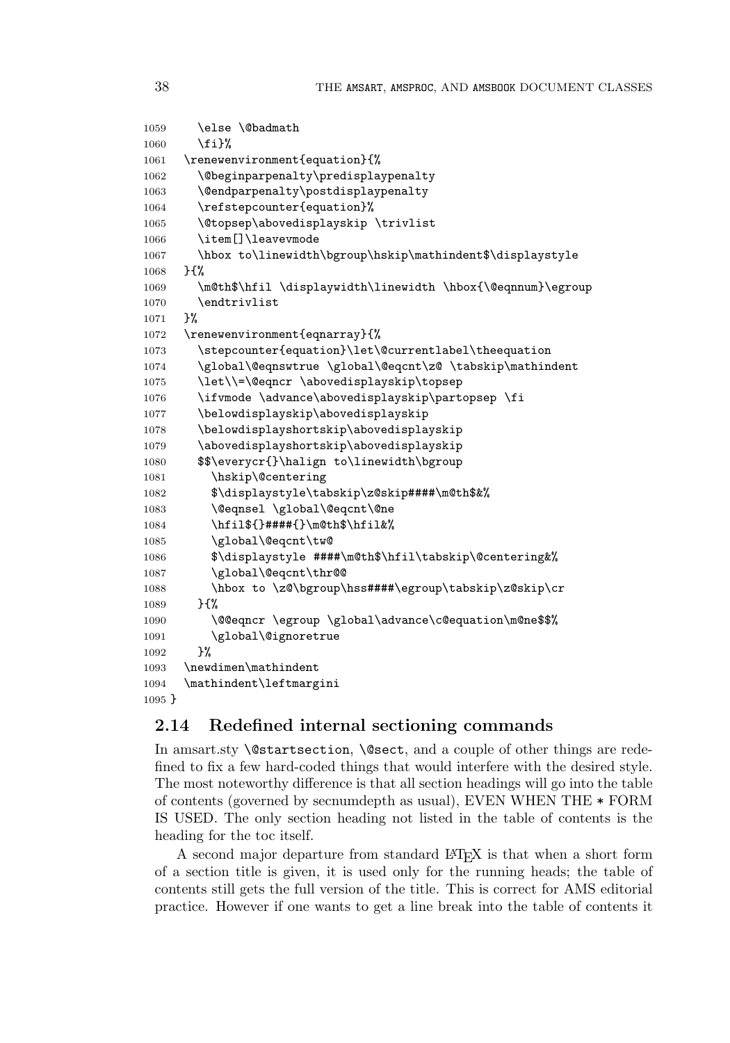```
1059    \else \@badmath
1060    \fi}%
1061  \renewenvironment{equation}{%
1062    \@beginparpenalty\predisplaypenalty
1063    \@endparpenalty\postdisplaypenalty
1064    \refstepcounter{equation}%
1065    \@topsep\abovedisplayskip \trivlist
1066    \item[]\leavevmode
1067    \hbox to\linewidth\bgroup\hskip\mathindent$\displaystyle
1068  }{%
1069    \m@th$\hfil \displaywidth\linewidth \hbox{\@eqnnum}\egroup
1070    \endtrivlist
1071  }%
1072  \renewenvironment{eqnarray}{%
1073    \stepcounter{equation}\let\@currentlabel\theequation
1074    \global\@eqnswtrue \global\@eqcnt\z@ \tabskip\mathindent
1075    \let\\=\@eqncr \abovedisplayskip\topsep
1076    \ifvmode \advance\abovedisplayskip\partopsep \fi
1077    \belowdisplayskip\abovedisplayskip
1078    \belowdisplayshortskip\abovedisplayskip
1079    \abovedisplayshortskip\abovedisplayskip
1080    $$\everycr{}\halign to\linewidth\bgroup
1081      \hskip\@centering
1082      $\displaystyle\tabskip\z@skip####\m@th$&%
1083      \@eqnsel \global\@eqcnt\@ne
1084      \hfil${}####{}\m@th$\hfil&%
1085      \global\@eqcnt\tw@
1086      $\displaystyle ####\m@th$\hfil\tabskip\@centering&%
1087      \global\@eqcnt\thr@@
1088      \hbox to \z@\bgroup\hss####\egroup\tabskip\z@skip\cr
1089    }{%
1090      \@@eqncr \egroup \global\advance\c@equation\m@ne$$%
1091      \global\@ignoretrue
1092    }%
1093  \newdimen\mathindent
1094  \mathindent\leftmargini
1095 }
```

## 2.14 Redefined internal sectioning commands

In amsart.sty `\@startsection`, `\@sect`, and a couple of other things are redefined to fix a few hard-coded things that would interfere with the desired style. The most noteworthy difference is that all section headings will go into the table of contents (governed by secnumdepth as usual), EVEN WHEN THE * FORM IS USED. The only section heading not listed in the table of contents is the heading for the toc itself.

A second major departure from standard LaTeX is that when a short form of a section title is given, it is used only for the running heads; the table of contents still gets the full version of the title. This is correct for AMS editorial practice. However if one wants to get a line break into the table of contents it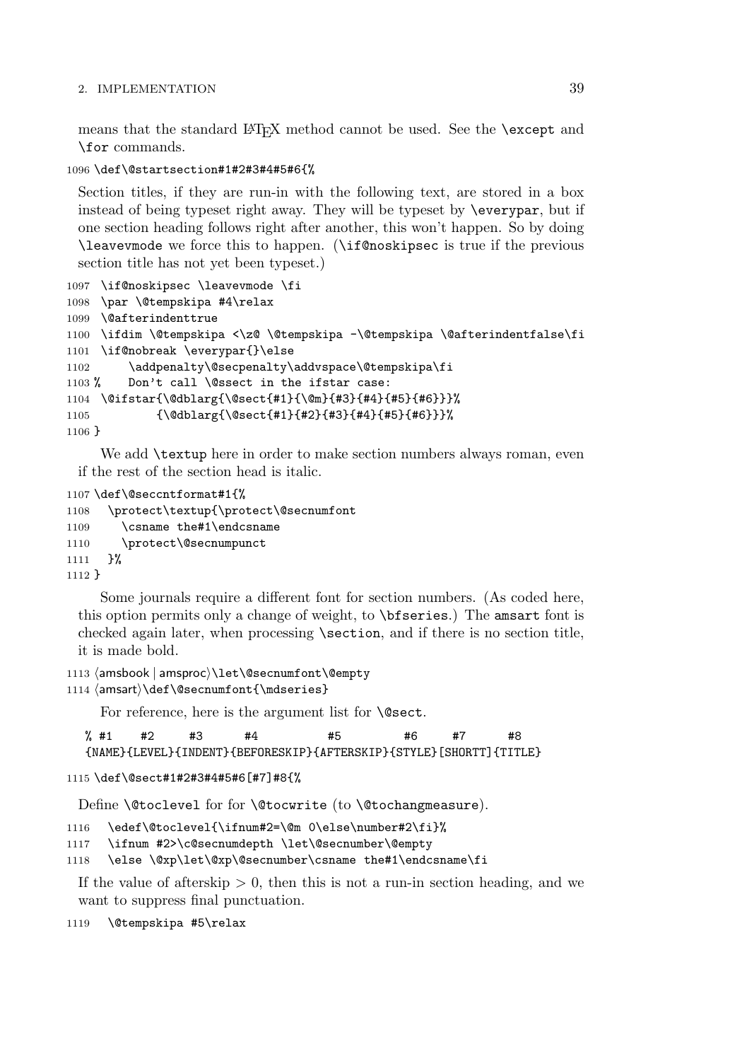means that the standard LaTeX method cannot be used. See the `\except` and `\for` commands.

```
1096 \def\@startsection#1#2#3#4#5#6{%
```

Section titles, if they are run-in with the following text, are stored in a box instead of being typeset right away. They will be typeset by `\everypar`, but if one section heading follows right after another, this won't happen. So by doing `\leavevmode` we force this to happen. (`\if@noskipsec` is true if the previous section title has not yet been typeset.)

```
1097 \if@noskipsec \leavevmode \fi
1098 \par \@tempskipa #4\relax
1099 \@afterindenttrue
1100 \ifdim \@tempskipa <\z@ \@tempskipa -\@tempskipa \@afterindentfalse\fi
1101 \if@nobreak \everypar{}\else
1102      \addpenalty\@secpenalty\addvspace\@tempskipa\fi
1103 %    Don't call \@ssect in the ifstar case:
1104 \@ifstar{\@dblarg{\@sect{#1}{\@m}{#3}{#4}{#5}{#6}}}%
1105         {\@dblarg{\@sect{#1}{#2}{#3}{#4}{#5}{#6}}}%
1106 }
```

We add `\textup` here in order to make section numbers always roman, even if the rest of the section head is italic.

```
1107 \def\@seccntformat#1{%
1108   \protect\textup{\protect\@secnumfont
1109     \csname the#1\endcsname
1110     \protect\@secnumpunct
1111   }%
1112 }
```

Some journals require a different font for section numbers. (As coded here, this option permits only a change of weight, to `\bfseries`.) The `amsart` font is checked again later, when processing `\section`, and if there is no section title, it is made bold.

```
1113 ⟨amsbook | amsproc⟩\let\@secnumfont\@empty
1114 ⟨amsart⟩\def\@secnumfont{\mdseries}
```

For reference, here is the argument list for `\@sect`.

```
% #1    #2     #3      #4          #5         #6     #7      #8
{NAME}{LEVEL}{INDENT}{BEFORESKIP}{AFTERSKIP}{STYLE}[SHORTT]{TITLE}
```

```
1115 \def\@sect#1#2#3#4#5#6[#7]#8{%
```

Define `\@toclevel` for for `\@tocwrite` (to `\@tochangmeasure`).

```
1116   \edef\@toclevel{\ifnum#2=\@m 0\else\number#2\fi}%
1117   \ifnum #2>\c@secnumdepth \let\@secnumber\@empty
1118   \else \@xp\let\@xp\@secnumber\csname the#1\endcsname\fi
```

If the value of afterskip $> 0$, then this is not a run-in section heading, and we want to suppress final punctuation.

```
1119   \@tempskipa #5\relax
```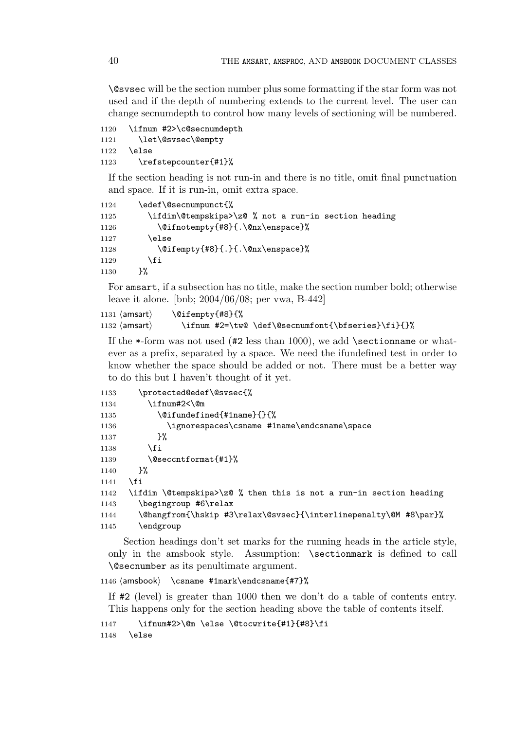`\@svsec` will be the section number plus some formatting if the star form was not used and if the depth of numbering extends to the current level. The user can change secnumdepth to control how many levels of sectioning will be numbered.

```
1120   \ifnum #2>\c@secnumdepth
1121     \let\@svsec\@empty
1122   \else
1123     \refstepcounter{#1}%
```

If the section heading is not run-in and there is no title, omit final punctuation and space. If it is run-in, omit extra space.

```
1124     \edef\@secnumpunct{%
1125       \ifdim\@tempskipa>\z@ % not a run-in section heading
1126         \@ifnotempty{#8}{.\@nx\enspace}%
1127       \else
1128         \@ifempty{#8}{.}{.\@nx\enspace}%
1129       \fi
1130     }%
```

For amsart, if a subsection has no title, make the section number bold; otherwise leave it alone. [bnb; 2004/06/08; per vwa, B-442]

```
1131 ⟨amsart⟩     \@ifempty{#8}{%
1132 ⟨amsart⟩       \ifnum #2=\tw@ \def\@secnumfont{\bfseries}\fi}{}%
```

If the *-form was not used (#2 less than 1000), we add `\sectionname` or whatever as a prefix, separated by a space. We need the ifundefined test in order to know whether the space should be added or not. There must be a better way to do this but I haven't thought of it yet.

```
1133     \protected@edef\@svsec{%
1134       \ifnum#2<\@m
1135         \@ifundefined{#1name}{}{%
1136           \ignorespaces\csname #1name\endcsname\space
1137         }%
1138       \fi
1139       \@seccntformat{#1}%
1140     }%
1141   \fi
1142   \ifdim \@tempskipa>\z@ % then this is not a run-in section heading
1143     \begingroup #6\relax
1144     \@hangfrom{\hskip #3\relax\@svsec}{\interlinepenalty\@M #8\par}%
1145     \endgroup
```

Section headings don't set marks for the running heads in the article style, only in the amsbook style. Assumption: `\sectionmark` is defined to call `\@secnumber` as its penultimate argument.

```
1146 ⟨amsbook⟩   \csname #1mark\endcsname{#7}%
```

If #2 (level) is greater than 1000 then we don't do a table of contents entry. This happens only for the section heading above the table of contents itself.

```
1147     \ifnum#2>\@m \else \@tocwrite{#1}{#8}\fi
1148   \else
```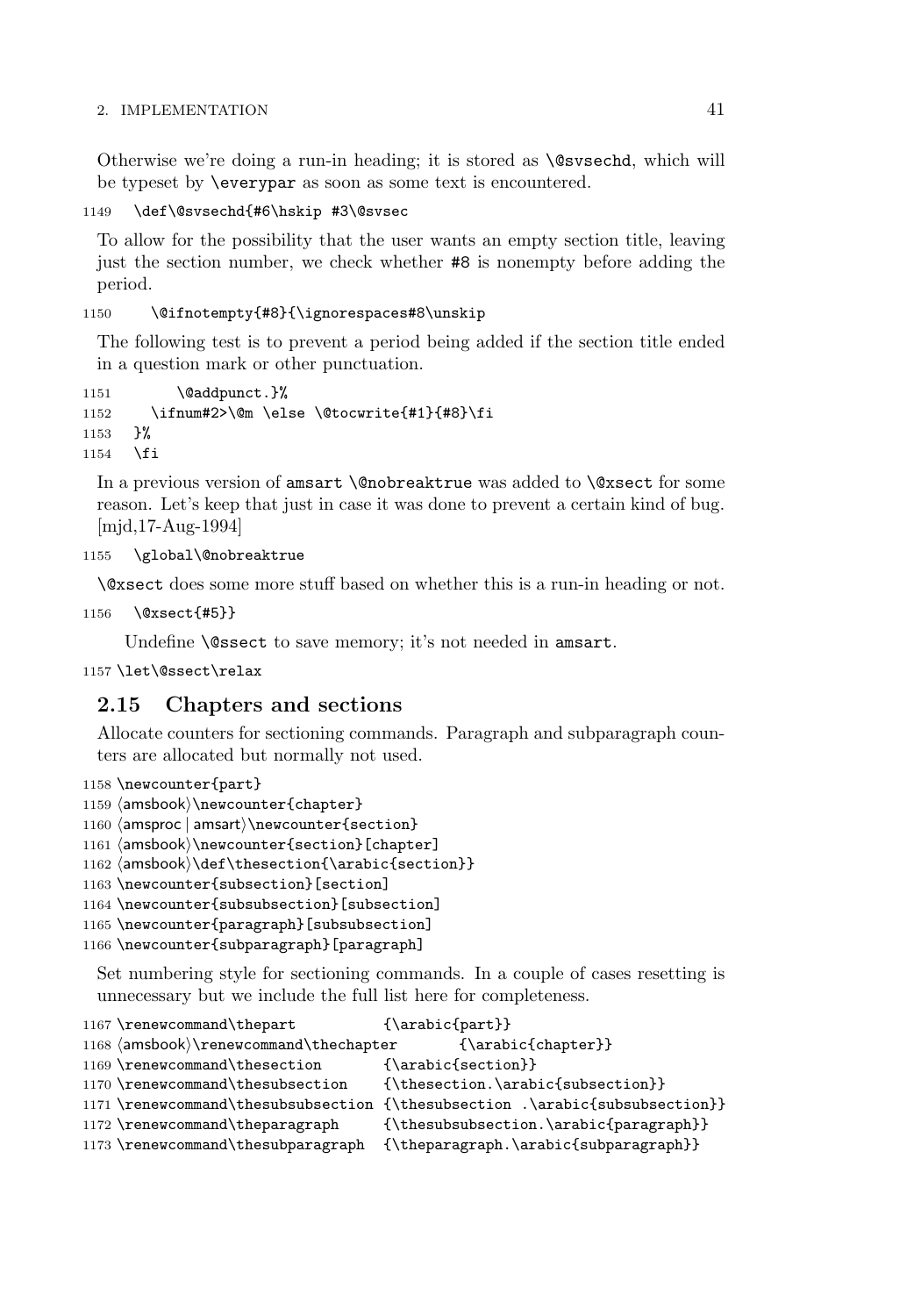Otherwise we're doing a run-in heading; it is stored as `\@svsechd`, which will be typeset by `\everypar` as soon as some text is encountered.

```
1149   \def\@svsechd{#6\hskip #3\@svsec
```

To allow for the possibility that the user wants an empty section title, leaving just the section number, we check whether `#8` is nonempty before adding the period.

```
1150     \@ifnotempty{#8}{\ignorespaces#8\unskip
```

The following test is to prevent a period being added if the section title ended in a question mark or other punctuation.

```
1151        \@addpunct.}%
1152     \ifnum#2>\@m \else \@tocwrite{#1}{#8}\fi
1153   }%
1154   \fi
```

In a previous version of `amsart` `\@nobreaktrue` was added to `\@xsect` for some reason. Let's keep that just in case it was done to prevent a certain kind of bug. [mjd,17-Aug-1994]

```
1155   \global\@nobreaktrue
```

`\@xsect` does some more stuff based on whether this is a run-in heading or not.

```
1156   \@xsect{#5}}
```

Undefine `\@ssect` to save memory; it's not needed in `amsart`.

```
1157 \let\@ssect\relax
```

## 2.15 Chapters and sections

Allocate counters for sectioning commands. Paragraph and subparagraph counters are allocated but normally not used.

```
1158 \newcounter{part}
1159 ⟨amsbook⟩\newcounter{chapter}
1160 ⟨amsproc | amsart⟩\newcounter{section}
1161 ⟨amsbook⟩\newcounter{section}[chapter]
1162 ⟨amsbook⟩\def\thesection{\arabic{section}}
1163 \newcounter{subsection}[section]
1164 \newcounter{subsubsection}[subsection]
1165 \newcounter{paragraph}[subsubsection]
1166 \newcounter{subparagraph}[paragraph]
```

Set numbering style for sectioning commands. In a couple of cases resetting is unnecessary but we include the full list here for completeness.

```
1167 \renewcommand\thepart          {\arabic{part}}
1168 ⟨amsbook⟩\renewcommand\thechapter       {\arabic{chapter}}
1169 \renewcommand\thesection       {\arabic{section}}
1170 \renewcommand\thesubsection    {\thesection.\arabic{subsection}}
1171 \renewcommand\thesubsubsection {\thesubsection .\arabic{subsubsection}}
1172 \renewcommand\theparagraph     {\thesubsubsection.\arabic{paragraph}}
1173 \renewcommand\thesubparagraph  {\theparagraph.\arabic{subparagraph}}
```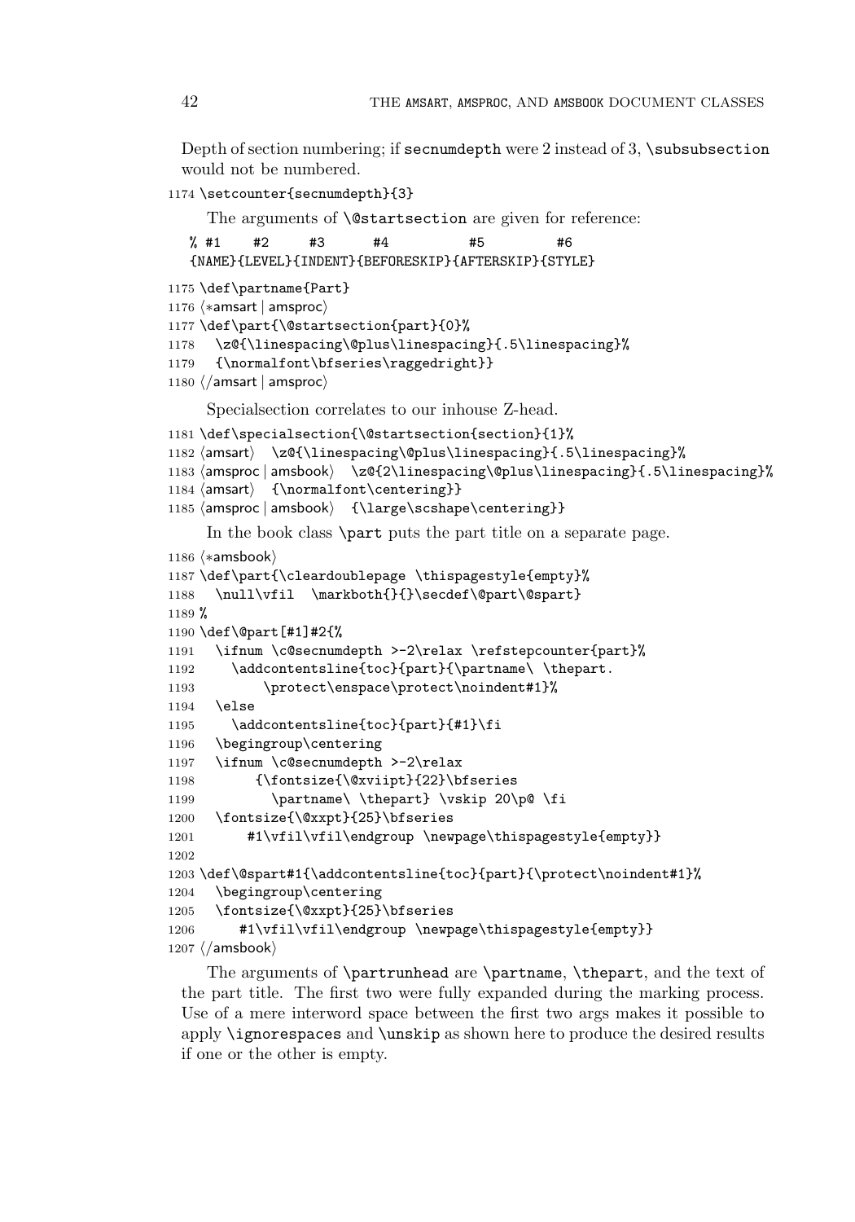Depth of section numbering; if secnumdepth were 2 instead of 3, \subsubsection would not be numbered.

```
1174 \setcounter{secnumdepth}{3}
```

The arguments of \@startsection are given for reference:

```
% #1    #2     #3      #4          #5         #6
{NAME}{LEVEL}{INDENT}{BEFORESKIP}{AFTERSKIP}{STYLE}
```

```
1175 \def\partname{Part}
1176 ⟨*amsart | amsproc⟩
1177 \def\part{\@startsection{part}{0}%
1178   \z@{\linespacing\@plus\linespacing}{.5\linespacing}%
1179   {\normalfont\bfseries\raggedright}}
1180 ⟨/amsart | amsproc⟩
```

Specialsection correlates to our inhouse Z-head.

```
1181 \def\specialsection{\@startsection{section}{1}%
1182 ⟨amsart⟩   \z@{\linespacing\@plus\linespacing}{.5\linespacing}%
1183 ⟨amsproc | amsbook⟩   \z@{2\linespacing\@plus\linespacing}{.5\linespacing}%
1184 ⟨amsart⟩   {\normalfont\centering}}
1185 ⟨amsproc | amsbook⟩   {\large\scshape\centering}}
```

In the book class \part puts the part title on a separate page.

```
1186 ⟨*amsbook⟩
1187 \def\part{\cleardoublepage \thispagestyle{empty}%
1188   \null\vfil  \markboth{}{}\secdef\@part\@spart}
1189 %
1190 \def\@part[#1]#2{%
1191   \ifnum \c@secnumdepth >-2\relax \refstepcounter{part}%
1192     \addcontentsline{toc}{part}{\partname\ \thepart.
1193         \protect\enspace\protect\noindent#1}%
1194   \else
1195     \addcontentsline{toc}{part}{#1}\fi
1196   \begingroup\centering
1197   \ifnum \c@secnumdepth >-2\relax
1198       {\fontsize{\@xviipt}{22}\bfseries
1199         \partname\ \thepart} \vskip 20\p@ \fi
1200   \fontsize{\@xxpt}{25}\bfseries
1201       #1\vfil\vfil\endgroup \newpage\thispagestyle{empty}}
1202
1203 \def\@spart#1{\addcontentsline{toc}{part}{\protect\noindent#1}%
1204   \begingroup\centering
1205   \fontsize{\@xxpt}{25}\bfseries
1206      #1\vfil\vfil\endgroup \newpage\thispagestyle{empty}}
1207 ⟨/amsbook⟩
```

The arguments of \partrunhead are \partname, \thepart, and the text of the part title. The first two were fully expanded during the marking process. Use of a mere interword space between the first two args makes it possible to apply \ignorespaces and \unskip as shown here to produce the desired results if one or the other is empty.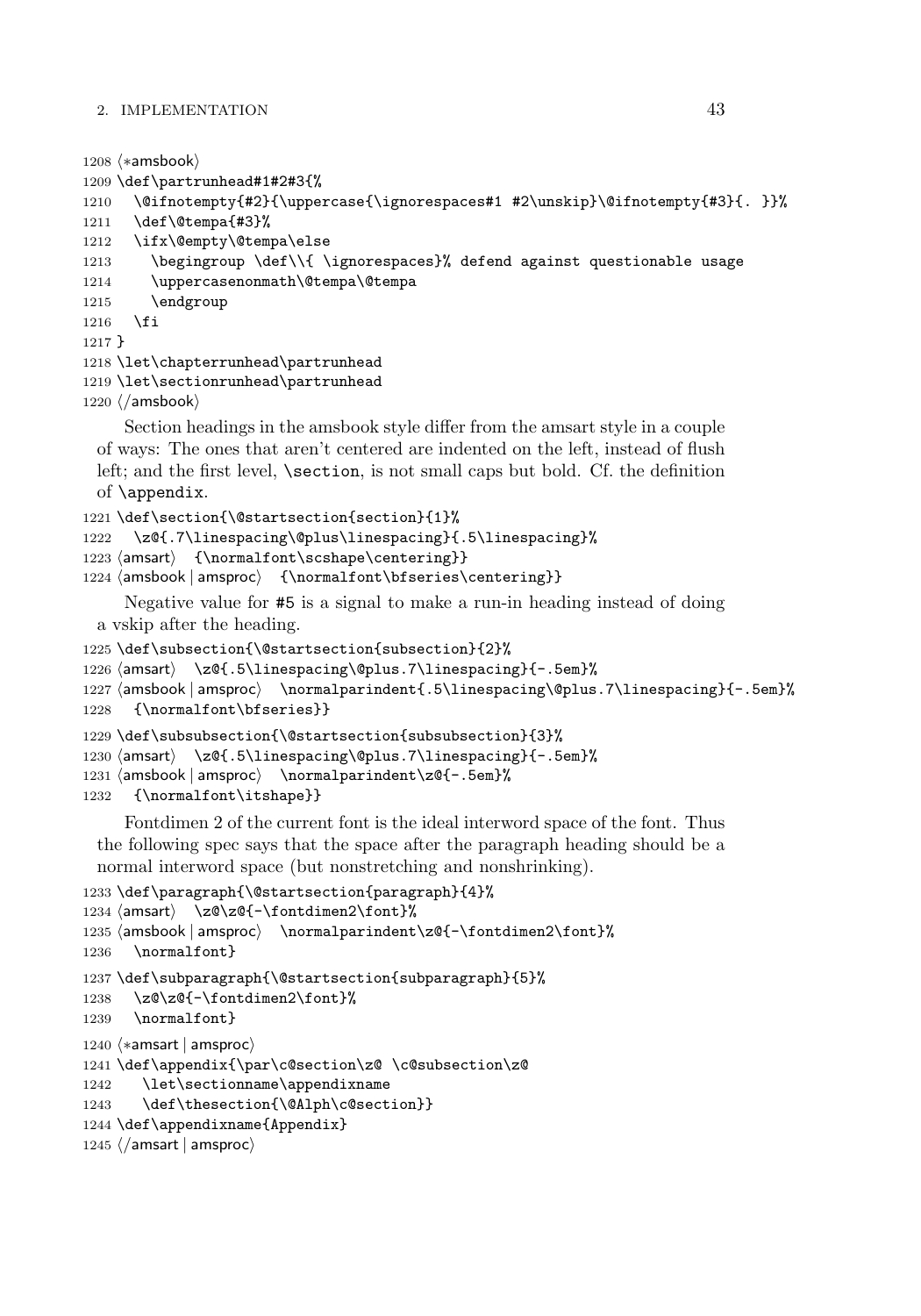```
1208 ⟨*amsbook⟩
1209 \def\partrunhead#1#2#3{%
1210   \@ifnotempty{#2}{\uppercase{\ignorespaces#1 #2\unskip}\@ifnotempty{#3}{. }}%
1211   \def\@tempa{#3}%
1212   \ifx\@empty\@tempa\else
1213     \begingroup \def\\{ \ignorespaces}% defend against questionable usage
1214     \uppercasenonmath\@tempa\@tempa
1215     \endgroup
1216   \fi
1217 }
1218 \let\chapterrunhead\partrunhead
1219 \let\sectionrunhead\partrunhead
1220 ⟨/amsbook⟩
```

Section headings in the amsbook style differ from the amsart style in a couple of ways: The ones that aren't centered are indented on the left, instead of flush left; and the first level, `\section`, is not small caps but bold. Cf. the definition of `\appendix`.

```
1221 \def\section{\@startsection{section}{1}%
1222   \z@{.7\linespacing\@plus\linespacing}{.5\linespacing}%
1223 ⟨amsart⟩  {\normalfont\scshape\centering}}
1224 ⟨amsbook | amsproc⟩  {\normalfont\bfseries\centering}}
```

Negative value for #5 is a signal to make a run-in heading instead of doing a vskip after the heading.

```
1225 \def\subsection{\@startsection{subsection}{2}%
1226 ⟨amsart⟩  \z@{.5\linespacing\@plus.7\linespacing}{-.5em}%
1227 ⟨amsbook | amsproc⟩  \normalparindent{.5\linespacing\@plus.7\linespacing}{-.5em}%
1228   {\normalfont\bfseries}}
1229 \def\subsubsection{\@startsection{subsubsection}{3}%
1230 ⟨amsart⟩  \z@{.5\linespacing\@plus.7\linespacing}{-.5em}%
1231 ⟨amsbook | amsproc⟩  \normalparindent\z@{-.5em}%
1232   {\normalfont\itshape}}
```

Fontdimen 2 of the current font is the ideal interword space of the font. Thus the following spec says that the space after the paragraph heading should be a normal interword space (but nonstretching and nonshrinking).

```
1233 \def\paragraph{\@startsection{paragraph}{4}%
1234 ⟨amsart⟩  \z@\z@{-\fontdimen2\font}%
1235 ⟨amsbook | amsproc⟩  \normalparindent\z@{-\fontdimen2\font}%
1236   \normalfont}
1237 \def\subparagraph{\@startsection{subparagraph}{5}%
1238   \z@\z@{-\fontdimen2\font}%
1239   \normalfont}
1240 ⟨*amsart | amsproc⟩
1241 \def\appendix{\par\c@section\z@ \c@subsection\z@
1242    \let\sectionname\appendixname
1243    \def\thesection{\@Alph\c@section}}
1244 \def\appendixname{Appendix}
1245 ⟨/amsart | amsproc⟩
```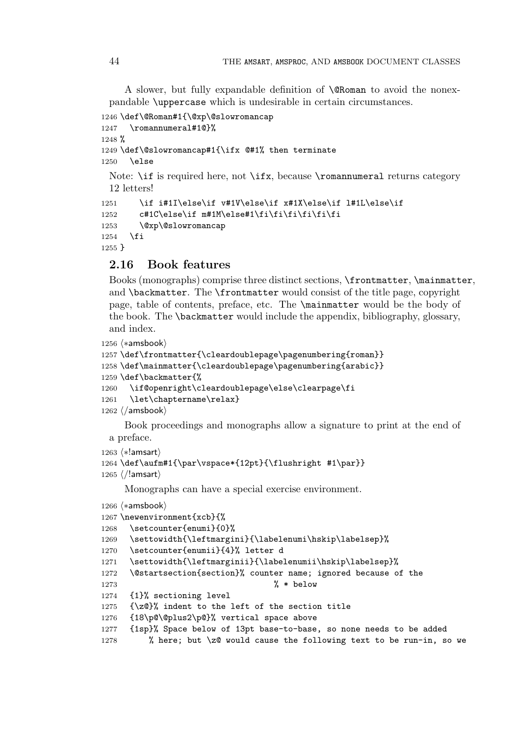A slower, but fully expandable definition of `\@Roman` to avoid the nonexpandable `\uppercase` which is undesirable in certain circumstances.

```
1246 \def\@Roman#1{\@xp\@slowromancap
1247   \romannumeral#1@}%
1248 %
1249 \def\@slowromancap#1{\ifx @#1% then terminate
1250   \else
```

Note: `\if` is required here, not `\ifx`, because `\romannumeral` returns category 12 letters!

```
1251     \if i#1I\else\if v#1V\else\if x#1X\else\if l#1L\else\if
1252     c#1C\else\if m#1M\else#1\fi\fi\fi\fi\fi\fi
1253     \@xp\@slowromancap
1254   \fi
1255 }
```

## 2.16 Book features

Books (monographs) comprise three distinct sections, `\frontmatter`, `\mainmatter`, and `\backmatter`. The `\frontmatter` would consist of the title page, copyright page, table of contents, preface, etc. The `\mainmatter` would be the body of the book. The `\backmatter` would include the appendix, bibliography, glossary, and index.

```
1256 ⟨*amsbook⟩
1257 \def\frontmatter{\cleardoublepage\pagenumbering{roman}}
1258 \def\mainmatter{\cleardoublepage\pagenumbering{arabic}}
1259 \def\backmatter{%
1260   \if@openright\cleardoublepage\else\clearpage\fi
1261   \let\chaptername\relax}
1262 ⟨/amsbook⟩
```

Book proceedings and monographs allow a signature to print at the end of a preface.

```
1263 ⟨*!amsart⟩
1264 \def\aufm#1{\par\vspace*{12pt}{\flushright #1\par}}
1265 ⟨/!amsart⟩
```

Monographs can have a special exercise environment.

```
1266 ⟨*amsbook⟩
1267 \newenvironment{xcb}{%
1268   \setcounter{enumi}{0}%
1269   \settowidth{\leftmargini}{\labelenumi\hskip\labelsep}%
1270   \setcounter{enumii}{4}% letter d
1271   \settowidth{\leftmarginii}{\labelenumii\hskip\labelsep}%
1272   \@startsection{section}% counter name; ignored because of the
1273                            % * below
1274   {1}% sectioning level
1275   {\z@}% indent to the left of the section title
1276   {18\p@\@plus2\p@}% vertical space above
1277   {1sp}% Space below of 13pt base-to-base, so none needs to be added
1278       % here; but \z@ would cause the following text to be run-in, so we
```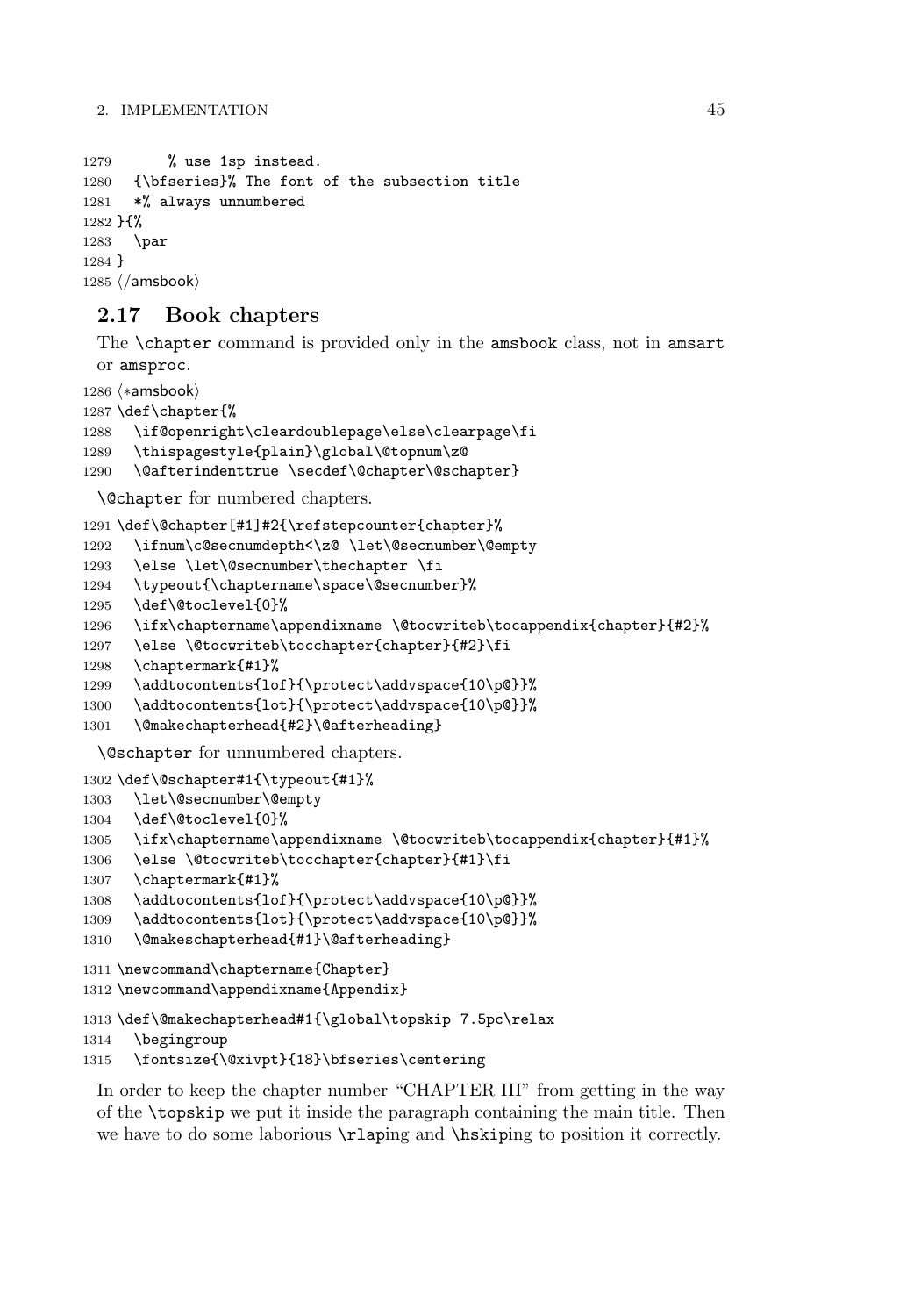```
1279      % use 1sp instead.
1280   {\bfseries}% The font of the subsection title
1281   *% always unnumbered
1282 }{%
1283   \par
1284 }
1285 ⟨/amsbook⟩
```

## 2.17 Book chapters

The `\chapter` command is provided only in the `amsbook` class, not in `amsart` or `amsproc`.

```
1286 ⟨*amsbook⟩
1287 \def\chapter{%
1288   \if@openright\cleardoublepage\else\clearpage\fi
1289   \thispagestyle{plain}\global\@topnum\z@
1290   \@afterindenttrue \secdef\@chapter\@schapter}
```

`\@chapter` for numbered chapters.

```
1291 \def\@chapter[#1]#2{\refstepcounter{chapter}%
1292   \ifnum\c@secnumdepth<\z@ \let\@secnumber\@empty
1293   \else \let\@secnumber\thechapter \fi
1294   \typeout{\chaptername\space\@secnumber}%
1295   \def\@toclevel{0}%
1296   \ifx\chaptername\appendixname \@tocwriteb\tocappendix{chapter}{#2}%
1297   \else \@tocwriteb\tocchapter{chapter}{#2}\fi
1298   \chaptermark{#1}%
1299   \addtocontents{lof}{\protect\addvspace{10\p@}}%
1300   \addtocontents{lot}{\protect\addvspace{10\p@}}%
1301   \@makechapterhead{#2}\@afterheading}
```

`\@schapter` for unnumbered chapters.

```
1302 \def\@schapter#1{\typeout{#1}%
1303   \let\@secnumber\@empty
1304   \def\@toclevel{0}%
1305   \ifx\chaptername\appendixname \@tocwriteb\tocappendix{chapter}{#1}%
1306   \else \@tocwriteb\tocchapter{chapter}{#1}\fi
1307   \chaptermark{#1}%
1308   \addtocontents{lof}{\protect\addvspace{10\p@}}%
1309   \addtocontents{lot}{\protect\addvspace{10\p@}}%
1310   \@makeschapterhead{#1}\@afterheading}
```

```
1311 \newcommand\chaptername{Chapter}
1312 \newcommand\appendixname{Appendix}
```

```
1313 \def\@makechapterhead#1{\global\topskip 7.5pc\relax
1314   \begingroup
1315   \fontsize{\@xivpt}{18}\bfseries\centering
```

In order to keep the chapter number "CHAPTER III" from getting in the way of the `\topskip` we put it inside the paragraph containing the main title. Then we have to do some laborious `\rlap`ing and `\hskip`ing to position it correctly.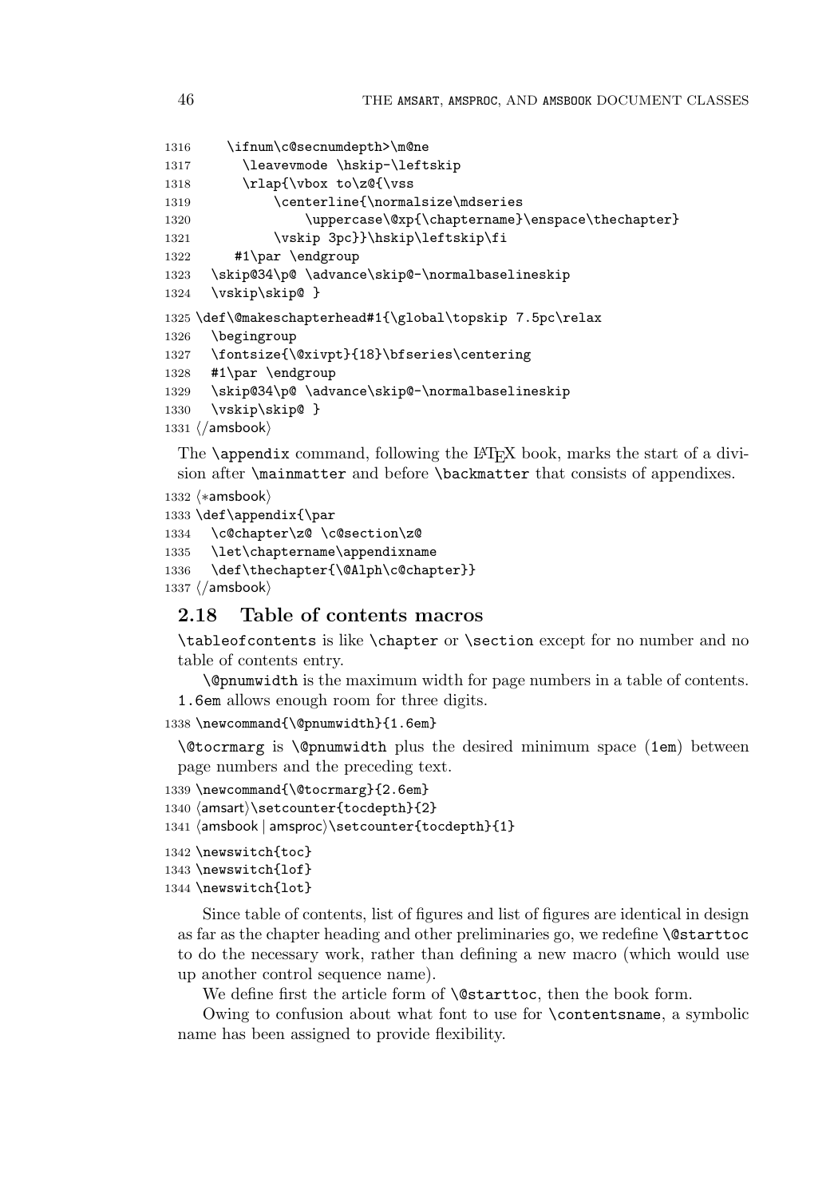```
1316    \ifnum\c@secnumdepth>\m@ne
1317      \leavevmode \hskip-\leftskip
1318      \rlap{\vbox to\z@{\vss
1319          \centerline{\normalsize\mdseries
1320              \uppercase\@xp{\chaptername}\enspace\thechapter}
1321          \vskip 3pc}}\hskip\leftskip\fi
1322     #1\par \endgroup
1323   \skip@34\p@ \advance\skip@-\normalbaselineskip
1324   \vskip\skip@ }
1325 \def\@makeschapterhead#1{\global\topskip 7.5pc\relax
1326   \begingroup
1327   \fontsize{\@xivpt}{18}\bfseries\centering
1328   #1\par \endgroup
1329   \skip@34\p@ \advance\skip@-\normalbaselineskip
1330   \vskip\skip@ }
1331 ⟨/amsbook⟩
```

The `\appendix` command, following the LaTeX book, marks the start of a division after `\mainmatter` and before `\backmatter` that consists of appendixes.

```
1332 ⟨*amsbook⟩
1333 \def\appendix{\par
1334   \c@chapter\z@ \c@section\z@
1335   \let\chaptername\appendixname
1336   \def\thechapter{\@Alph\c@chapter}}
1337 ⟨/amsbook⟩
```

## 2.18 Table of contents macros

`\tableofcontents` is like `\chapter` or `\section` except for no number and no table of contents entry.

`\@pnumwidth` is the maximum width for page numbers in a table of contents. `1.6em` allows enough room for three digits.

```
1338 \newcommand{\@pnumwidth}{1.6em}
```

`\@tocrmarg` is `\@pnumwidth` plus the desired minimum space (`1em`) between page numbers and the preceding text.

```
1339 \newcommand{\@tocrmarg}{2.6em}
1340 ⟨amsart⟩\setcounter{tocdepth}{2}
1341 ⟨amsbook | amsproc⟩\setcounter{tocdepth}{1}
1342 \newswitch{toc}
1343 \newswitch{lof}
1344 \newswitch{lot}
```

Since table of contents, list of figures and list of figures are identical in design as far as the chapter heading and other preliminaries go, we redefine `\@starttoc` to do the necessary work, rather than defining a new macro (which would use up another control sequence name).

We define first the article form of `\@starttoc`, then the book form.

Owing to confusion about what font to use for `\contentsname`, a symbolic name has been assigned to provide flexibility.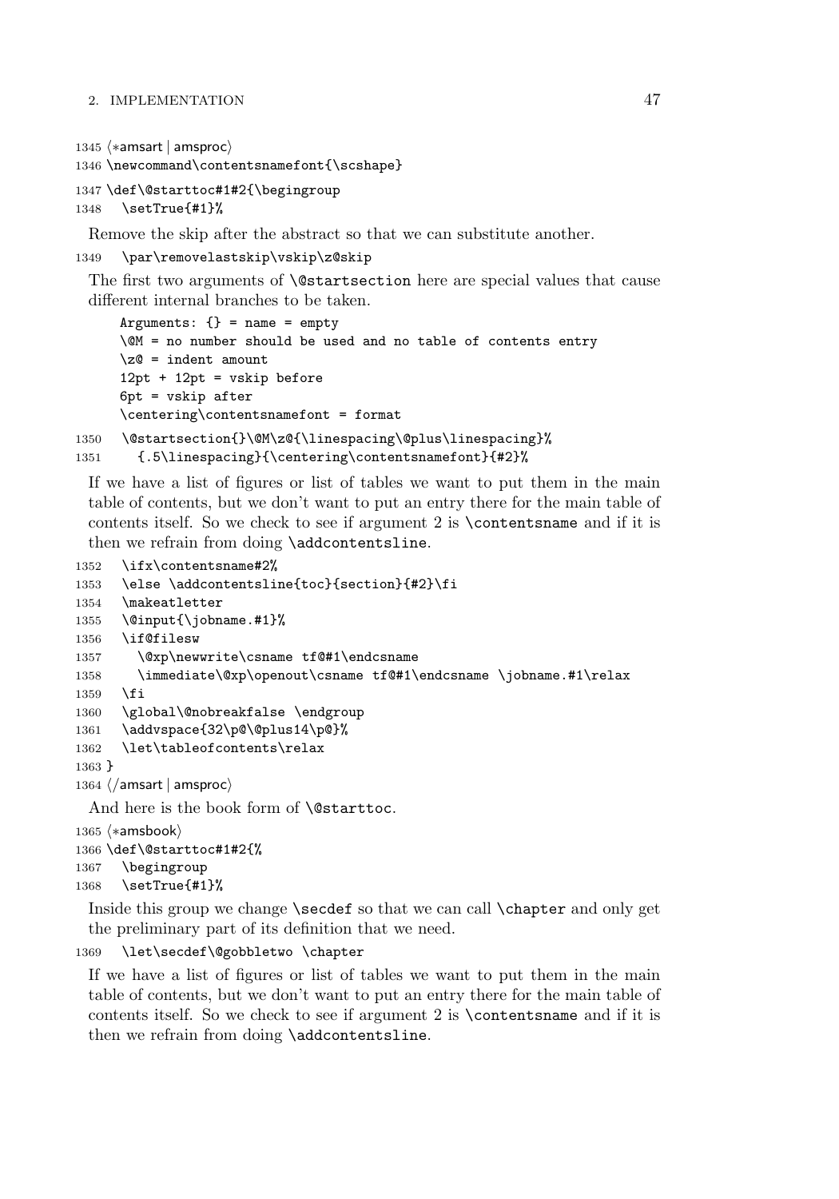```
1345 ⟨*amsart | amsproc⟩
1346 \newcommand\contentsnamefont{\scshape}
1347 \def\@starttoc#1#2{\begingroup
1348   \setTrue{#1}%
```

Remove the skip after the abstract so that we can substitute another.

```
1349   \par\removelastskip\vskip\z@skip
```

The first two arguments of `\@startsection` here are special values that cause different internal branches to be taken.

```
Arguments: {} = name = empty
\@M = no number should be used and no table of contents entry
\z@ = indent amount
12pt + 12pt = vskip before
6pt = vskip after
\centering\contentsnamefont = format
```

```
1350   \@startsection{}\@M\z@{\linespacing\@plus\linespacing}%
1351     {.5\linespacing}{\centering\contentsnamefont}{#2}%
```

If we have a list of figures or list of tables we want to put them in the main table of contents, but we don't want to put an entry there for the main table of contents itself. So we check to see if argument 2 is `\contentsname` and if it is then we refrain from doing `\addcontentsline`.

```
1352   \ifx\contentsname#2%
1353   \else \addcontentsline{toc}{section}{#2}\fi
1354   \makeatletter
1355   \@input{\jobname.#1}%
1356   \if@filesw
1357     \@xp\newwrite\csname tf@#1\endcsname
1358     \immediate\@xp\openout\csname tf@#1\endcsname \jobname.#1\relax
1359   \fi
1360   \global\@nobreakfalse \endgroup
1361   \addvspace{32\p@\@plus14\p@}%
1362   \let\tableofcontents\relax
1363 }
1364 ⟨/amsart | amsproc⟩
```

And here is the book form of `\@starttoc`.

```
1365 ⟨*amsbook⟩
1366 \def\@starttoc#1#2{%
1367   \begingroup
1368   \setTrue{#1}%
```

Inside this group we change `\secdef` so that we can call `\chapter` and only get the preliminary part of its definition that we need.

```
1369   \let\secdef\@gobbletwo \chapter
```

If we have a list of figures or list of tables we want to put them in the main table of contents, but we don't want to put an entry there for the main table of contents itself. So we check to see if argument 2 is `\contentsname` and if it is then we refrain from doing `\addcontentsline`.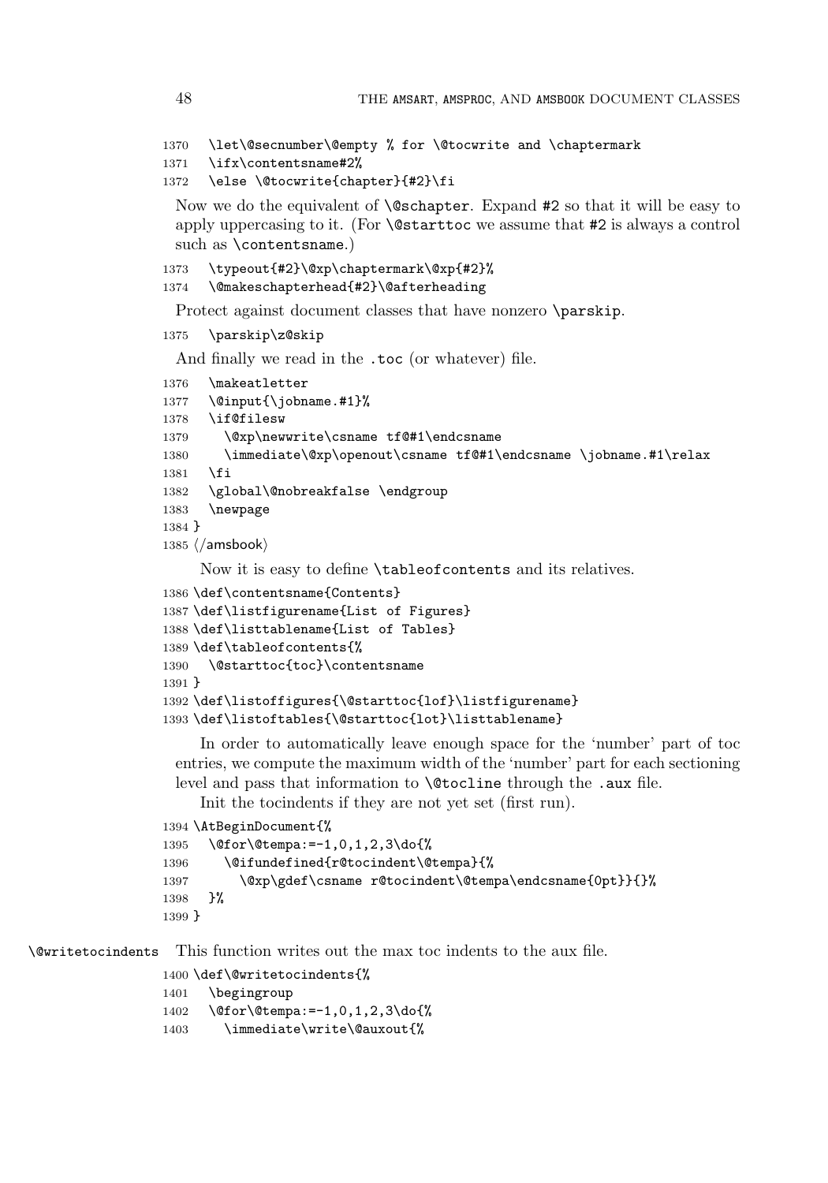```
1370   \let\@secnumber\@empty % for \@tocwrite and \chaptermark
1371   \ifx\contentsname#2%
1372   \else \@tocwrite{chapter}{#2}\fi
```

Now we do the equivalent of `\@schapter`. Expand `#2` so that it will be easy to apply uppercasing to it. (For `\@starttoc` we assume that `#2` is always a control such as `\contentsname`.)

```
1373   \typeout{#2}\@xp\chaptermark\@xp{#2}%
1374   \@makeschapterhead{#2}\@afterheading
```

Protect against document classes that have nonzero `\parskip`.

```
1375   \parskip\z@skip
```

And finally we read in the `.toc` (or whatever) file.

```
1376   \makeatletter
1377   \@input{\jobname.#1}%
1378   \if@filesw
1379     \@xp\newwrite\csname tf@#1\endcsname
1380     \immediate\@xp\openout\csname tf@#1\endcsname \jobname.#1\relax
1381   \fi
1382   \global\@nobreakfalse \endgroup
1383   \newpage
1384 }
1385 </amsbook>
```

Now it is easy to define `\tableofcontents` and its relatives.

```
1386 \def\contentsname{Contents}
1387 \def\listfigurename{List of Figures}
1388 \def\listtablename{List of Tables}
1389 \def\tableofcontents{%
1390   \@starttoc{toc}\contentsname
1391 }
1392 \def\listoffigures{\@starttoc{lof}\listfigurename}
1393 \def\listoftables{\@starttoc{lot}\listtablename}
```

In order to automatically leave enough space for the 'number' part of toc entries, we compute the maximum width of the 'number' part for each sectioning level and pass that information to `\@tocline` through the `.aux` file.

Init the tocindents if they are not yet set (first run).

```
1394 \AtBeginDocument{%
1395   \@for\@tempa:=-1,0,1,2,3\do{%
1396     \@ifundefined{r@tocindent\@tempa}{%
1397       \@xp\gdef\csname r@tocindent\@tempa\endcsname{0pt}}{}%
1398   }%
1399 }
```

`\@writetocindents` This function writes out the max toc indents to the aux file.

```
1400 \def\@writetocindents{%
1401   \begingroup
1402   \@for\@tempa:=-1,0,1,2,3\do{%
1403     \immediate\write\@auxout{%
```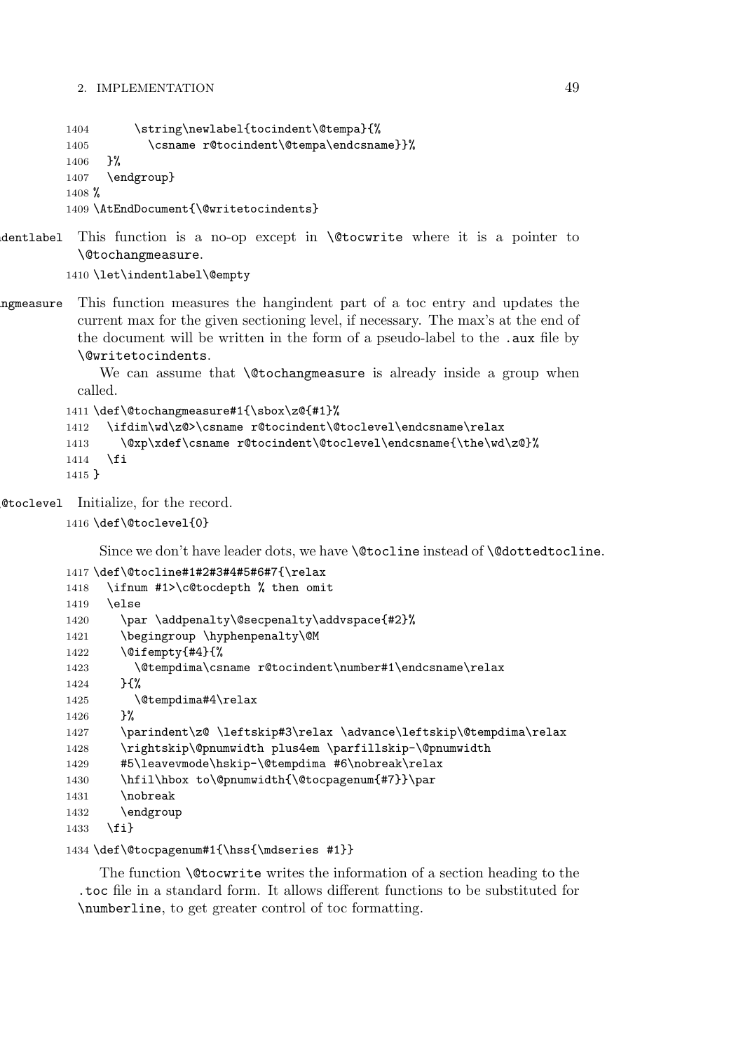```
1404       \string\newlabel{tocindent\@tempa}{%
1405         \csname r@tocindent\@tempa\endcsname}}%
1406   }%
1407   \endgroup}
1408 %
1409 \AtEndDocument{\@writetocindents}
```

\indentlabel This function is a no-op except in `\@tocwrite` where it is a pointer to `\@tochangmeasure`.

```
1410 \let\indentlabel\@empty
```

\@tochangmeasure This function measures the hangindent part of a toc entry and updates the current max for the given sectioning level, if necessary. The max's at the end of the document will be written in the form of a pseudo-label to the `.aux` file by `\@writetocindents`.

We can assume that `\@tochangmeasure` is already inside a group when called.

```
1411 \def\@tochangmeasure#1{\sbox\z@{#1}%
1412   \ifdim\wd\z@>\csname r@tocindent\@toclevel\endcsname\relax
1413     \@xp\xdef\csname r@tocindent\@toclevel\endcsname{\the\wd\z@}%
1414   \fi
1415 }
```

\@toclevel Initialize, for the record.

```
1416 \def\@toclevel{0}
```

Since we don't have leader dots, we have `\@tocline` instead of `\@dottedtocline`.

```
1417 \def\@tocline#1#2#3#4#5#6#7{\relax
1418   \ifnum #1>\c@tocdepth % then omit
1419   \else
1420     \par \addpenalty\@secpenalty\addvspace{#2}%
1421     \begingroup \hyphenpenalty\@M
1422     \@ifempty{#4}{%
1423       \@tempdima\csname r@tocindent\number#1\endcsname\relax
1424     }{%
1425       \@tempdima#4\relax
1426     }%
1427     \parindent\z@ \leftskip#3\relax \advance\leftskip\@tempdima\relax
1428     \rightskip\@pnumwidth plus4em \parfillskip-\@pnumwidth
1429     #5\leavevmode\hskip-\@tempdima #6\nobreak\relax
1430     \hfil\hbox to\@pnumwidth{\@tocpagenum{#7}}\par
1431     \nobreak
1432     \endgroup
1433   \fi}
1434 \def\@tocpagenum#1{\hss{\mdseries #1}}
```

The function `\@tocwrite` writes the information of a section heading to the `.toc` file in a standard form. It allows different functions to be substituted for `\numberline`, to get greater control of toc formatting.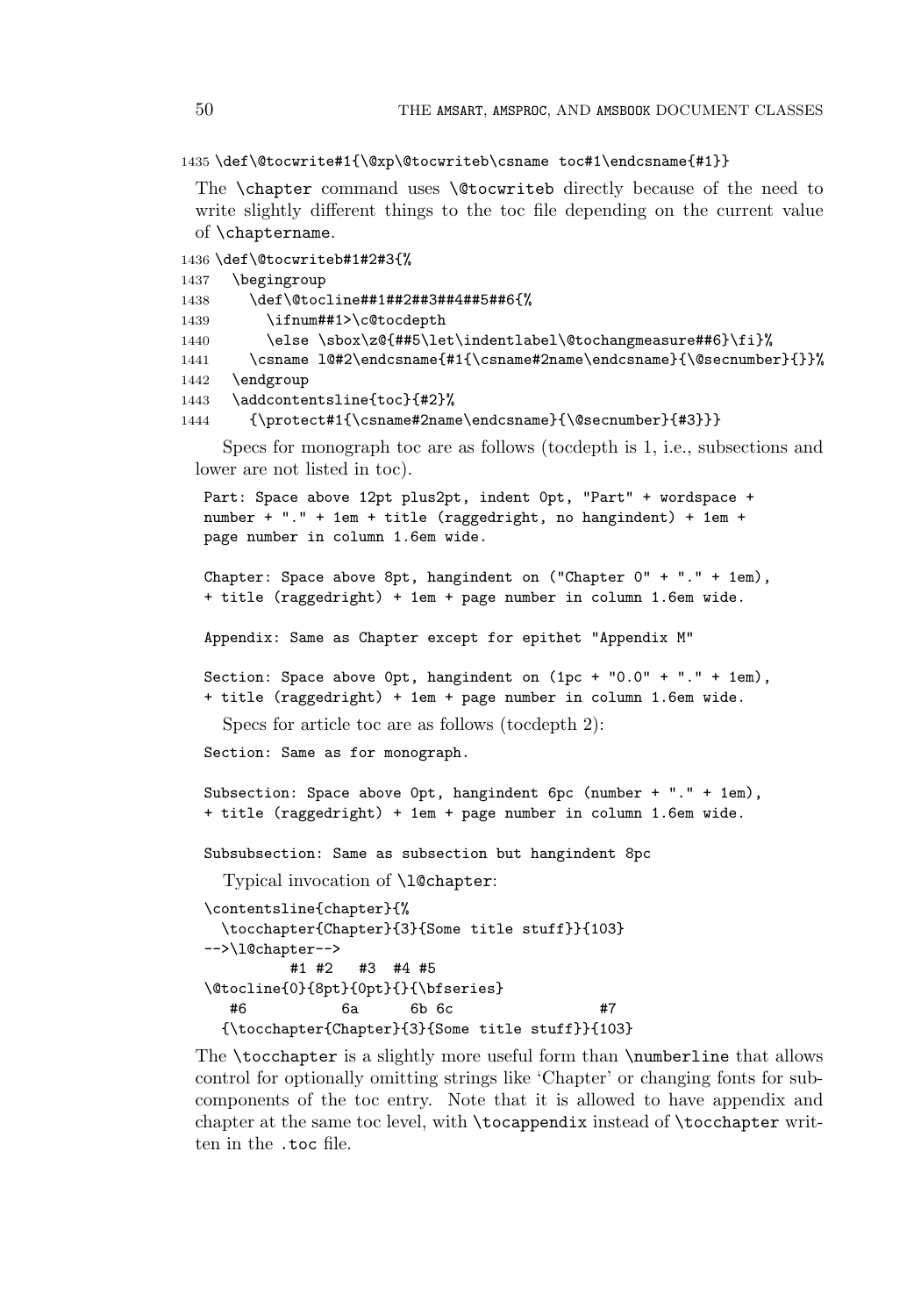```
1435 \def\@tocwrite#1{\@xp\@tocwriteb\csname toc#1\endcsname{#1}}
```

The `\chapter` command uses `\@tocwriteb` directly because of the need to write slightly different things to the toc file depending on the current value of `\chaptername`.

```
1436 \def\@tocwriteb#1#2#3{%
1437   \begingroup
1438     \def\@tocline##1##2##3##4##5##6{%
1439       \ifnum##1>\c@tocdepth
1440       \else \sbox\z@{##5\let\indentlabel\@tochangmeasure##6}\fi}%
1441     \csname l@#2\endcsname{#1{\csname#2name\endcsname}{\@secnumber}{}}%
1442   \endgroup
1443   \addcontentsline{toc}{#2}%
1444     {\protect#1{\csname#2name\endcsname}{\@secnumber}{#3}}}
```

Specs for monograph toc are as follows (tocdepth is 1, i.e., subsections and lower are not listed in toc).

```
Part: Space above 12pt plus2pt, indent 0pt, "Part" + wordspace +
number + "." + 1em + title (raggedright, no hangindent) + 1em +
page number in column 1.6em wide.

Chapter: Space above 8pt, hangindent on ("Chapter 0" + "." + 1em),
+ title (raggedright) + 1em + page number in column 1.6em wide.

Appendix: Same as Chapter except for epithet "Appendix M"

Section: Space above 0pt, hangindent on (1pc + "0.0" + "." + 1em),
+ title (raggedright) + 1em + page number in column 1.6em wide.
```

Specs for article toc are as follows (tocdepth 2):

```
Section: Same as for monograph.

Subsection: Space above 0pt, hangindent 6pc (number + "." + 1em),
+ title (raggedright) + 1em + page number in column 1.6em wide.

Subsubsection: Same as subsection but hangindent 8pc
```

Typical invocation of `\l@chapter`:

```
\contentsline{chapter}{%
  \tocchapter{Chapter}{3}{Some title stuff}}{103}
-->\l@chapter-->
         #1 #2   #3  #4 #5
\@tocline{0}{8pt}{0pt}{}{\bfseries}
  #6          6a      6b 6c                 #7
  {\tocchapter{Chapter}{3}{Some title stuff}}{103}
```

The `\tocchapter` is a slightly more useful form than `\numberline` that allows control for optionally omitting strings like 'Chapter' or changing fonts for subcomponents of the toc entry. Note that it is allowed to have appendix and chapter at the same toc level, with `\tocappendix` instead of `\tocchapter` written in the `.toc` file.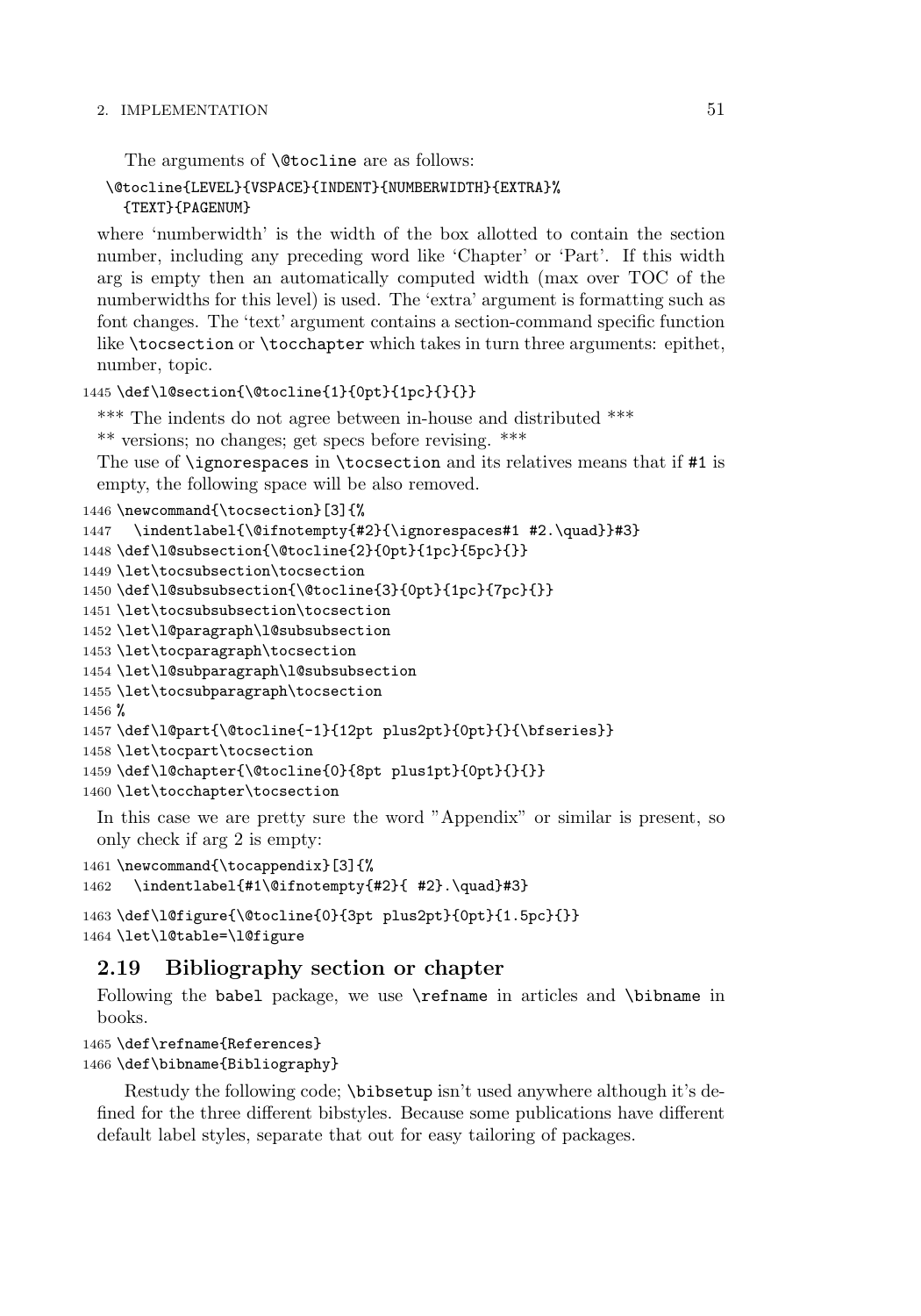The arguments of `\@tocline` are as follows:

```
\@tocline{LEVEL}{VSPACE}{INDENT}{NUMBERWIDTH}{EXTRA}%
  {TEXT}{PAGENUM}
```

where 'numberwidth' is the width of the box allotted to contain the section number, including any preceding word like 'Chapter' or 'Part'. If this width arg is empty then an automatically computed width (max over TOC of the numberwidths for this level) is used. The 'extra' argument is formatting such as font changes. The 'text' argument contains a section-command specific function like `\tocsection` or `\tocchapter` which takes in turn three arguments: epithet, number, topic.

```
1445 \def\l@section{\@tocline{1}{0pt}{1pc}{}{}}
```

*** The indents do not agree between in-house and distributed ***
** versions; no changes; get specs before revising. ***
The use of `\ignorespaces` in `\tocsection` and its relatives means that if `#1` is empty, the following space will be also removed.

```
1446 \newcommand{\tocsection}[3]{%
1447   \indentlabel{\@ifnotempty{#2}{\ignorespaces#1 #2.\quad}}#3}
1448 \def\l@subsection{\@tocline{2}{0pt}{1pc}{5pc}{}}
1449 \let\tocsubsection\tocsection
1450 \def\l@subsubsection{\@tocline{3}{0pt}{1pc}{7pc}{}}
1451 \let\tocsubsubsection\tocsection
1452 \let\l@paragraph\l@subsubsection
1453 \let\tocparagraph\tocsection
1454 \let\l@subparagraph\l@subsubsection
1455 \let\tocsubparagraph\tocsection
1456 %
1457 \def\l@part{\@tocline{-1}{12pt plus2pt}{0pt}{}{\bfseries}}
1458 \let\tocpart\tocsection
1459 \def\l@chapter{\@tocline{0}{8pt plus1pt}{0pt}{}{}}
1460 \let\tocchapter\tocsection
```

In this case we are pretty sure the word "Appendix" or similar is present, so only check if arg 2 is empty:

```
1461 \newcommand{\tocappendix}[3]{%
1462   \indentlabel{#1\@ifnotempty{#2}{ #2}.\quad}#3}
1463 \def\l@figure{\@tocline{0}{3pt plus2pt}{0pt}{1.5pc}{}}
1464 \let\l@table=\l@figure
```

## 2.19 Bibliography section or chapter

Following the babel package, we use `\refname` in articles and `\bibname` in books.

```
1465 \def\refname{References}
1466 \def\bibname{Bibliography}
```

Restudy the following code; `\bibsetup` isn't used anywhere although it's defined for the three different bibstyles. Because some publications have different default label styles, separate that out for easy tailoring of packages.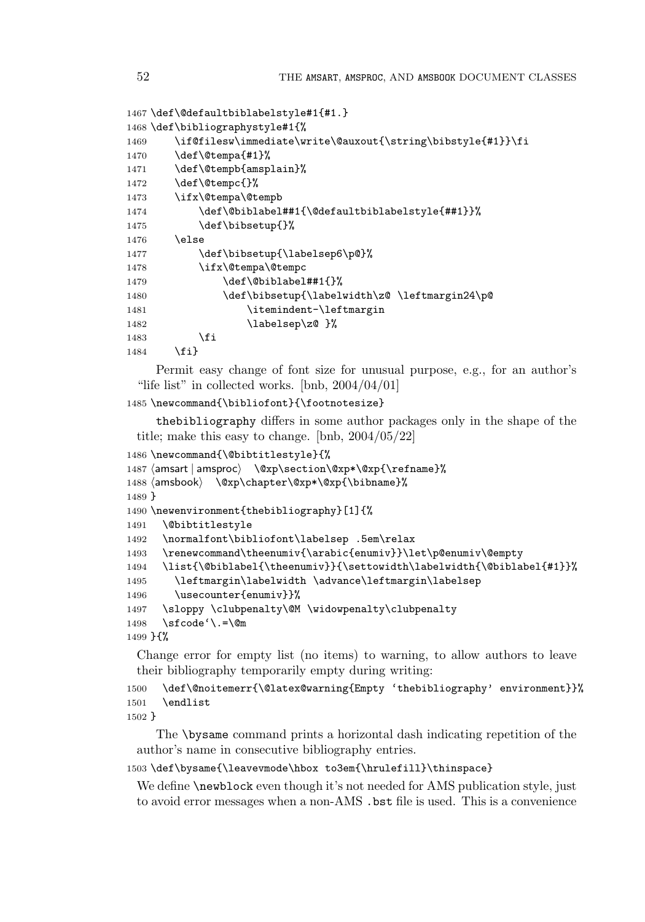```
1467 \def\@defaultbiblabelstyle#1{#1.}
1468 \def\bibliographystyle#1{%
1469     \if@filesw\immediate\write\@auxout{\string\bibstyle{#1}}\fi
1470     \def\@tempa{#1}%
1471     \def\@tempb{amsplain}%
1472     \def\@tempc{}%
1473     \ifx\@tempa\@tempb
1474         \def\@biblabel##1{\@defaultbiblabelstyle{##1}}%
1475         \def\bibsetup{}%
1476     \else
1477         \def\bibsetup{\labelsep6\p@}%
1478         \ifx\@tempa\@tempc
1479             \def\@biblabel##1{}%
1480             \def\bibsetup{\labelwidth\z@ \leftmargin24\p@
1481                 \itemindent-\leftmargin
1482                 \labelsep\z@ }%
1483         \fi
1484     \fi}
```

Permit easy change of font size for unusual purpose, e.g., for an author's "life list" in collected works. [bnb, 2004/04/01]

```
1485 \newcommand{\bibliofont}{\footnotesize}
```

`thebibliography` differs in some author packages only in the shape of the title; make this easy to change. [bnb, 2004/05/22]

```
1486 \newcommand{\@bibtitlestyle}{%
1487 ⟨amsart | amsproc⟩  \@xp\section\@xp*\@xp{\refname}%
1488 ⟨amsbook⟩  \@xp\chapter\@xp*\@xp{\bibname}%
1489 }
1490 \newenvironment{thebibliography}[1]{%
1491   \@bibtitlestyle
1492   \normalfont\bibliofont\labelsep .5em\relax
1493   \renewcommand\theenumiv{\arabic{enumiv}}\let\p@enumiv\@empty
1494   \list{\@biblabel{\theenumiv}}{\settowidth\labelwidth{\@biblabel{#1}}%
1495     \leftmargin\labelwidth \advance\leftmargin\labelsep
1496     \usecounter{enumiv}}%
1497   \sloppy \clubpenalty\@M \widowpenalty\clubpenalty
1498   \sfcode`\.=\@m
1499 }{%
```

Change error for empty list (no items) to warning, to allow authors to leave their bibliography temporarily empty during writing:

```
1500   \def\@noitemerr{\@latex@warning{Empty `thebibliography' environment}}%
1501   \endlist
1502 }
```

The `\bysame` command prints a horizontal dash indicating repetition of the author's name in consecutive bibliography entries.

```
1503 \def\bysame{\leavevmode\hbox to3em{\hrulefill}\thinspace}
```

We define `\newblock` even though it's not needed for AMS publication style, just to avoid error messages when a non-AMS `.bst` file is used. This is a convenience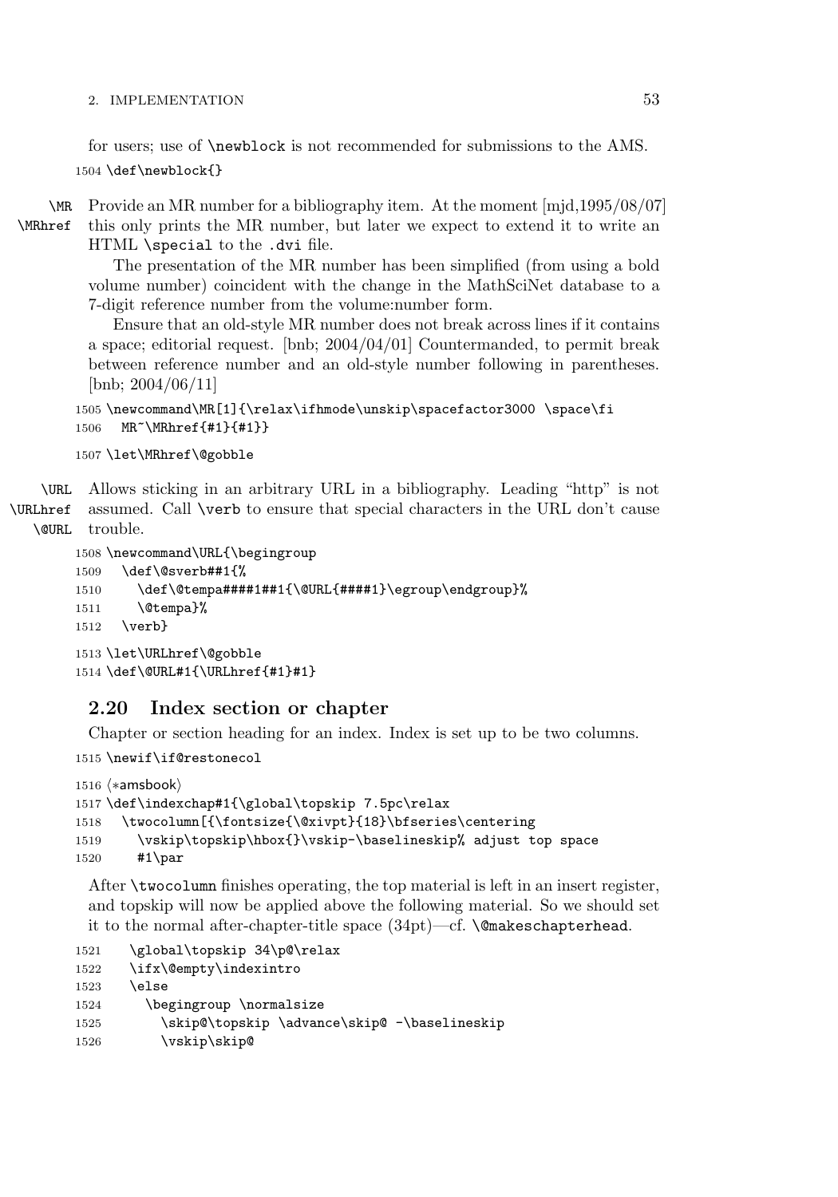for users; use of `\newblock` is not recommended for submissions to the AMS.

```
1504 \def\newblock{}
```

`\MR` `\MRhref` Provide an MR number for a bibliography item. At the moment [mjd,1995/08/07] this only prints the MR number, but later we expect to extend it to write an HTML `\special` to the `.dvi` file.

The presentation of the MR number has been simplified (from using a bold volume number) coincident with the change in the MathSciNet database to a 7-digit reference number from the volume:number form.

Ensure that an old-style MR number does not break across lines if it contains a space; editorial request. [bnb; 2004/04/01] Countermanded, to permit break between reference number and an old-style number following in parentheses. [bnb; 2004/06/11]

```
1505 \newcommand\MR[1]{\relax\ifhmode\unskip\spacefactor3000 \space\fi
1506   MR~\MRhref{#1}{#1}}
1507 \let\MRhref\@gobble
```

`\URL` `\URLhref` `\@URL` Allows sticking in an arbitrary URL in a bibliography. Leading "http" is not assumed. Call `\verb` to ensure that special characters in the URL don't cause trouble.

```
1508 \newcommand\URL{\begingroup
1509   \def\@sverb##1{%
1510     \def\@tempa####1##1{\@URL{####1}\egroup\endgroup}%
1511     \@tempa}%
1512   \verb}
1513 \let\URLhref\@gobble
1514 \def\@URL#1{\URLhref{#1}#1}
```

## 2.20 Index section or chapter

Chapter or section heading for an index. Index is set up to be two columns.

```
1515 \newif\if@restonecol
1516 ⟨*amsbook⟩
1517 \def\indexchap#1{\global\topskip 7.5pc\relax
1518   \twocolumn[{\fontsize{\@xivpt}{18}\bfseries\centering
1519     \vskip\topskip\hbox{}\vskip-\baselineskip% adjust top space
1520     #1\par
```

After `\twocolumn` finishes operating, the top material is left in an insert register, and topskip will now be applied above the following material. So we should set it to the normal after-chapter-title space (34pt)—cf. `\@makeschapterhead`.

```
1521   \global\topskip 34\p@\relax
1522   \ifx\@empty\indexintro
1523   \else
1524     \begingroup \normalsize
1525       \skip@\topskip \advance\skip@ -\baselineskip
1526       \vskip\skip@
```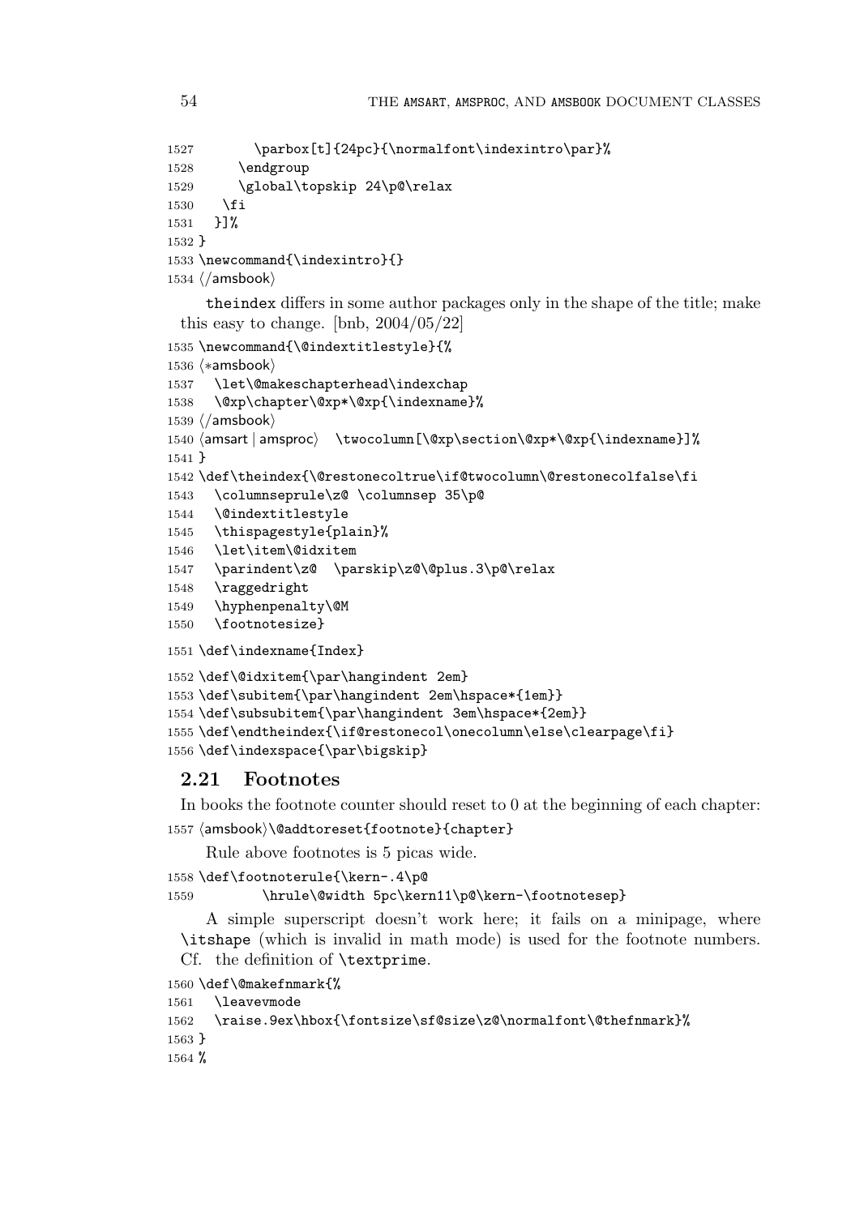```
1527       \parbox[t]{24pc}{\normalfont\indexintro\par}%
1528     \endgroup
1529     \global\topskip 24\p@\relax
1530   \fi
1531   }]%
1532 }
1533 \newcommand{\indexintro}{}
1534 ⟨/amsbook⟩
```

theindex differs in some author packages only in the shape of the title; make this easy to change. [bnb, 2004/05/22]

```
1535 \newcommand{\@indextitlestyle}{%
1536 ⟨*amsbook⟩
1537   \let\@makeschapterhead\indexchap
1538   \@xp\chapter\@xp*\@xp{\indexname}%
1539 ⟨/amsbook⟩
1540 ⟨amsart | amsproc⟩  \twocolumn[\@xp\section\@xp*\@xp{\indexname}]%
1541 }
1542 \def\theindex{\@restonecoltrue\if@twocolumn\@restonecolfalse\fi
1543   \columnseprule\z@ \columnsep 35\p@
1544   \@indextitlestyle
1545   \thispagestyle{plain}%
1546   \let\item\@idxitem
1547   \parindent\z@  \parskip\z@\@plus.3\p@\relax
1548   \raggedright
1549   \hyphenpenalty\@M
1550   \footnotesize}
1551 \def\indexname{Index}
1552 \def\@idxitem{\par\hangindent 2em}
1553 \def\subitem{\par\hangindent 2em\hspace*{1em}}
1554 \def\subsubitem{\par\hangindent 3em\hspace*{2em}}
1555 \def\endtheindex{\if@restonecol\onecolumn\else\clearpage\fi}
1556 \def\indexspace{\par\bigskip}
```

## 2.21 Footnotes

In books the footnote counter should reset to 0 at the beginning of each chapter:

```
1557 ⟨amsbook⟩\@addtoreset{footnote}{chapter}
```

Rule above footnotes is 5 picas wide.

```
1558 \def\footnoterule{\kern-.4\p@
1559         \hrule\@width 5pc\kern11\p@\kern-\footnotesep}
```

A simple superscript doesn't work here; it fails on a minipage, where \itshape (which is invalid in math mode) is used for the footnote numbers. Cf. the definition of \textprime.

```
1560 \def\@makefnmark{%
1561   \leavevmode
1562   \raise.9ex\hbox{\fontsize\sf@size\z@\normalfont\@thefnmark}%
1563 }
1564 %
```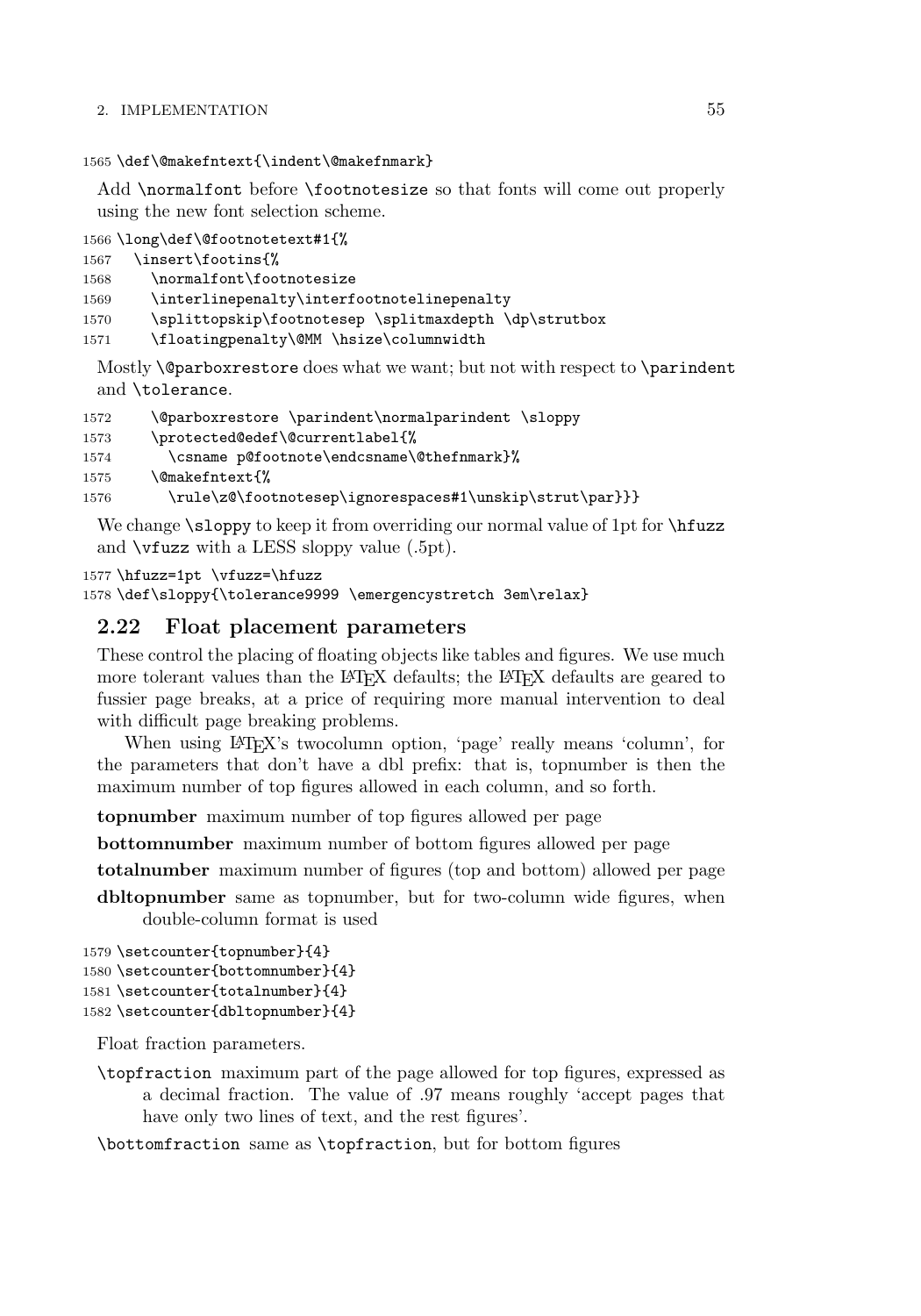```
1565 \def\@makefntext{\indent\@makefnmark}
```

Add `\normalfont` before `\footnotesize` so that fonts will come out properly using the new font selection scheme.

```
1566 \long\def\@footnotetext#1{%
1567   \insert\footins{%
1568     \normalfont\footnotesize
1569     \interlinepenalty\interfootnotelinepenalty
1570     \splittopskip\footnotesep \splitmaxdepth \dp\strutbox
1571     \floatingpenalty\@MM \hsize\columnwidth
```

Mostly `\@parboxrestore` does what we want; but not with respect to `\parindent` and `\tolerance`.

```
1572     \@parboxrestore \parindent\normalparindent \sloppy
1573     \protected@edef\@currentlabel{%
1574       \csname p@footnote\endcsname\@thefnmark}%
1575     \@makefntext{%
1576       \rule\z@\footnotesep\ignorespaces#1\unskip\strut\par}}}
```

We change `\sloppy` to keep it from overriding our normal value of 1pt for `\hfuzz` and `\vfuzz` with a LESS sloppy value (.5pt).

```
1577 \hfuzz=1pt \vfuzz=\hfuzz
1578 \def\sloppy{\tolerance9999 \emergencystretch 3em\relax}
```

## 2.22 Float placement parameters

These control the placing of floating objects like tables and figures. We use much more tolerant values than the LaTeX defaults; the LaTeX defaults are geared to fussier page breaks, at a price of requiring more manual intervention to deal with difficult page breaking problems.

When using LaTeX's twocolumn option, 'page' really means 'column', for the parameters that don't have a dbl prefix: that is, topnumber is then the maximum number of top figures allowed in each column, and so forth.

**topnumber** maximum number of top figures allowed per page

**bottomnumber** maximum number of bottom figures allowed per page

**totalnumber** maximum number of figures (top and bottom) allowed per page

**dbltopnumber** same as topnumber, but for two-column wide figures, when double-column format is used

```
1579 \setcounter{topnumber}{4}
1580 \setcounter{bottomnumber}{4}
1581 \setcounter{totalnumber}{4}
1582 \setcounter{dbltopnumber}{4}
```

Float fraction parameters.

`\topfraction` maximum part of the page allowed for top figures, expressed as a decimal fraction. The value of .97 means roughly 'accept pages that have only two lines of text, and the rest figures'.

`\bottomfraction` same as `\topfraction`, but for bottom figures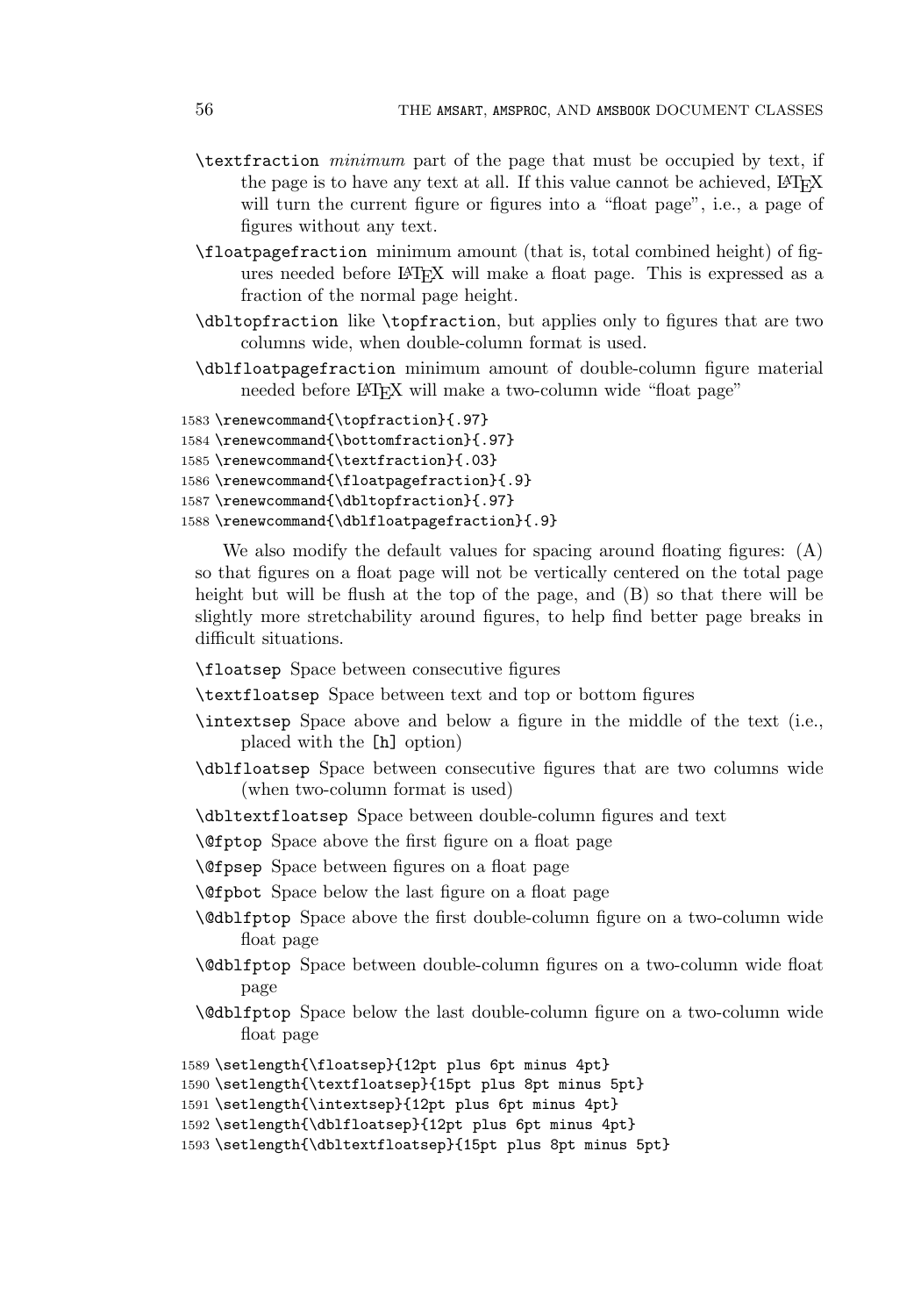`\textfraction` *minimum* part of the page that must be occupied by text, if the page is to have any text at all. If this value cannot be achieved, LaTeX will turn the current figure or figures into a "float page", i.e., a page of figures without any text.

`\floatpagefraction` minimum amount (that is, total combined height) of figures needed before LaTeX will make a float page. This is expressed as a fraction of the normal page height.

`\dbltopfraction` like `\topfraction`, but applies only to figures that are two columns wide, when double-column format is used.

`\dblfloatpagefraction` minimum amount of double-column figure material needed before LaTeX will make a two-column wide "float page"

```
1583 \renewcommand{\topfraction}{.97}
1584 \renewcommand{\bottomfraction}{.97}
1585 \renewcommand{\textfraction}{.03}
1586 \renewcommand{\floatpagefraction}{.9}
1587 \renewcommand{\dbltopfraction}{.97}
1588 \renewcommand{\dblfloatpagefraction}{.9}
```

We also modify the default values for spacing around floating figures: (A) so that figures on a float page will not be vertically centered on the total page height but will be flush at the top of the page, and (B) so that there will be slightly more stretchability around figures, to help find better page breaks in difficult situations.

`\floatsep` Space between consecutive figures

`\textfloatsep` Space between text and top or bottom figures

`\intextsep` Space above and below a figure in the middle of the text (i.e., placed with the `[h]` option)

`\dblfloatsep` Space between consecutive figures that are two columns wide (when two-column format is used)

`\dbltextfloatsep` Space between double-column figures and text

`\@fptop` Space above the first figure on a float page

`\@fpsep` Space between figures on a float page

`\@fpbot` Space below the last figure on a float page

`\@dblfptop` Space above the first double-column figure on a two-column wide float page

`\@dblfptop` Space between double-column figures on a two-column wide float page

`\@dblfptop` Space below the last double-column figure on a two-column wide float page

```
1589 \setlength{\floatsep}{12pt plus 6pt minus 4pt}
1590 \setlength{\textfloatsep}{15pt plus 8pt minus 5pt}
1591 \setlength{\intextsep}{12pt plus 6pt minus 4pt}
1592 \setlength{\dblfloatsep}{12pt plus 6pt minus 4pt}
1593 \setlength{\dbltextfloatsep}{15pt plus 8pt minus 5pt}
```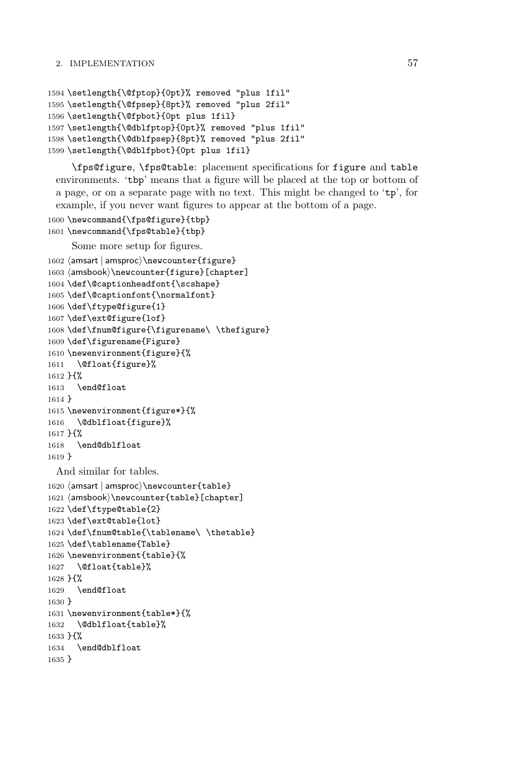```
1594 \setlength{\@fptop}{0pt}% removed "plus 1fil"
1595 \setlength{\@fpsep}{8pt}% removed "plus 2fil"
1596 \setlength{\@fpbot}{0pt plus 1fil}
1597 \setlength{\@dblfptop}{0pt}% removed "plus 1fil"
1598 \setlength{\@dblfpsep}{8pt}% removed "plus 2fil"
1599 \setlength{\@dblfpbot}{0pt plus 1fil}
```

`\fps@figure`, `\fps@table`: placement specifications for `figure` and `table` environments. '`tbp`' means that a figure will be placed at the top or bottom of a page, or on a separate page with no text. This might be changed to '`tp`', for example, if you never want figures to appear at the bottom of a page.

```
1600 \newcommand{\fps@figure}{tbp}
1601 \newcommand{\fps@table}{tbp}
```

Some more setup for figures.

```
1602 ⟨amsart | amsproc⟩\newcounter{figure}
1603 ⟨amsbook⟩\newcounter{figure}[chapter]
1604 \def\@captionheadfont{\scshape}
1605 \def\@captionfont{\normalfont}
1606 \def\ftype@figure{1}
1607 \def\ext@figure{lof}
1608 \def\fnum@figure{\figurename\ \thefigure}
1609 \def\figurename{Figure}
1610 \newenvironment{figure}{%
1611   \@float{figure}%
1612 }{%
1613   \end@float
1614 }
1615 \newenvironment{figure*}{%
1616   \@dblfloat{figure}%
1617 }{%
1618   \end@dblfloat
1619 }
```

And similar for tables.

```
1620 ⟨amsart | amsproc⟩\newcounter{table}
1621 ⟨amsbook⟩\newcounter{table}[chapter]
1622 \def\ftype@table{2}
1623 \def\ext@table{lot}
1624 \def\fnum@table{\tablename\ \thetable}
1625 \def\tablename{Table}
1626 \newenvironment{table}{%
1627   \@float{table}%
1628 }{%
1629   \end@float
1630 }
1631 \newenvironment{table*}{%
1632   \@dblfloat{table}%
1633 }{%
1634   \end@dblfloat
1635 }
```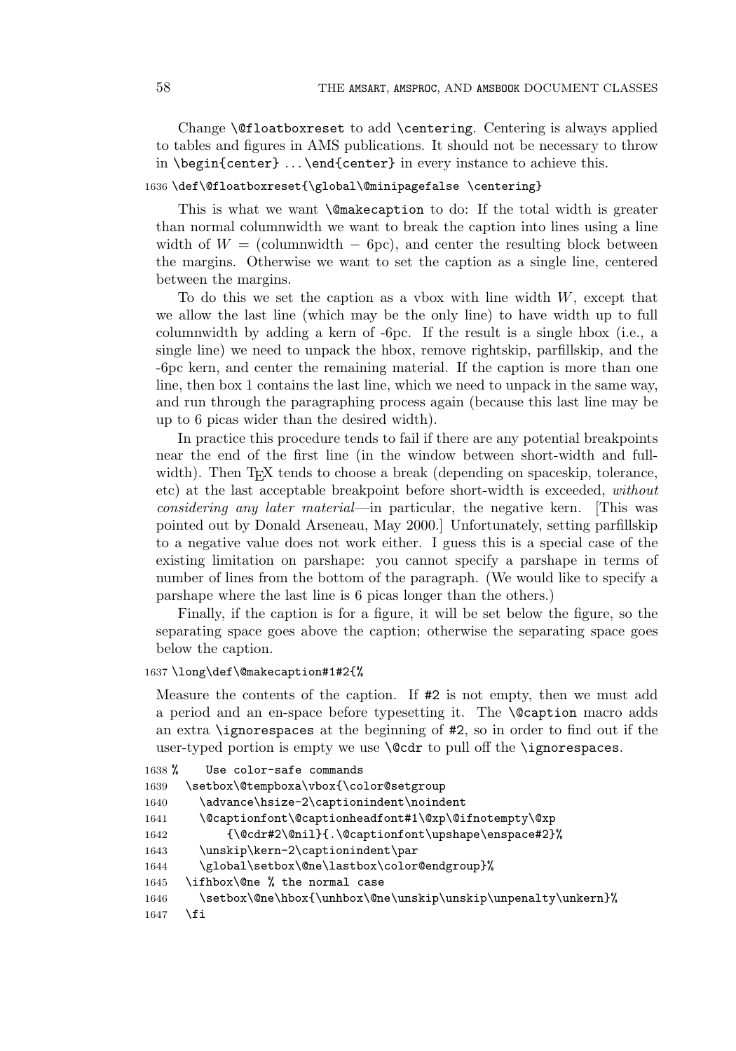Change `\@floatboxreset` to add `\centering`. Centering is always applied to tables and figures in AMS publications. It should not be necessary to throw in `\begin{center}` ... `\end{center}` in every instance to achieve this.

```
1636 \def\@floatboxreset{\global\@minipagefalse \centering}
```

This is what we want `\@makecaption` to do: If the total width is greater than normal columnwidth we want to break the caption into lines using a line width of $W =$ (columnwidth $-$ 6pc), and center the resulting block between the margins. Otherwise we want to set the caption as a single line, centered between the margins.

To do this we set the caption as a vbox with line width $W$, except that we allow the last line (which may be the only line) to have width up to full columnwidth by adding a kern of -6pc. If the result is a single hbox (i.e., a single line) we need to unpack the hbox, remove rightskip, parfillskip, and the -6pc kern, and center the remaining material. If the caption is more than one line, then box 1 contains the last line, which we need to unpack in the same way, and run through the paragraphing process again (because this last line may be up to 6 picas wider than the desired width).

In practice this procedure tends to fail if there are any potential breakpoints near the end of the first line (in the window between short-width and full-width). Then TEX tends to choose a break (depending on spaceskip, tolerance, etc) at the last acceptable breakpoint before short-width is exceeded, *without considering any later material*—in particular, the negative kern. [This was pointed out by Donald Arseneau, May 2000.] Unfortunately, setting parfillskip to a negative value does not work either. I guess this is a special case of the existing limitation on parshape: you cannot specify a parshape in terms of number of lines from the bottom of the paragraph. (We would like to specify a parshape where the last line is 6 picas longer than the others.)

Finally, if the caption is for a figure, it will be set below the figure, so the separating space goes above the caption; otherwise the separating space goes below the caption.

```
1637 \long\def\@makecaption#1#2{%
```

Measure the contents of the caption. If #2 is not empty, then we must add a period and an en-space before typesetting it. The `\@caption` macro adds an extra `\ignorespaces` at the beginning of #2, so in order to find out if the user-typed portion is empty we use `\@cdr` to pull off the `\ignorespaces`.

```
1638 %    Use color-safe commands
1639   \setbox\@tempboxa\vbox{\color@setgroup
1640     \advance\hsize-2\captionindent\noindent
1641     \@captionfont\@captionheadfont#1\@xp\@ifnotempty\@xp
1642         {\@cdr#2\@nil}{.\@captionfont\upshape\enspace#2}%
1643     \unskip\kern-2\captionindent\par
1644     \global\setbox\@ne\lastbox\color@endgroup}%
1645   \ifhbox\@ne % the normal case
1646     \setbox\@ne\hbox{\unhbox\@ne\unskip\unskip\unpenalty\unkern}%
1647   \fi
```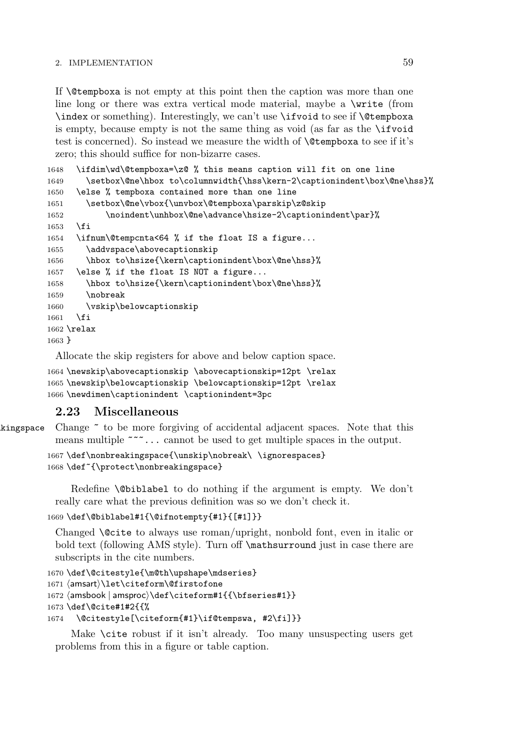If `\@tempboxa` is not empty at this point then the caption was more than one line long or there was extra vertical mode material, maybe a `\write` (from `\index` or something). Interestingly, we can't use `\ifvoid` to see if `\@tempboxa` is empty, because empty is not the same thing as void (as far as the `\ifvoid` test is concerned). So instead we measure the width of `\@tempboxa` to see if it's zero; this should suffice for non-bizarre cases.

```
1648   \ifdim\wd\@tempboxa=\z@ % this means caption will fit on one line
1649     \setbox\@ne\hbox to\columnwidth{\hss\kern-2\captionindent\box\@ne\hss}%
1650   \else % tempboxa contained more than one line
1651     \setbox\@ne\vbox{\unvbox\@tempboxa\parskip\z@skip
1652         \noindent\unhbox\@ne\advance\hsize-2\captionindent\par}%
1653   \fi
1654   \ifnum\@tempcnta<64 % if the float IS a figure...
1655     \addvspace\abovecaptionskip
1656     \hbox to\hsize{\kern\captionindent\box\@ne\hss}%
1657   \else % if the float IS NOT a figure...
1658     \hbox to\hsize{\kern\captionindent\box\@ne\hss}%
1659     \nobreak
1660     \vskip\belowcaptionskip
1661   \fi
1662 \relax
1663 }
```

Allocate the skip registers for above and below caption space.

```
1664 \newskip\abovecaptionskip \abovecaptionskip=12pt \relax
1665 \newskip\belowcaptionskip \belowcaptionskip=12pt \relax
1666 \newdimen\captionindent \captionindent=3pc
```

## 2.23 Miscellaneous

kingspace Change ~ to be more forgiving of accidental adjacent spaces. Note that this means multiple `~~~...` cannot be used to get multiple spaces in the output.

```
1667 \def\nonbreakingspace{\unskip\nobreak\ \ignorespaces}
1668 \def~{\protect\nonbreakingspace}
```

Redefine `\@biblabel` to do nothing if the argument is empty. We don't really care what the previous definition was so we don't check it.

```
1669 \def\@biblabel#1{\@ifnotempty{#1}{[#1]}}
```

Changed `\@cite` to always use roman/upright, nonbold font, even in italic or bold text (following AMS style). Turn off `\mathsurround` just in case there are subscripts in the cite numbers.

```
1670 \def\@citestyle{\m@th\upshape\mdseries}
1671 ⟨amsart⟩\let\citeform\@firstofone
1672 ⟨amsbook | amsproc⟩\def\citeform#1{{\bfseries#1}}
1673 \def\@cite#1#2{{%
1674   \@citestyle[\citeform{#1}\if@tempswa, #2\fi]}}
```

Make `\cite` robust if it isn't already. Too many unsuspecting users get problems from this in a figure or table caption.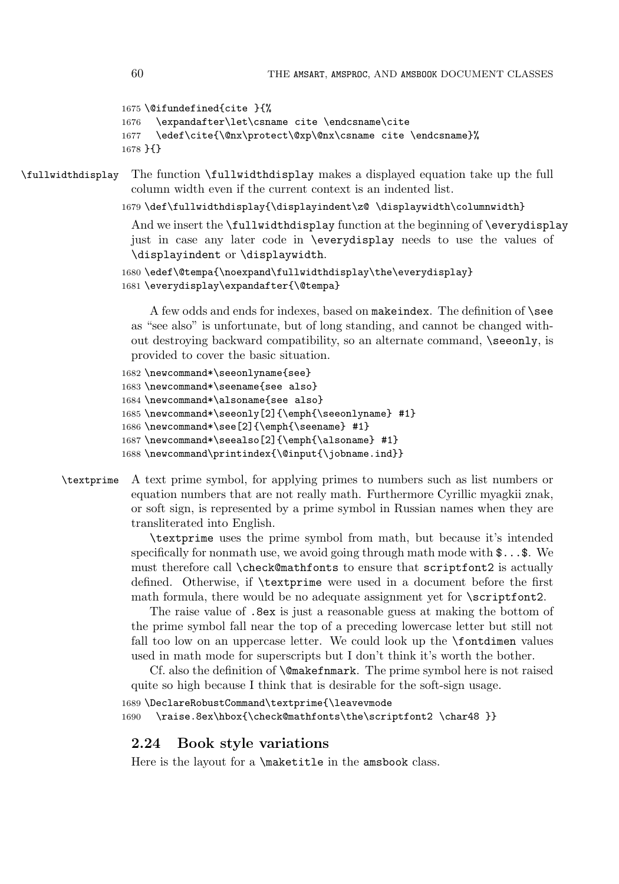```
1675 \@ifundefined{cite }{%
1676   \expandafter\let\csname cite \endcsname\cite
1677   \edef\cite{\@nx\protect\@xp\@nx\csname cite \endcsname}%
1678 }{}
```

\fullwidthdisplay The function \fullwidthdisplay makes a displayed equation take up the full column width even if the current context is an indented list.

```
1679 \def\fullwidthdisplay{\displayindent\z@ \displaywidth\columnwidth}
```

And we insert the \fullwidthdisplay function at the beginning of \everydisplay just in case any later code in \everydisplay needs to use the values of \displayindent or \displaywidth.

```
1680 \edef\@tempa{\noexpand\fullwidthdisplay\the\everydisplay}
1681 \everydisplay\expandafter{\@tempa}
```

A few odds and ends for indexes, based on makeindex. The definition of \see as "see also" is unfortunate, but of long standing, and cannot be changed without destroying backward compatibility, so an alternate command, \seeonly, is provided to cover the basic situation.

```
1682 \newcommand*\seeonlyname{see}
1683 \newcommand*\seename{see also}
1684 \newcommand*\alsoname{see also}
1685 \newcommand*\seeonly[2]{\emph{\seeonlyname} #1}
1686 \newcommand*\see[2]{\emph{\seename} #1}
1687 \newcommand*\seealso[2]{\emph{\alsoname} #1}
1688 \newcommand\printindex{\@input{\jobname.ind}}
```

\textprime A text prime symbol, for applying primes to numbers such as list numbers or equation numbers that are not really math. Furthermore Cyrillic myagkii znak, or soft sign, is represented by a prime symbol in Russian names when they are transliterated into English.

\textprime uses the prime symbol from math, but because it's intended specifically for nonmath use, we avoid going through math mode with $...$. We must therefore call \check@mathfonts to ensure that scriptfont2 is actually defined. Otherwise, if \textprime were used in a document before the first math formula, there would be no adequate assignment yet for \scriptfont2.

The raise value of .8ex is just a reasonable guess at making the bottom of the prime symbol fall near the top of a preceding lowercase letter but still not fall too low on an uppercase letter. We could look up the \fontdimen values used in math mode for superscripts but I don't think it's worth the bother.

Cf. also the definition of \@makefnmark. The prime symbol here is not raised quite so high because I think that is desirable for the soft-sign usage.

```
1689 \DeclareRobustCommand\textprime{\leavevmode
1690   \raise.8ex\hbox{\check@mathfonts\the\scriptfont2 \char48 }}
```

## 2.24 Book style variations

Here is the layout for a \maketitle in the amsbook class.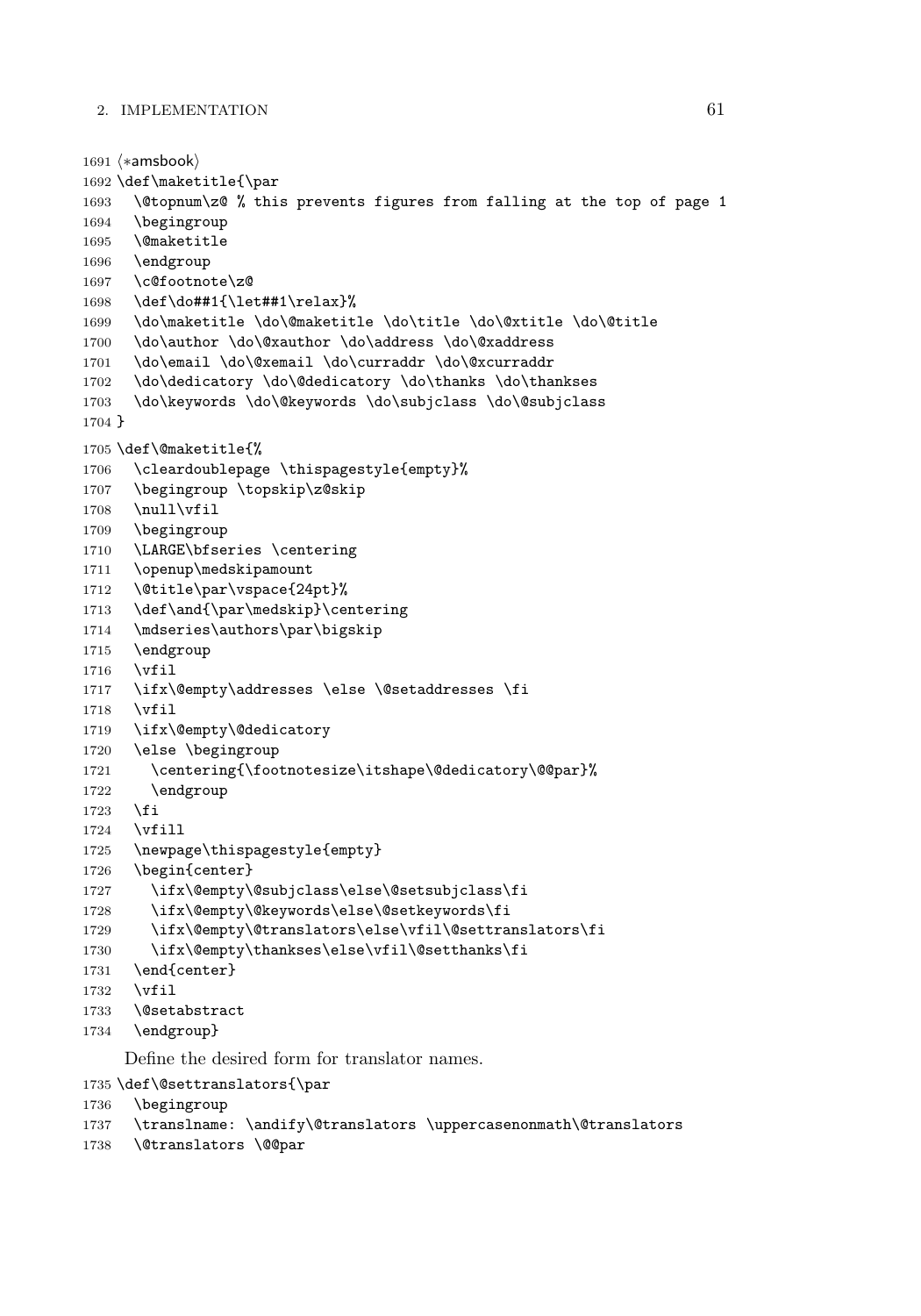```
1691 ⟨*amsbook⟩
1692 \def\maketitle{\par
1693   \@topnum\z@ % this prevents figures from falling at the top of page 1
1694   \begingroup
1695   \@maketitle
1696   \endgroup
1697   \c@footnote\z@
1698   \def\do##1{\let##1\relax}%
1699   \do\maketitle \do\@maketitle \do\title \do\@xtitle \do\@title
1700   \do\author \do\@xauthor \do\address \do\@xaddress
1701   \do\email \do\@xemail \do\curraddr \do\@xcurraddr
1702   \do\dedicatory \do\@dedicatory \do\thanks \do\thankses
1703   \do\keywords \do\@keywords \do\subjclass \do\@subjclass
1704 }
1705 \def\@maketitle{%
1706   \cleardoublepage \thispagestyle{empty}%
1707   \begingroup \topskip\z@skip
1708   \null\vfil
1709   \begingroup
1710   \LARGE\bfseries \centering
1711   \openup\medskipamount
1712   \@title\par\vspace{24pt}%
1713   \def\and{\par\medskip}\centering
1714   \mdseries\authors\par\bigskip
1715   \endgroup
1716   \vfil
1717   \ifx\@empty\addresses \else \@setaddresses \fi
1718   \vfil
1719   \ifx\@empty\@dedicatory
1720   \else \begingroup
1721     \centering{\footnotesize\itshape\@dedicatory\@@par}%
1722     \endgroup
1723   \fi
1724   \vfill
1725   \newpage\thispagestyle{empty}
1726   \begin{center}
1727     \ifx\@empty\@subjclass\else\@setsubjclass\fi
1728     \ifx\@empty\@keywords\else\@setkeywords\fi
1729     \ifx\@empty\@translators\else\vfil\@settranslators\fi
1730     \ifx\@empty\thankses\else\vfil\@setthanks\fi
1731   \end{center}
1732   \vfil
1733   \@setabstract
1734   \endgroup}
```

Define the desired form for translator names.

```
1735 \def\@settranslators{\par
1736   \begingroup
1737   \translname: \andify\@translators \uppercasenonmath\@translators
1738   \@translators \@@par
```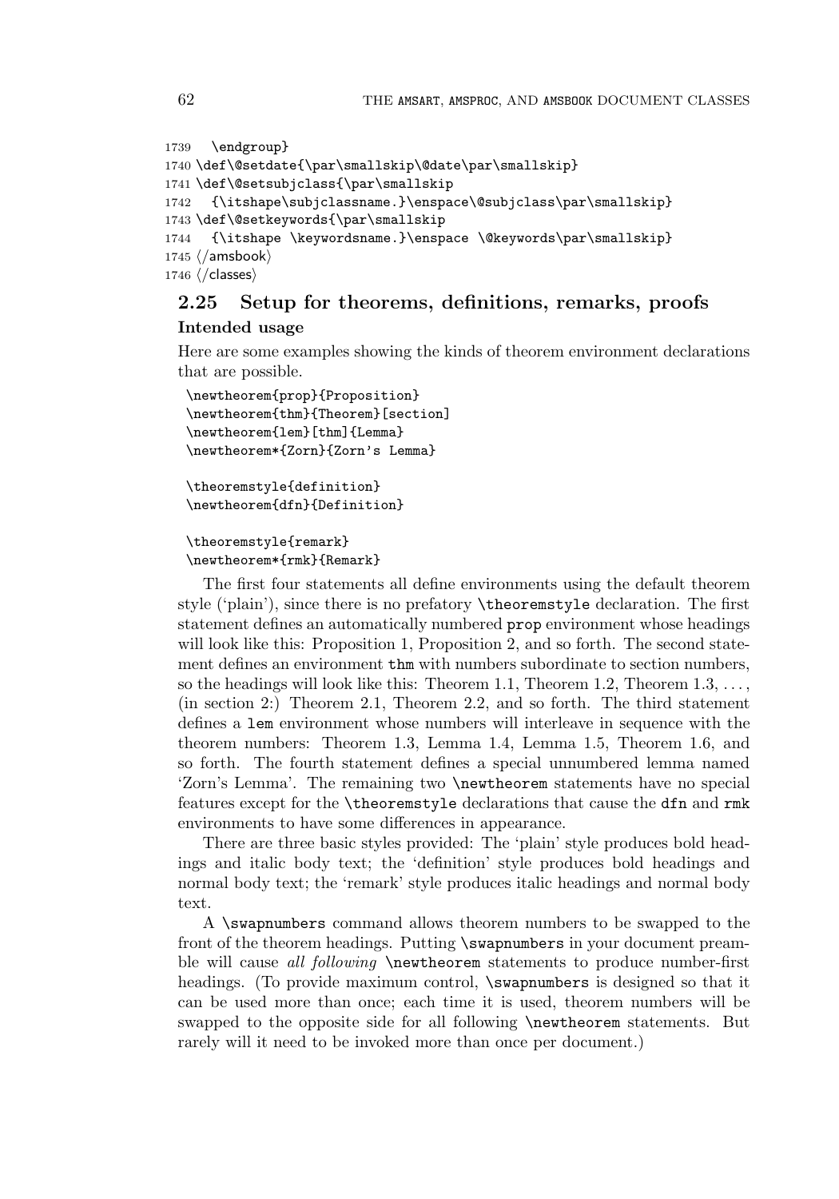```
1739   \endgroup}
1740 \def\@setdate{\par\smallskip\@date\par\smallskip}
1741 \def\@setsubjclass{\par\smallskip
1742   {\itshape\subjclassname.}\enspace\@subjclass\par\smallskip}
1743 \def\@setkeywords{\par\smallskip
1744   {\itshape \keywordsname.}\enspace \@keywords\par\smallskip}
1745 ⟨/amsbook⟩
1746 ⟨/classes⟩
```

## 2.25 Setup for theorems, definitions, remarks, proofs

### Intended usage

Here are some examples showing the kinds of theorem environment declarations that are possible.

```
\newtheorem{prop}{Proposition}
\newtheorem{thm}{Theorem}[section]
\newtheorem{lem}[thm]{Lemma}
\newtheorem*{Zorn}{Zorn's Lemma}

\theoremstyle{definition}
\newtheorem{dfn}{Definition}

\theoremstyle{remark}
\newtheorem*{rmk}{Remark}
```

The first four statements all define environments using the default theorem style ('plain'), since there is no prefatory `\theoremstyle` declaration. The first statement defines an automatically numbered `prop` environment whose headings will look like this: Proposition 1, Proposition 2, and so forth. The second statement defines an environment `thm` with numbers subordinate to section numbers, so the headings will look like this: Theorem 1.1, Theorem 1.2, Theorem 1.3, ..., (in section 2:) Theorem 2.1, Theorem 2.2, and so forth. The third statement defines a `lem` environment whose numbers will interleave in sequence with the theorem numbers: Theorem 1.3, Lemma 1.4, Lemma 1.5, Theorem 1.6, and so forth. The fourth statement defines a special unnumbered lemma named 'Zorn's Lemma'. The remaining two `\newtheorem` statements have no special features except for the `\theoremstyle` declarations that cause the `dfn` and `rmk` environments to have some differences in appearance.

There are three basic styles provided: The 'plain' style produces bold headings and italic body text; the 'definition' style produces bold headings and normal body text; the 'remark' style produces italic headings and normal body text.

A `\swapnumbers` command allows theorem numbers to be swapped to the front of the theorem headings. Putting `\swapnumbers` in your document preamble will cause *all following* `\newtheorem` statements to produce number-first headings. (To provide maximum control, `\swapnumbers` is designed so that it can be used more than once; each time it is used, theorem numbers will be swapped to the opposite side for all following `\newtheorem` statements. But rarely will it need to be invoked more than once per document.)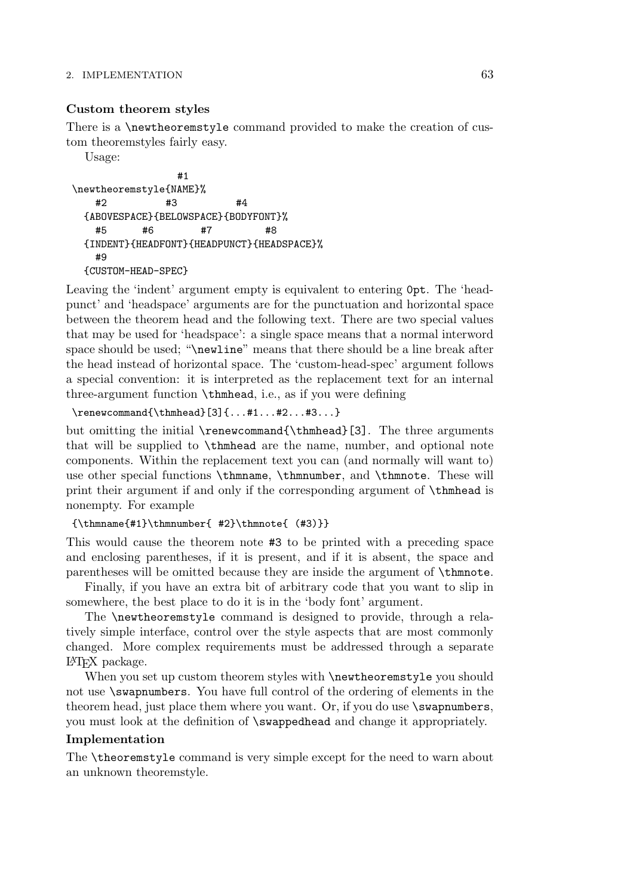### Custom theorem styles

There is a `\newtheoremstyle` command provided to make the creation of custom theoremstyles fairly easy.

Usage:

```
                  #1
\newtheoremstyle{NAME}%
    #2          #3          #4
  {ABOVESPACE}{BELOWSPACE}{BODYFONT}%
    #5      #6        #7         #8
  {INDENT}{HEADFONT}{HEADPUNCT}{HEADSPACE}%
    #9
  {CUSTOM-HEAD-SPEC}
```

Leaving the 'indent' argument empty is equivalent to entering `0pt`. The 'headpunct' and 'headspace' arguments are for the punctuation and horizontal space between the theorem head and the following text. There are two special values that may be used for 'headspace': a single space means that a normal interword space should be used; "`\newline`" means that there should be a line break after the head instead of horizontal space. The 'custom-head-spec' argument follows a special convention: it is interpreted as the replacement text for an internal three-argument function `\thmhead`, i.e., as if you were defining

```
\renewcommand{\thmhead}[3]{...#1...#2...#3...}
```

but omitting the initial `\renewcommand{\thmhead}[3]`. The three arguments that will be supplied to `\thmhead` are the name, number, and optional note components. Within the replacement text you can (and normally will want to) use other special functions `\thmname`, `\thmnumber`, and `\thmnote`. These will print their argument if and only if the corresponding argument of `\thmhead` is nonempty. For example

```
{\thmname{#1}\thmnumber{ #2}\thmnote{ (#3)}}
```

This would cause the theorem note `#3` to be printed with a preceding space and enclosing parentheses, if it is present, and if it is absent, the space and parentheses will be omitted because they are inside the argument of `\thmnote`.

Finally, if you have an extra bit of arbitrary code that you want to slip in somewhere, the best place to do it is in the 'body font' argument.

The `\newtheoremstyle` command is designed to provide, through a relatively simple interface, control over the style aspects that are most commonly changed. More complex requirements must be addressed through a separate LaTeX package.

When you set up custom theorem styles with `\newtheoremstyle` you should not use `\swapnumbers`. You have full control of the ordering of elements in the theorem head, just place them where you want. Or, if you do use `\swapnumbers`, you must look at the definition of `\swappedhead` and change it appropriately.

### Implementation

The `\theoremstyle` command is very simple except for the need to warn about an unknown theoremstyle.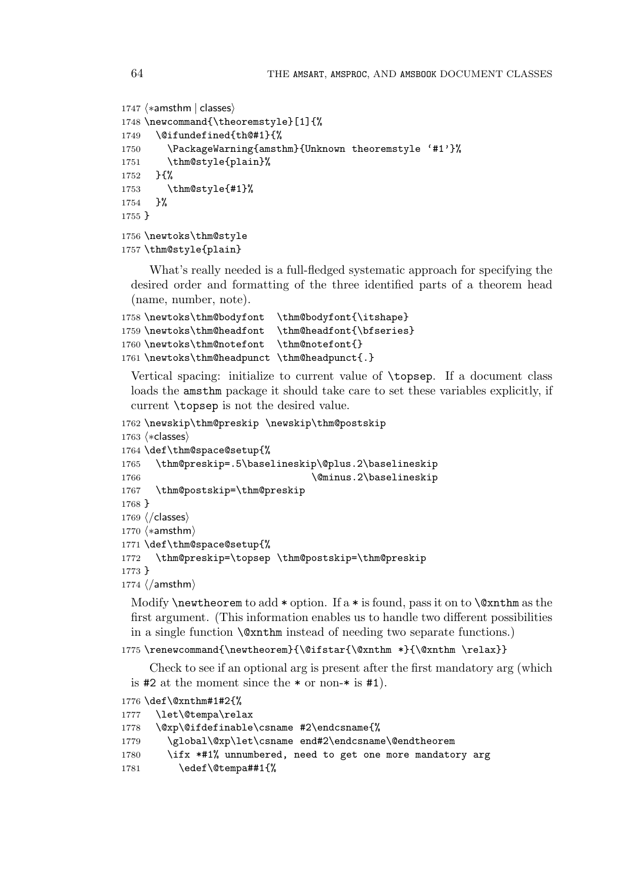```
1747 ⟨*amsthm | classes⟩
1748 \newcommand{\theoremstyle}[1]{%
1749   \@ifundefined{th@#1}{%
1750     \PackageWarning{amsthm}{Unknown theoremstyle `#1'}%
1751     \thm@style{plain}%
1752   }{%
1753     \thm@style{#1}%
1754   }%
1755 }
1756 \newtoks\thm@style
1757 \thm@style{plain}
```

What's really needed is a full-fledged systematic approach for specifying the desired order and formatting of the three identified parts of a theorem head (name, number, note).

```
1758 \newtoks\thm@bodyfont  \thm@bodyfont{\itshape}
1759 \newtoks\thm@headfont  \thm@headfont{\bfseries}
1760 \newtoks\thm@notefont  \thm@notefont{}
1761 \newtoks\thm@headpunct \thm@headpunct{.}
```

Vertical spacing: initialize to current value of `\topsep`. If a document class loads the `amsthm` package it should take care to set these variables explicitly, if current `\topsep` is not the desired value.

```
1762 \newskip\thm@preskip \newskip\thm@postskip
1763 ⟨*classes⟩
1764 \def\thm@space@setup{%
1765   \thm@preskip=.5\baselineskip\@plus.2\baselineskip
1766                               \@minus.2\baselineskip
1767   \thm@postskip=\thm@preskip
1768 }
1769 ⟨/classes⟩
1770 ⟨*amsthm⟩
1771 \def\thm@space@setup{%
1772   \thm@preskip=\topsep \thm@postskip=\thm@preskip
1773 }
1774 ⟨/amsthm⟩
```

Modify `\newtheorem` to add `*` option. If a `*` is found, pass it on to `\@xnthm` as the first argument. (This information enables us to handle two different possibilities in a single function `\@xnthm` instead of needing two separate functions.)

```
1775 \renewcommand{\newtheorem}{\@ifstar{\@xnthm *}{\@xnthm \relax}}
```

Check to see if an optional arg is present after the first mandatory arg (which is `#2` at the moment since the `*` or non-`*` is `#1`).

```
1776 \def\@xnthm#1#2{%
1777   \let\@tempa\relax
1778   \@xp\@ifdefinable\csname #2\endcsname{%
1779     \global\@xp\let\csname end#2\endcsname\@endtheorem
1780     \ifx *#1% unnumbered, need to get one more mandatory arg
1781       \edef\@tempa##1{%
```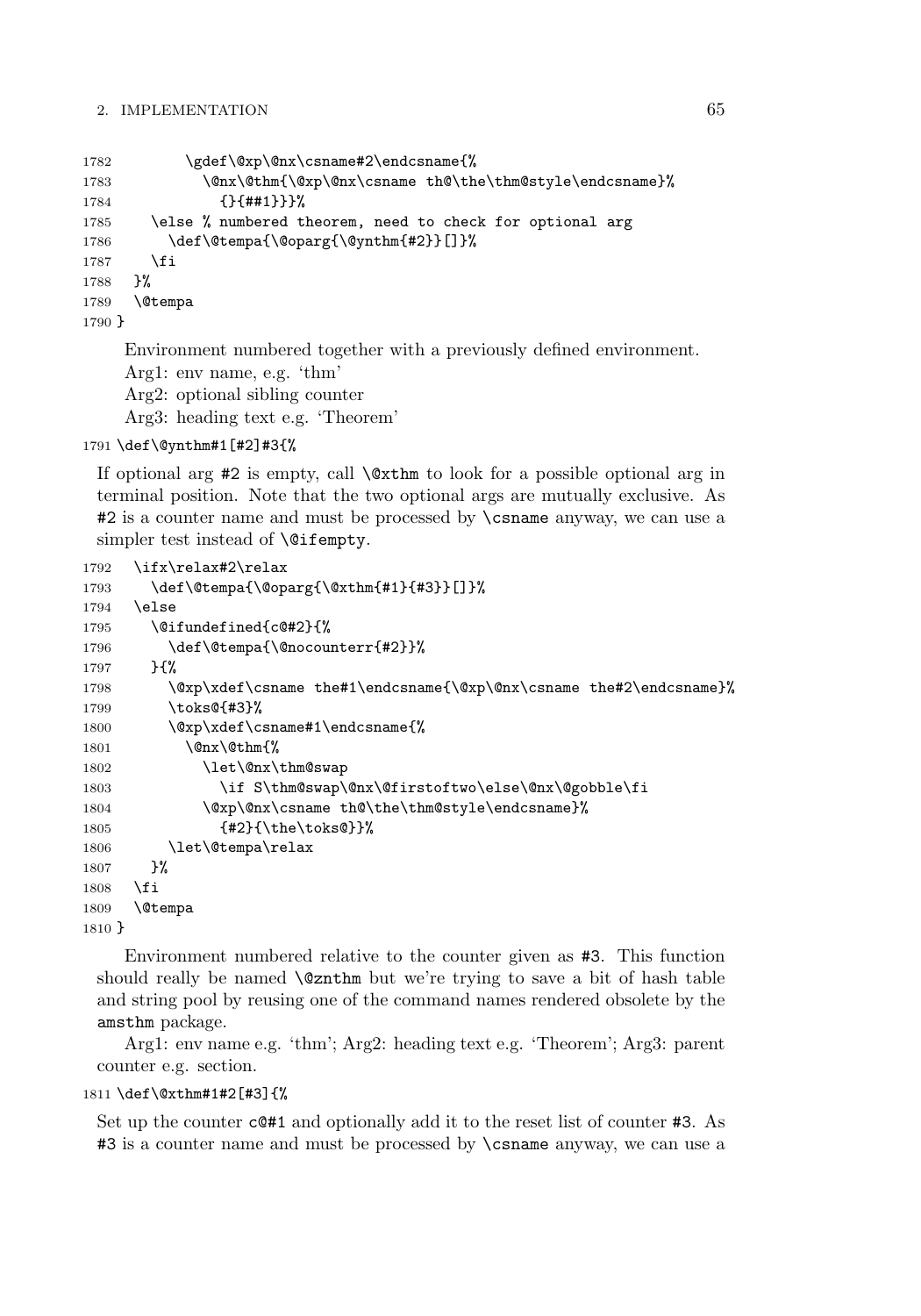```
1782        \gdef\@xp\@nx\csname#2\endcsname{%
1783          \@nx\@thm{\@xp\@nx\csname th@\the\thm@style\endcsname}%
1784            {}{##1}}}%
1785    \else % numbered theorem, need to check for optional arg
1786      \def\@tempa{\@oparg{\@ynthm{#2}}[]}%
1787    \fi
1788  }%
1789  \@tempa
1790 }
```

Environment numbered together with a previously defined environment.
Arg1: env name, e.g. 'thm'
Arg2: optional sibling counter
Arg3: heading text e.g. 'Theorem'

```
1791 \def\@ynthm#1[#2]#3{%
```

If optional arg #2 is empty, call `\@xthm` to look for a possible optional arg in terminal position. Note that the two optional args are mutually exclusive. As #2 is a counter name and must be processed by `\csname` anyway, we can use a simpler test instead of `\@ifempty`.

```
1792  \ifx\relax#2\relax
1793    \def\@tempa{\@oparg{\@xthm{#1}{#3}}[]}%
1794  \else
1795    \@ifundefined{c@#2}{%
1796      \def\@tempa{\@nocounterr{#2}}%
1797    }{%
1798      \@xp\xdef\csname the#1\endcsname{\@xp\@nx\csname the#2\endcsname}%
1799      \toks@{#3}%
1800      \@xp\xdef\csname#1\endcsname{%
1801        \@nx\@thm{%
1802          \let\@nx\thm@swap
1803            \if S\thm@swap\@nx\@firstoftwo\else\@nx\@gobble\fi
1804          \@xp\@nx\csname th@\the\thm@style\endcsname}%
1805            {#2}{\the\toks@}}%
1806      \let\@tempa\relax
1807    }%
1808  \fi
1809  \@tempa
1810 }
```

Environment numbered relative to the counter given as #3. This function should really be named `\@znthm` but we're trying to save a bit of hash table and string pool by reusing one of the command names rendered obsolete by the amsthm package.

Arg1: env name e.g. 'thm'; Arg2: heading text e.g. 'Theorem'; Arg3: parent counter e.g. section.

```
1811 \def\@xthm#1#2[#3]{%
```

Set up the counter `c@#1` and optionally add it to the reset list of counter #3. As #3 is a counter name and must be processed by `\csname` anyway, we can use a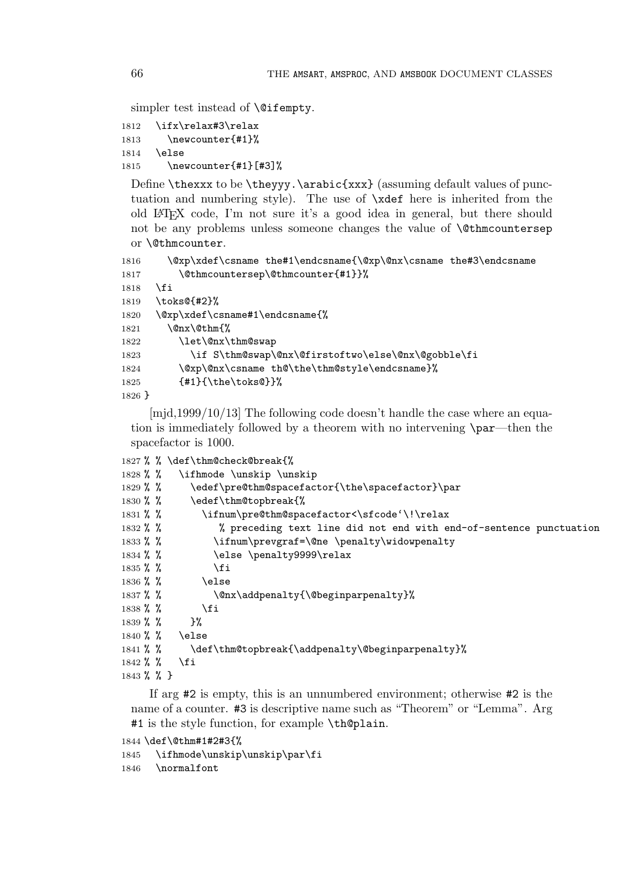simpler test instead of \@ifempty.

```
1812   \ifx\relax#3\relax
1813     \newcounter{#1}%
1814   \else
1815     \newcounter{#1}[#3]%
```

Define \thexxx to be \theyyy.\arabic{xxx} (assuming default values of punctuation and numbering style). The use of \xdef here is inherited from the old LaTeX code, I'm not sure it's a good idea in general, but there should not be any problems unless someone changes the value of \@thmcountersep or \@thmcounter.

```
1816     \@xp\xdef\csname the#1\endcsname{\@xp\@nx\csname the#3\endcsname
1817       \@thmcountersep\@thmcounter{#1}}%
1818   \fi
1819   \toks@{#2}%
1820   \@xp\xdef\csname#1\endcsname{%
1821     \@nx\@thm{%
1822       \let\@nx\thm@swap
1823         \if S\thm@swap\@nx\@firstoftwo\else\@nx\@gobble\fi
1824       \@xp\@nx\csname th@\the\thm@style\endcsname}%
1825       {#1}{\the\toks@}}%
1826 }
```

[mjd,1999/10/13] The following code doesn't handle the case where an equation is immediately followed by a theorem with no intervening \par—then the spacefactor is 1000.

```
1827 % % \def\thm@check@break{%
1828 % %   \ifhmode \unskip \unskip
1829 % %     \edef\pre@thm@spacefactor{\the\spacefactor}\par
1830 % %     \edef\thm@topbreak{%
1831 % %       \ifnum\pre@thm@spacefactor<\sfcode`\!\relax
1832 % %         % preceding text line did not end with end-of-sentence punctuation
1833 % %         \ifnum\prevgraf=\@ne \penalty\widowpenalty
1834 % %         \else \penalty9999\relax
1835 % %         \fi
1836 % %       \else
1837 % %         \@nx\addpenalty{\@beginparpenalty}%
1838 % %       \fi
1839 % %     }%
1840 % %   \else
1841 % %     \def\thm@topbreak{\addpenalty\@beginparpenalty}%
1842 % %   \fi
1843 % % }
```

If arg #2 is empty, this is an unnumbered environment; otherwise #2 is the name of a counter. #3 is descriptive name such as "Theorem" or "Lemma". Arg #1 is the style function, for example \th@plain.

```
1844 \def\@thm#1#2#3{%
1845   \ifhmode\unskip\unskip\par\fi
1846   \normalfont
```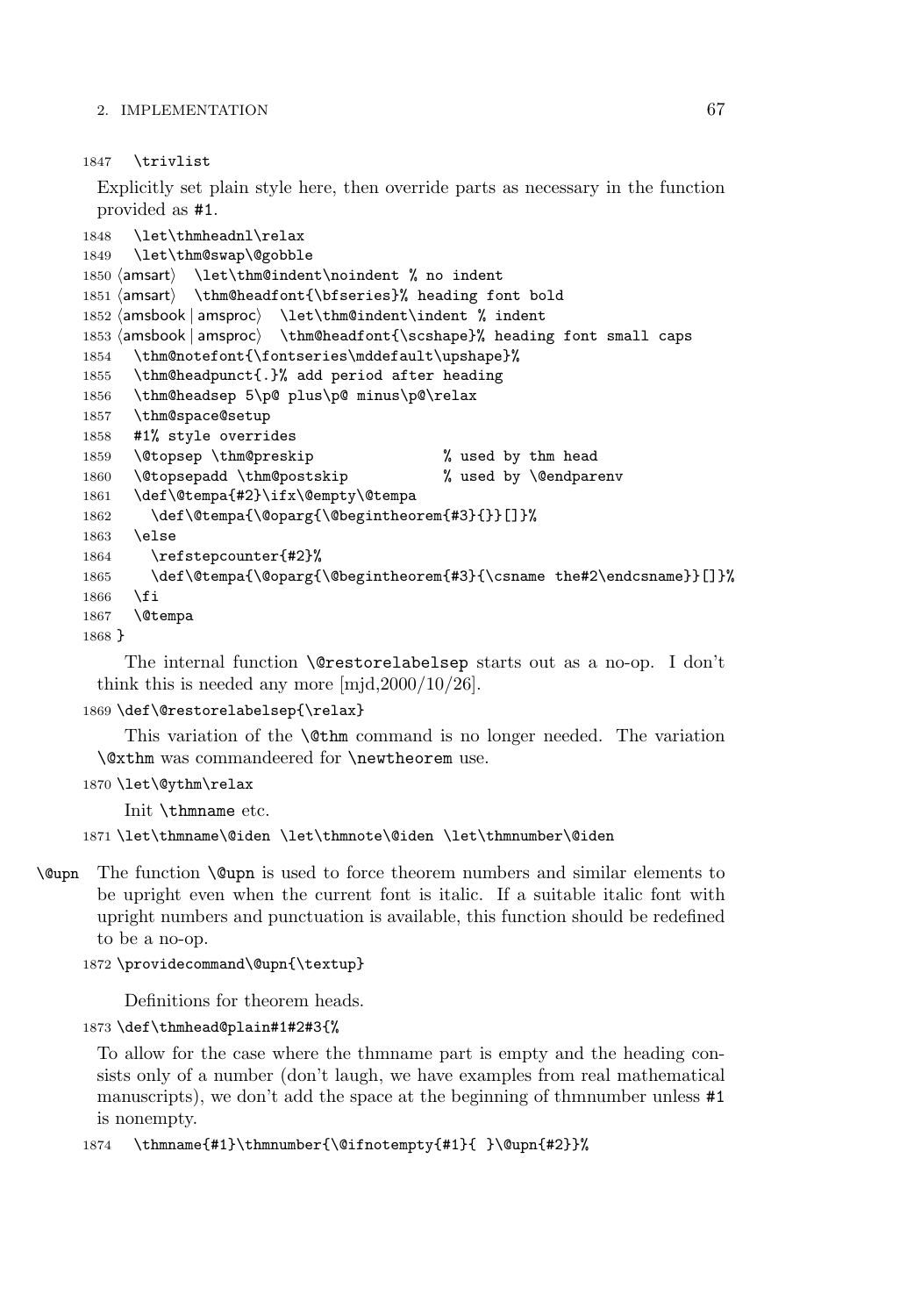```
1847   \trivlist
```

Explicitly set plain style here, then override parts as necessary in the function provided as #1.

```
1848   \let\thmheadnl\relax
1849   \let\thm@swap\@gobble
1850 ⟨amsart⟩  \let\thm@indent\noindent % no indent
1851 ⟨amsart⟩  \thm@headfont{\bfseries}% heading font bold
1852 ⟨amsbook | amsproc⟩  \let\thm@indent\indent % indent
1853 ⟨amsbook | amsproc⟩  \thm@headfont{\scshape}% heading font small caps
1854   \thm@notefont{\fontseries\mddefault\upshape}%
1855   \thm@headpunct{.}% add period after heading
1856   \thm@headsep 5\p@ plus\p@ minus\p@\relax
1857   \thm@space@setup
1858   #1% style overrides
1859   \@topsep \thm@preskip               % used by thm head
1860   \@topsepadd \thm@postskip           % used by \@endparenv
1861   \def\@tempa{#2}\ifx\@empty\@tempa
1862     \def\@tempa{\@oparg{\@begintheorem{#3}{}}[]}%
1863   \else
1864     \refstepcounter{#2}%
1865     \def\@tempa{\@oparg{\@begintheorem{#3}{\csname the#2\endcsname}}[]}%
1866   \fi
1867   \@tempa
1868 }
```

The internal function \@restorelabelsep starts out as a no-op. I don't think this is needed any more [mjd,2000/10/26].

```
1869 \def\@restorelabelsep{\relax}
```

This variation of the \@thm command is no longer needed. The variation \@xthm was commandeered for \newtheorem use.

```
1870 \let\@ythm\relax
```

Init \thmname etc.

```
1871 \let\thmname\@iden \let\thmnote\@iden \let\thmnumber\@iden
```

**\@upn** The function \@upn is used to force theorem numbers and similar elements to be upright even when the current font is italic. If a suitable italic font with upright numbers and punctuation is available, this function should be redefined to be a no-op.

```
1872 \providecommand\@upn{\textup}
```

Definitions for theorem heads.

```
1873 \def\thmhead@plain#1#2#3{%
```

To allow for the case where the thmname part is empty and the heading consists only of a number (don't laugh, we have examples from real mathematical manuscripts), we don't add the space at the beginning of thmnumber unless #1 is nonempty.

```
1874   \thmname{#1}\thmnumber{\@ifnotempty{#1}{ }\@upn{#2}}%
```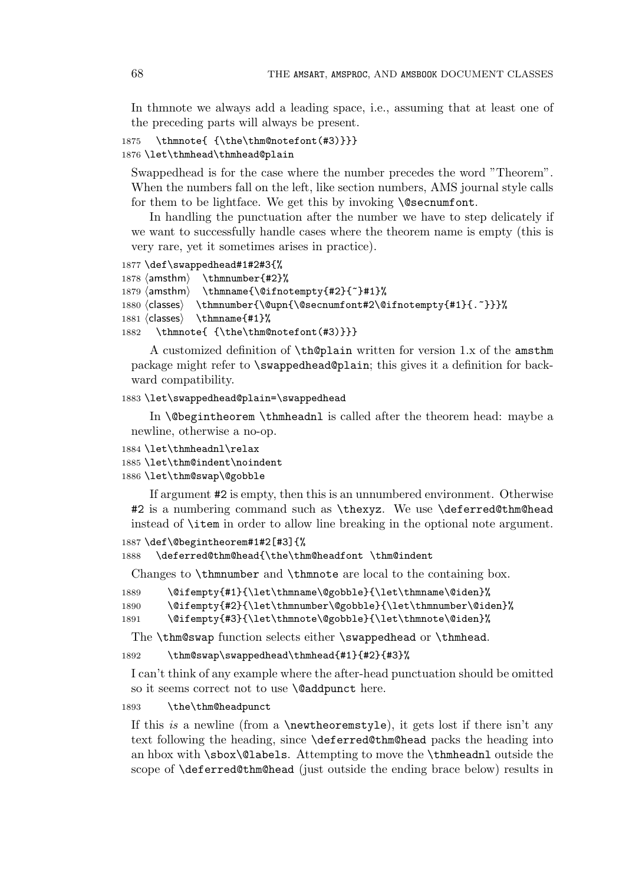In thmnote we always add a leading space, i.e., assuming that at least one of the preceding parts will always be present.

```
1875   \thmnote{ {\the\thm@notefont(#3)}}}
1876 \let\thmhead\thmhead@plain
```

Swappedhead is for the case where the number precedes the word "Theorem". When the numbers fall on the left, like section numbers, AMS journal style calls for them to be lightface. We get this by invoking `\@secnumfont`.

In handling the punctuation after the number we have to step delicately if we want to successfully handle cases where the theorem name is empty (this is very rare, yet it sometimes arises in practice).

```
1877 \def\swappedhead#1#2#3{%
1878 ⟨amsthm⟩   \thmnumber{#2}%
1879 ⟨amsthm⟩   \thmname{\@ifnotempty{#2}{~}#1}%
1880 ⟨classes⟩   \thmnumber{\@upn{\@secnumfont#2\@ifnotempty{#1}{.~}}}%
1881 ⟨classes⟩   \thmname{#1}%
1882   \thmnote{ {\the\thm@notefont(#3)}}}
```

A customized definition of `\th@plain` written for version 1.x of the amsthm package might refer to `\swappedhead@plain`; this gives it a definition for backward compatibility.

```
1883 \let\swappedhead@plain=\swappedhead
```

In `\@begintheorem` `\thmheadnl` is called after the theorem head: maybe a newline, otherwise a no-op.

```
1884 \let\thmheadnl\relax
1885 \let\thm@indent\noindent
1886 \let\thm@swap\@gobble
```

If argument `#2` is empty, then this is an unnumbered environment. Otherwise `#2` is a numbering command such as `\thexyz`. We use `\deferred@thm@head` instead of `\item` in order to allow line breaking in the optional note argument.

```
1887 \def\@begintheorem#1#2[#3]{%
1888   \deferred@thm@head{\the\thm@headfont \thm@indent
```

Changes to `\thmnumber` and `\thmnote` are local to the containing box.

```
1889     \@ifempty{#1}{\let\thmname\@gobble}{\let\thmname\@iden}%
1890     \@ifempty{#2}{\let\thmnumber\@gobble}{\let\thmnumber\@iden}%
1891     \@ifempty{#3}{\let\thmnote\@gobble}{\let\thmnote\@iden}%
```

The `\thm@swap` function selects either `\swappedhead` or `\thmhead`.

```
1892     \thm@swap\swappedhead\thmhead{#1}{#2}{#3}%
```

I can't think of any example where the after-head punctuation should be omitted so it seems correct not to use `\@addpunct` here.

```
1893     \the\thm@headpunct
```

If this *is* a newline (from a `\newtheoremstyle`), it gets lost if there isn't any text following the heading, since `\deferred@thm@head` packs the heading into an hbox with `\sbox\@labels`. Attempting to move the `\thmheadnl` outside the scope of `\deferred@thm@head` (just outside the ending brace below) results in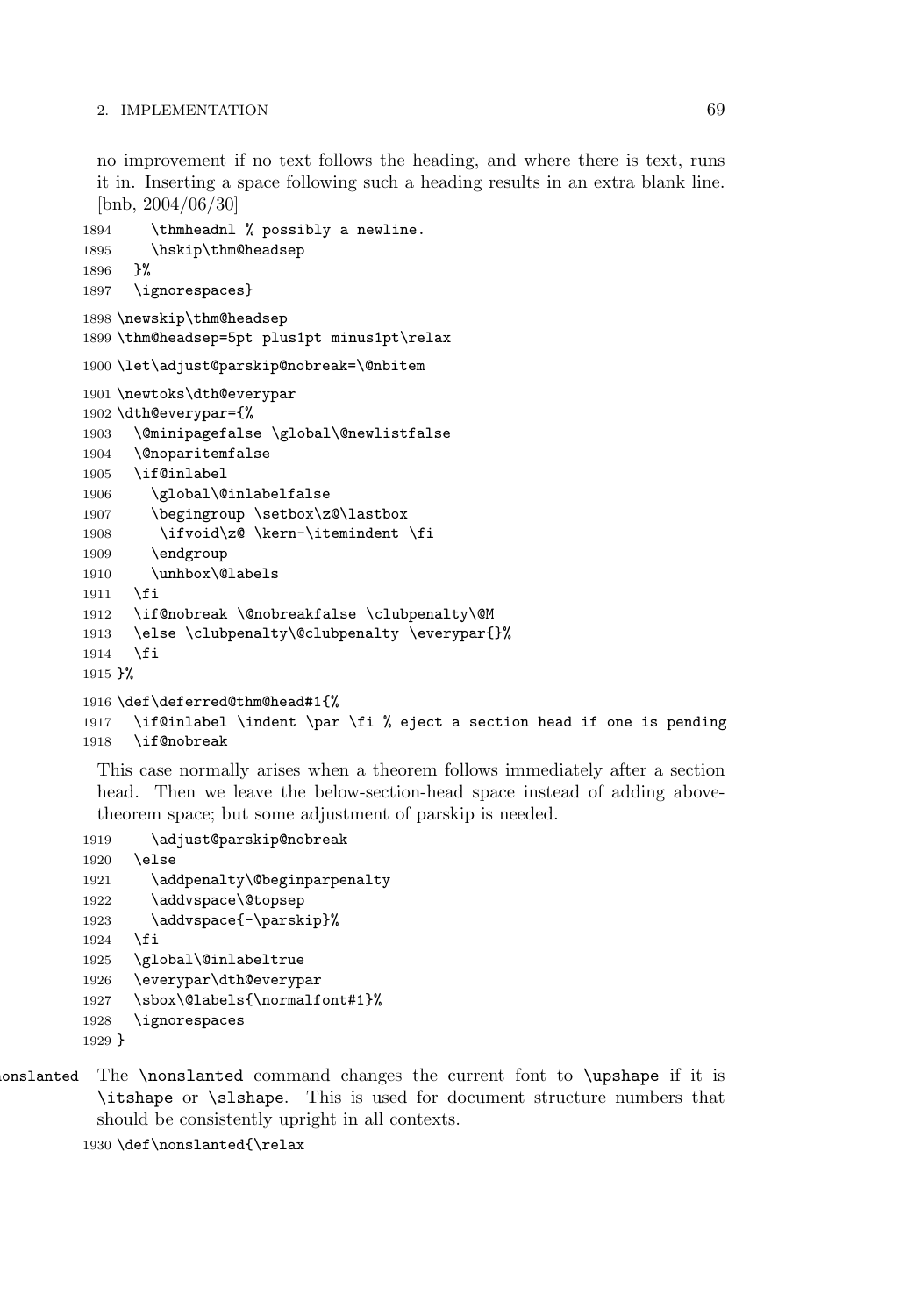no improvement if no text follows the heading, and where there is text, runs it in. Inserting a space following such a heading results in an extra blank line. [bnb, 2004/06/30]

```
1894     \thmheadnl % possibly a newline.
1895     \hskip\thm@headsep
1896   }%
1897   \ignorespaces}
1898 \newskip\thm@headsep
1899 \thm@headsep=5pt plus1pt minus1pt\relax
1900 \let\adjust@parskip@nobreak=\@nbitem
1901 \newtoks\dth@everypar
1902 \dth@everypar={%
1903   \@minipagefalse \global\@newlistfalse
1904   \@noparitemfalse
1905   \if@inlabel
1906     \global\@inlabelfalse
1907     \begingroup \setbox\z@\lastbox
1908      \ifvoid\z@ \kern-\itemindent \fi
1909     \endgroup
1910     \unhbox\@labels
1911   \fi
1912   \if@nobreak \@nobreakfalse \clubpenalty\@M
1913   \else \clubpenalty\@clubpenalty \everypar{}%
1914   \fi
1915 }%
1916 \def\deferred@thm@head#1{%
1917   \if@inlabel \indent \par \fi % eject a section head if one is pending
1918   \if@nobreak
```

This case normally arises when a theorem follows immediately after a section head. Then we leave the below-section-head space instead of adding above-theorem space; but some adjustment of parskip is needed.

```
1919     \adjust@parskip@nobreak
1920   \else
1921     \addpenalty\@beginparpenalty
1922     \addvspace\@topsep
1923     \addvspace{-\parskip}%
1924   \fi
1925   \global\@inlabeltrue
1926   \everypar\dth@everypar
1927   \sbox\@labels{\normalfont#1}%
1928   \ignorespaces
1929 }
```

\nonslanted The \nonslanted command changes the current font to \upshape if it is \itshape or \slshape. This is used for document structure numbers that should be consistently upright in all contexts.

```
1930 \def\nonslanted{\relax
```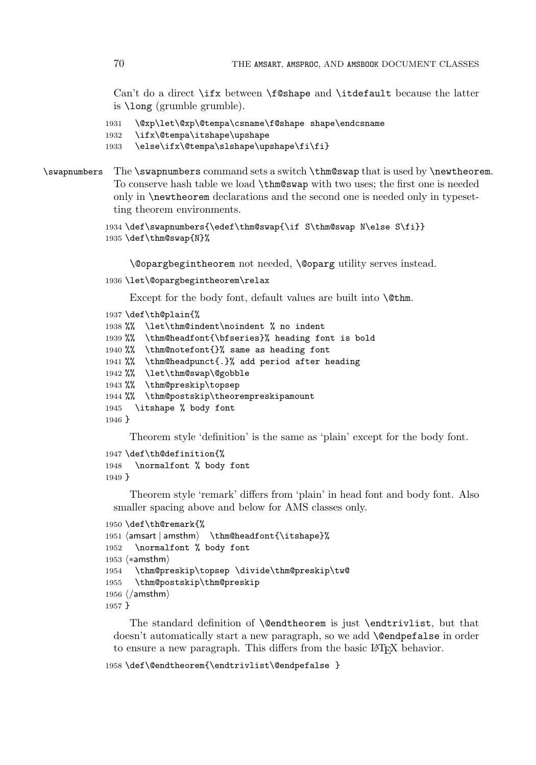Can't do a direct `\ifx` between `\f@shape` and `\itdefault` because the latter is `\long` (grumble grumble).

```
1931   \@xp\let\@xp\@tempa\csname\f@shape shape\endcsname
1932   \ifx\@tempa\itshape\upshape
1933   \else\ifx\@tempa\slshape\upshape\fi\fi}
```

`\swapnumbers` The `\swapnumbers` command sets a switch `\thm@swap` that is used by `\newtheorem`. To conserve hash table we load `\thm@swap` with two uses; the first one is needed only in `\newtheorem` declarations and the second one is needed only in typesetting theorem environments.

```
1934 \def\swapnumbers{\edef\thm@swap{\if S\thm@swap N\else S\fi}}
1935 \def\thm@swap{N}%
```

`\@opargbegintheorem` not needed, `\@oparg` utility serves instead.

```
1936 \let\@opargbegintheorem\relax
```

Except for the body font, default values are built into `\@thm`.

```
1937 \def\th@plain{%
1938 %%  \let\thm@indent\noindent % no indent
1939 %%  \thm@headfont{\bfseries}% heading font is bold
1940 %%  \thm@notefont{}% same as heading font
1941 %%  \thm@headpunct{.}% add period after heading
1942 %%  \let\thm@swap\@gobble
1943 %%  \thm@preskip\topsep
1944 %%  \thm@postskip\theorempreskipamount
1945   \itshape % body font
1946 }
```

Theorem style 'definition' is the same as 'plain' except for the body font.

```
1947 \def\th@definition{%
1948   \normalfont % body font
1949 }
```

Theorem style 'remark' differs from 'plain' in head font and body font. Also smaller spacing above and below for AMS classes only.

```
1950 \def\th@remark{%
1951 ⟨amsart | amsthm⟩   \thm@headfont{\itshape}%
1952   \normalfont % body font
1953 ⟨*amsthm⟩
1954   \thm@preskip\topsep \divide\thm@preskip\tw@
1955   \thm@postskip\thm@preskip
1956 ⟨/amsthm⟩
1957 }
```

The standard definition of `\@endtheorem` is just `\endtrivlist`, but that doesn't automatically start a new paragraph, so we add `\@endpefalse` in order to ensure a new paragraph. This differs from the basic LaTeX behavior.

```
1958 \def\@endtheorem{\endtrivlist\@endpefalse }
```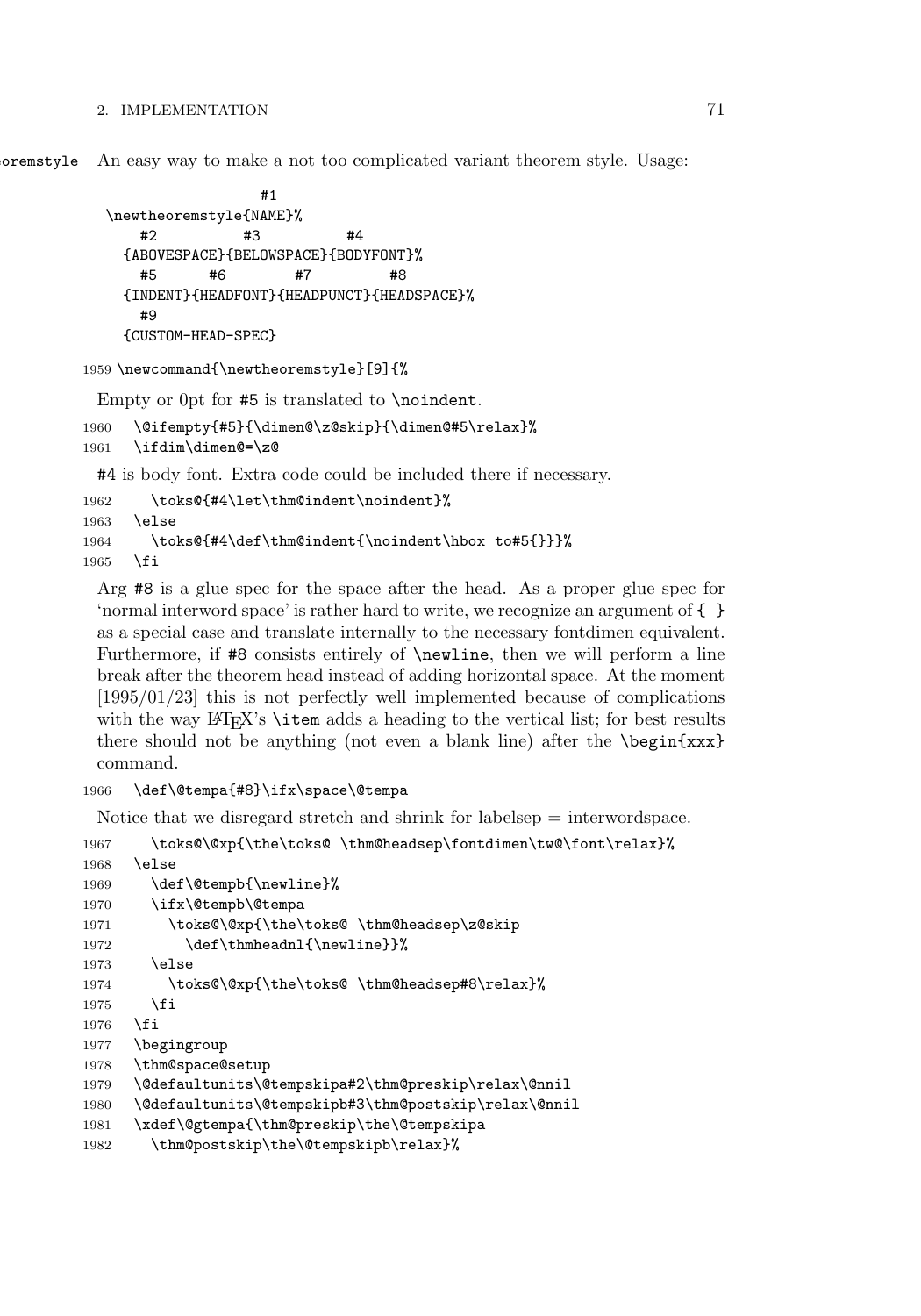\newtheoremstyle An easy way to make a not too complicated variant theorem style. Usage:

```
                  #1
\newtheoremstyle{NAME}%
    #2          #3          #4
  {ABOVESPACE}{BELOWSPACE}{BODYFONT}%
    #5      #6         #7          #8
  {INDENT}{HEADFONT}{HEADPUNCT}{HEADSPACE}%
    #9
  {CUSTOM-HEAD-SPEC}
```

```
1959 \newcommand{\newtheoremstyle}[9]{%
```

Empty or 0pt for #5 is translated to `\noindent`.

```
1960   \@ifempty{#5}{\dimen@\z@skip}{\dimen@#5\relax}%
1961   \ifdim\dimen@=\z@
```

#4 is body font. Extra code could be included there if necessary.

```
1962     \toks@{#4\let\thm@indent\noindent}%
1963   \else
1964     \toks@{#4\def\thm@indent{\noindent\hbox to#5{}}}%
1965   \fi
```

Arg #8 is a glue spec for the space after the head. As a proper glue spec for 'normal interword space' is rather hard to write, we recognize an argument of `{ }` as a special case and translate internally to the necessary fontdimen equivalent. Furthermore, if #8 consists entirely of `\newline`, then we will perform a line break after the theorem head instead of adding horizontal space. At the moment [1995/01/23] this is not perfectly well implemented because of complications with the way LaTeX's `\item` adds a heading to the vertical list; for best results there should not be anything (not even a blank line) after the `\begin{xxx}` command.

```
1966   \def\@tempa{#8}\ifx\space\@tempa
```

Notice that we disregard stretch and shrink for labelsep = interwordspace.

```
1967     \toks@\@xp{\the\toks@ \thm@headsep\fontdimen\tw@\font\relax}%
1968   \else
1969     \def\@tempb{\newline}%
1970     \ifx\@tempb\@tempa
1971       \toks@\@xp{\the\toks@ \thm@headsep\z@skip
1972         \def\thmheadnl{\newline}}%
1973     \else
1974       \toks@\@xp{\the\toks@ \thm@headsep#8\relax}%
1975     \fi
1976   \fi
1977   \begingroup
1978   \thm@space@setup
1979   \@defaultunits\@tempskipa#2\thm@preskip\relax\@nnil
1980   \@defaultunits\@tempskipb#3\thm@postskip\relax\@nnil
1981   \xdef\@gtempa{\thm@preskip\the\@tempskipa
1982     \thm@postskip\the\@tempskipb\relax}%
```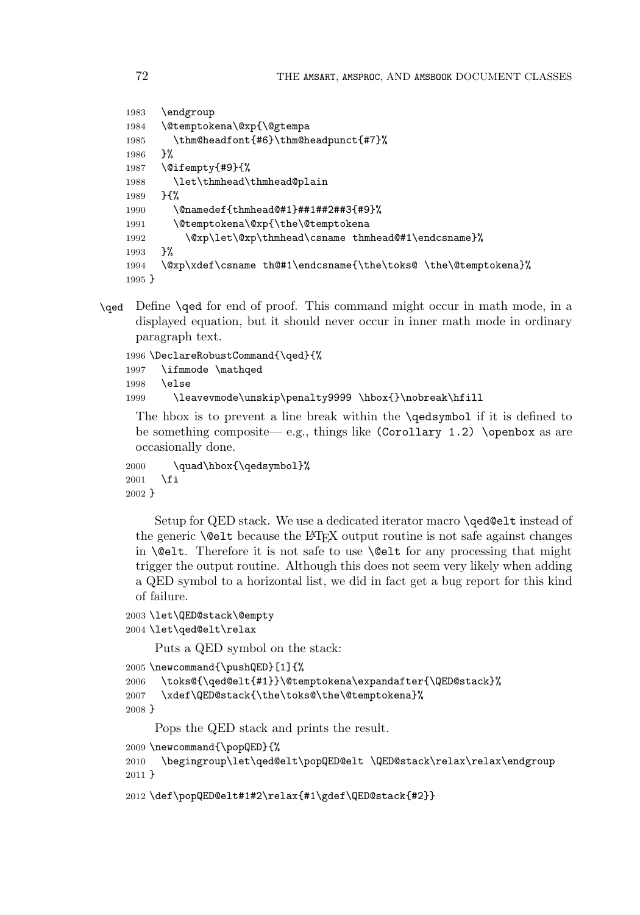```
1983   \endgroup
1984   \@temptokena\@xp{\@gtempa
1985     \thm@headfont{#6}\thm@headpunct{#7}%
1986   }%
1987   \@ifempty{#9}{%
1988     \let\thmhead\thmhead@plain
1989   }{%
1990     \@namedef{thmhead@#1}##1##2##3{#9}%
1991     \@temptokena\@xp{\the\@temptokena
1992       \@xp\let\@xp\thmhead\csname thmhead@#1\endcsname}%
1993   }%
1994   \@xp\xdef\csname th@#1\endcsname{\the\toks@ \the\@temptokena}%
1995 }
```

`\qed` Define `\qed` for end of proof. This command might occur in math mode, in a displayed equation, but it should never occur in inner math mode in ordinary paragraph text.

```
1996 \DeclareRobustCommand{\qed}{%
1997   \ifmmode \mathqed
1998   \else
1999     \leavevmode\unskip\penalty9999 \hbox{}\nobreak\hfill
```

The hbox is to prevent a line break within the `\qedsymbol` if it is defined to be something composite— e.g., things like `(Corollary 1.2) \openbox` as are occasionally done.

```
2000     \quad\hbox{\qedsymbol}%
2001   \fi
2002 }
```

Setup for QED stack. We use a dedicated iterator macro `\qed@elt` instead of the generic `\@elt` because the LaTeX output routine is not safe against changes in `\@elt`. Therefore it is not safe to use `\@elt` for any processing that might trigger the output routine. Although this does not seem very likely when adding a QED symbol to a horizontal list, we did in fact get a bug report for this kind of failure.

```
2003 \let\QED@stack\@empty
2004 \let\qed@elt\relax
```

Puts a QED symbol on the stack:

```
2005 \newcommand{\pushQED}[1]{%
2006   \toks@{\qed@elt{#1}}\@temptokena\expandafter{\QED@stack}%
2007   \xdef\QED@stack{\the\toks@\the\@temptokena}%
2008 }
```

Pops the QED stack and prints the result.

```
2009 \newcommand{\popQED}{%
2010   \begingroup\let\qed@elt\popQED@elt \QED@stack\relax\relax\endgroup
2011 }
2012 \def\popQED@elt#1#2\relax{#1\gdef\QED@stack{#2}}
```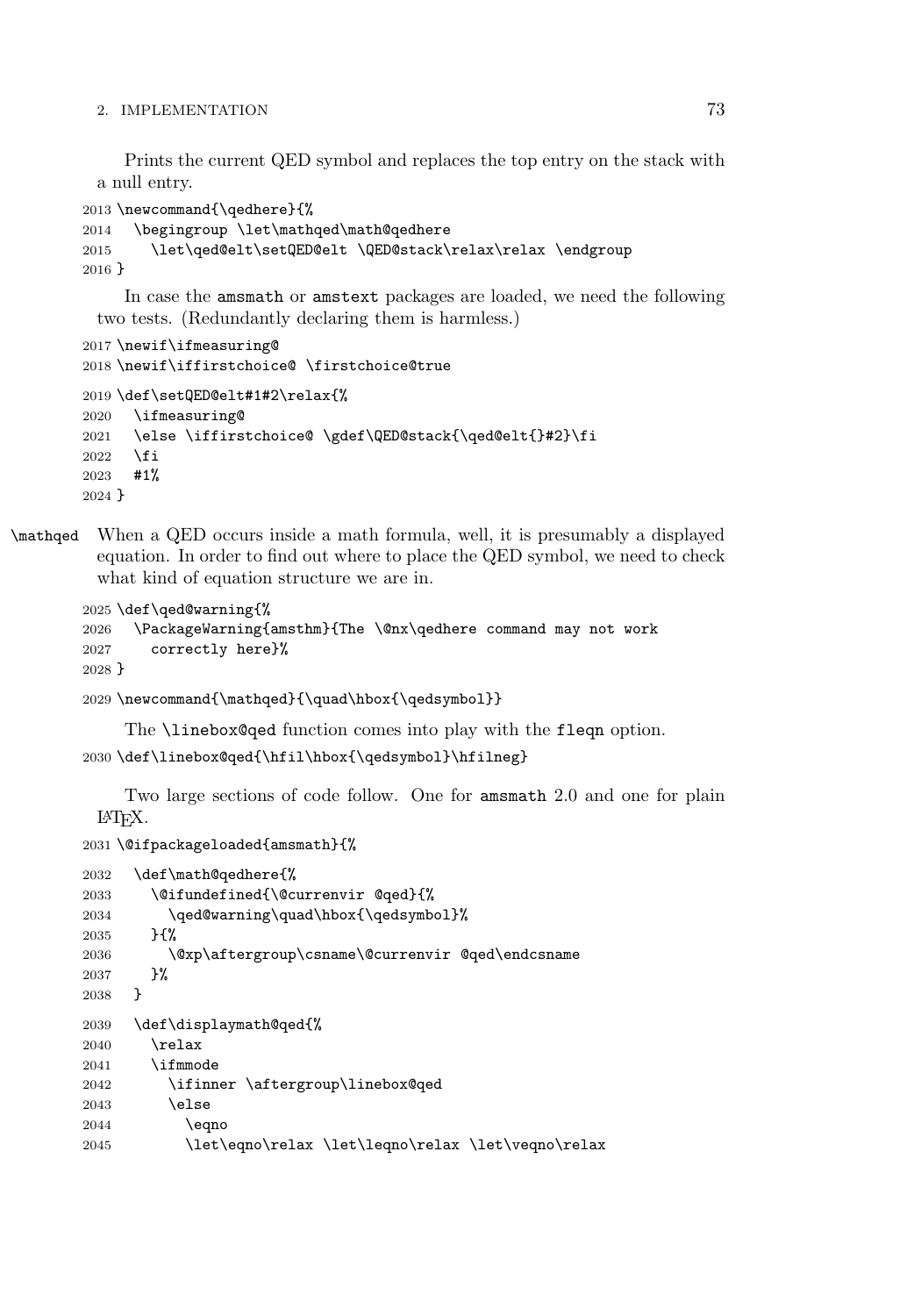Prints the current QED symbol and replaces the top entry on the stack with a null entry.

```
2013 \newcommand{\qedhere}{%
2014   \begingroup \let\mathqed\math@qedhere
2015     \let\qed@elt\setQED@elt \QED@stack\relax\relax \endgroup
2016 }
```

In case the amsmath or amstext packages are loaded, we need the following two tests. (Redundantly declaring them is harmless.)

```
2017 \newif\ifmeasuring@
2018 \newif\iffirstchoice@ \firstchoice@true
2019 \def\setQED@elt#1#2\relax{%
2020   \ifmeasuring@
2021   \else \iffirstchoice@ \gdef\QED@stack{\qed@elt{}#2}\fi
2022   \fi
2023   #1%
2024 }
```

\mathqed When a QED occurs inside a math formula, well, it is presumably a displayed equation. In order to find out where to place the QED symbol, we need to check what kind of equation structure we are in.

```
2025 \def\qed@warning{%
2026   \PackageWarning{amsthm}{The \@nx\qedhere command may not work
2027     correctly here}%
2028 }
2029 \newcommand{\mathqed}{\quad\hbox{\qedsymbol}}
```

The \linebox@qed function comes into play with the fleqn option.

```
2030 \def\linebox@qed{\hfil\hbox{\qedsymbol}\hfilneg}
```

Two large sections of code follow. One for amsmath 2.0 and one for plain LaTeX.

```
2031 \@ifpackageloaded{amsmath}{%
2032   \def\math@qedhere{%
2033     \@ifundefined{\@currenvir @qed}{%
2034       \qed@warning\quad\hbox{\qedsymbol}%
2035     }{%
2036       \@xp\aftergroup\csname\@currenvir @qed\endcsname
2037     }%
2038   }
2039   \def\displaymath@qed{%
2040     \relax
2041     \ifmmode
2042       \ifinner \aftergroup\linebox@qed
2043       \else
2044         \eqno
2045         \let\eqno\relax \let\leqno\relax \let\veqno\relax
```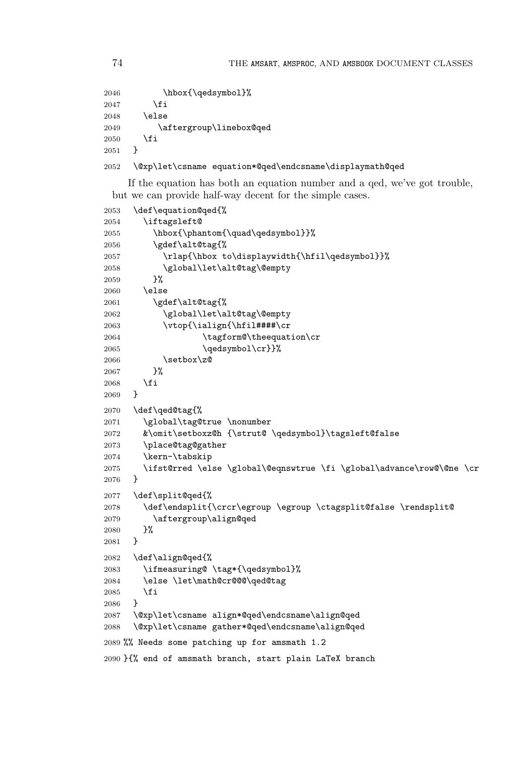```
2046        \hbox{\qedsymbol}%
2047      \fi
2048    \else
2049       \aftergroup\linebox@qed
2050    \fi
2051  }
2052  \@xp\let\csname equation*@qed\endcsname\displaymath@qed
```

If the equation has both an equation number and a qed, we've got trouble, but we can provide half-way decent for the simple cases.

```
2053  \def\equation@qed{%
2054    \iftagsleft@
2055      \hbox{\phantom{\quad\qedsymbol}}%
2056      \gdef\alt@tag{%
2057        \rlap{\hbox to\displaywidth{\hfil\qedsymbol}}%
2058        \global\let\alt@tag\@empty
2059      }%
2060    \else
2061      \gdef\alt@tag{%
2062        \global\let\alt@tag\@empty
2063        \vtop{\ialign{\hfil####\cr
2064                \tagform@\theequation\cr
2065                \qedsymbol\cr}}%
2066        \setbox\z@
2067      }%
2068    \fi
2069  }
2070  \def\qed@tag{%
2071    \global\tag@true \nonumber
2072    &\omit\setboxz@h {\strut@ \qedsymbol}\tagsleft@false
2073    \place@tag@gather
2074    \kern-\tabskip
2075    \ifst@rred \else \global\@eqnswtrue \fi \global\advance\row@\@ne \cr
2076  }
2077  \def\split@qed{%
2078    \def\endsplit{\crcr\egroup \egroup \ctagsplit@false \rendsplit@
2079      \aftergroup\align@qed
2080    }%
2081  }
2082  \def\align@qed{%
2083    \ifmeasuring@ \tag*{\qedsymbol}%
2084    \else \let\math@cr@@@\qed@tag
2085    \fi
2086  }
2087  \@xp\let\csname align*@qed\endcsname\align@qed
2088  \@xp\let\csname gather*@qed\endcsname\align@qed
2089 %% Needs some patching up for amsmath 1.2
2090 }{% end of amsmath branch, start plain LaTeX branch
```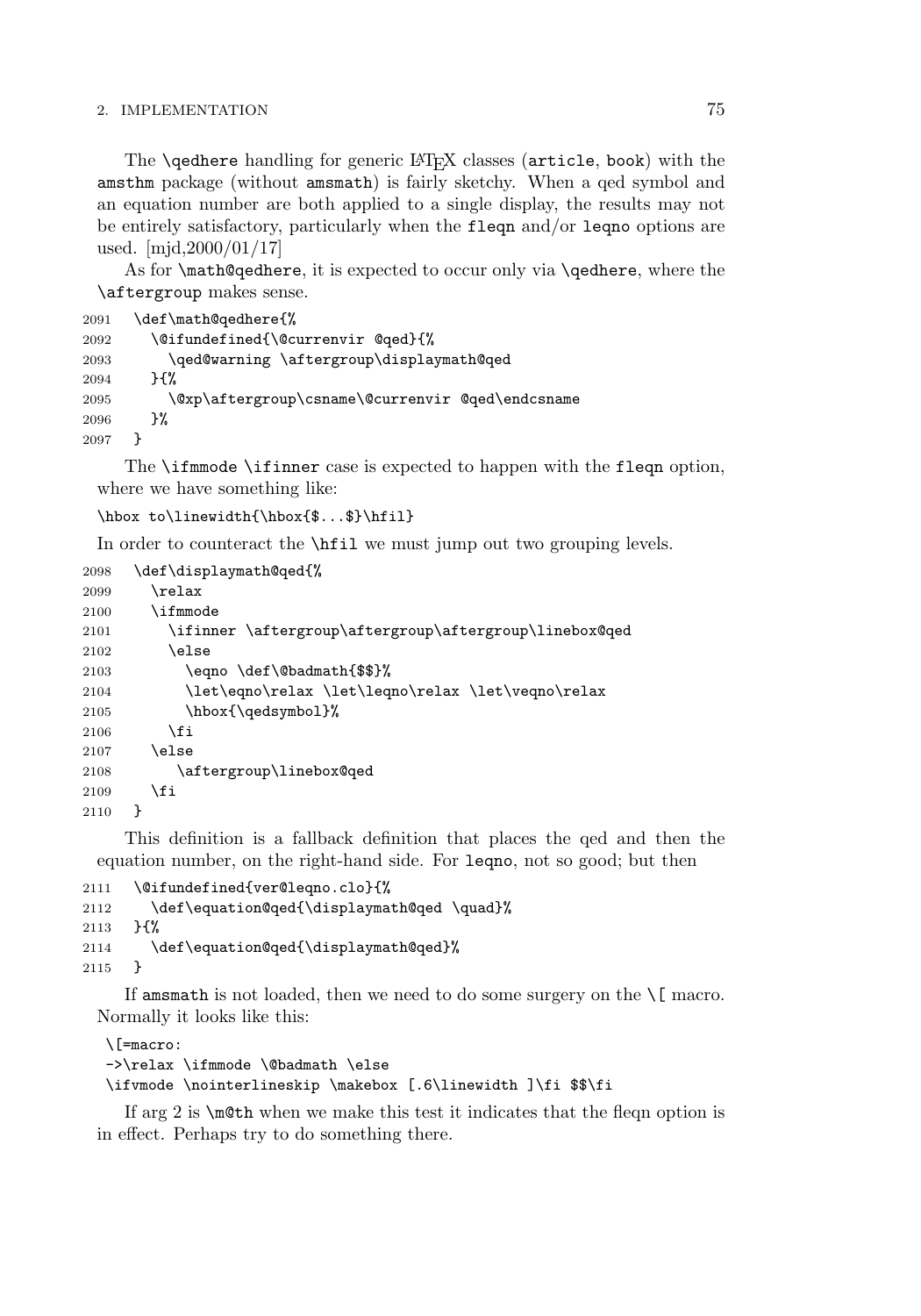The `\qedhere` handling for generic LaTeX classes (`article`, `book`) with the `amsthm` package (without `amsmath`) is fairly sketchy. When a qed symbol and an equation number are both applied to a single display, the results may not be entirely satisfactory, particularly when the `fleqn` and/or `leqno` options are used. [mjd,2000/01/17]

As for `\math@qedhere`, it is expected to occur only via `\qedhere`, where the `\aftergroup` makes sense.

```
2091 \def\math@qedhere{%
2092   \@ifundefined{\@currenvir @qed}{%
2093     \qed@warning \aftergroup\displaymath@qed
2094   }{%
2095     \@xp\aftergroup\csname\@currenvir @qed\endcsname
2096   }%
2097 }
```

The `\ifmmode \ifinner` case is expected to happen with the `fleqn` option, where we have something like:

```
\hbox to\linewidth{\hbox{$...$}\hfil}
```

In order to counteract the `\hfil` we must jump out two grouping levels.

```
2098 \def\displaymath@qed{%
2099   \relax
2100   \ifmmode
2101     \ifinner \aftergroup\aftergroup\aftergroup\linebox@qed
2102     \else
2103       \eqno \def\@badmath{$$}%
2104       \let\eqno\relax \let\leqno\relax \let\veqno\relax
2105       \hbox{\qedsymbol}%
2106     \fi
2107   \else
2108      \aftergroup\linebox@qed
2109   \fi
2110 }
```

This definition is a fallback definition that places the qed and then the equation number, on the right-hand side. For `leqno`, not so good; but then

```
2111 \@ifundefined{ver@leqno.clo}{%
2112   \def\equation@qed{\displaymath@qed \quad}%
2113 }{%
2114   \def\equation@qed{\displaymath@qed}%
2115 }
```

If `amsmath` is not loaded, then we need to do some surgery on the `\[` macro. Normally it looks like this:

```
\[=macro:
->\relax \ifmmode \@badmath \else
\ifvmode \nointerlineskip \makebox [.6\linewidth ]\fi $$\fi
```

If arg 2 is `\m@th` when we make this test it indicates that the fleqn option is in effect. Perhaps try to do something there.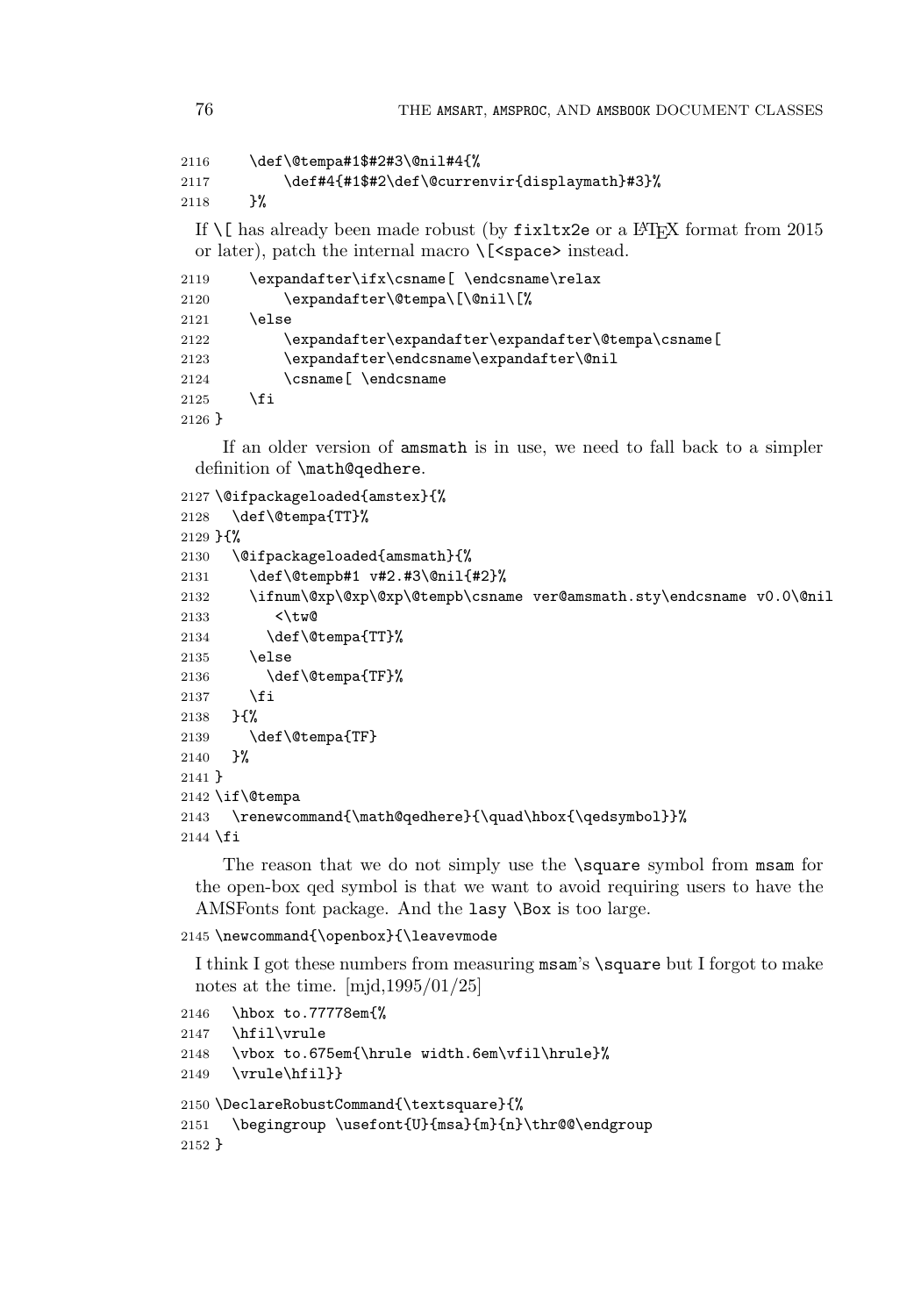```
2116     \def\@tempa#1$#2#3\@nil#4{%
2117         \def#4{#1$#2\def\@currenvir{displaymath}#3}%
2118     }%
```

If \[ has already been made robust (by fixltx2e or a LaTeX format from 2015 or later), patch the internal macro \[<space> instead.

```
2119     \expandafter\ifx\csname[ \endcsname\relax
2120         \expandafter\@tempa\[\@nil\[%
2121     \else
2122         \expandafter\expandafter\expandafter\@tempa\csname[
2123         \expandafter\endcsname\expandafter\@nil
2124         \csname[ \endcsname
2125     \fi
2126 }
```

If an older version of amsmath is in use, we need to fall back to a simpler definition of \math@qedhere.

```
2127 \@ifpackageloaded{amstex}{%
2128   \def\@tempa{TT}%
2129 }{%
2130   \@ifpackageloaded{amsmath}{%
2131     \def\@tempb#1 v#2.#3\@nil{#2}%
2132     \ifnum\@xp\@xp\@xp\@tempb\csname ver@amsmath.sty\endcsname v0.0\@nil
2133         <\tw@
2134       \def\@tempa{TT}%
2135     \else
2136       \def\@tempa{TF}%
2137     \fi
2138   }{%
2139     \def\@tempa{TF}
2140   }%
2141 }
2142 \if\@tempa
2143   \renewcommand{\math@qedhere}{\quad\hbox{\qedsymbol}}%
2144 \fi
```

The reason that we do not simply use the \square symbol from msam for the open-box qed symbol is that we want to avoid requiring users to have the AMSFonts font package. And the lasy \Box is too large.

```
2145 \newcommand{\openbox}{\leavevmode
```

I think I got these numbers from measuring msam's \square but I forgot to make notes at the time. [mjd,1995/01/25]

```
2146   \hbox to.77778em{%
2147   \hfil\vrule
2148   \vbox to.675em{\hrule width.6em\vfil\hrule}%
2149   \vrule\hfil}}
2150 \DeclareRobustCommand{\textsquare}{%
2151   \begingroup \usefont{U}{msa}{m}{n}\thr@@\endgroup
2152 }
```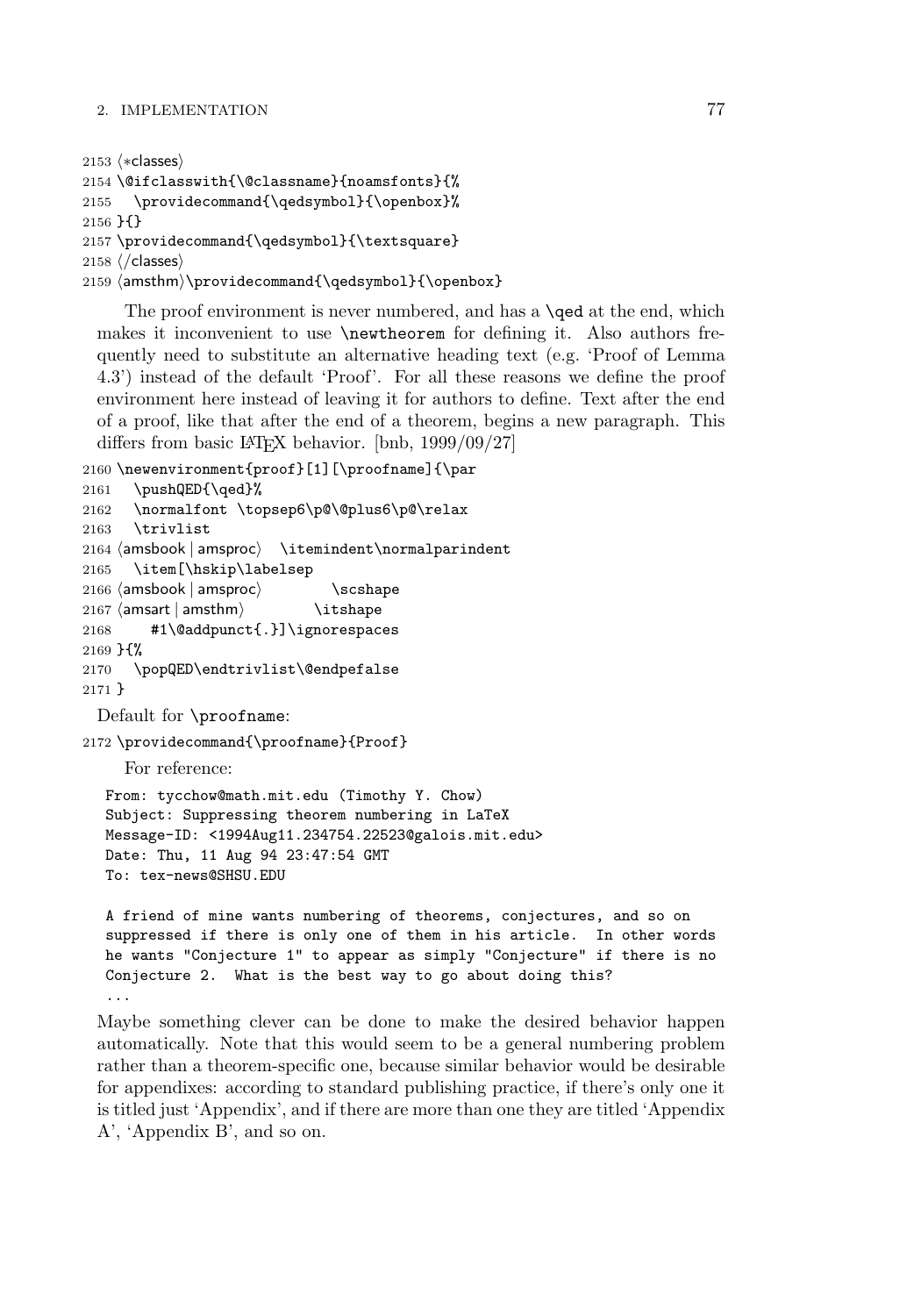```
2153 ⟨*classes⟩
2154 \@ifclasswith{\@classname}{noamsfonts}{%
2155   \providecommand{\qedsymbol}{\openbox}%
2156 }{}
2157 \providecommand{\qedsymbol}{\textsquare}
2158 ⟨/classes⟩
2159 ⟨amsthm⟩\providecommand{\qedsymbol}{\openbox}
```

The proof environment is never numbered, and has a `\qed` at the end, which makes it inconvenient to use `\newtheorem` for defining it. Also authors frequently need to substitute an alternative heading text (e.g. 'Proof of Lemma 4.3') instead of the default 'Proof'. For all these reasons we define the proof environment here instead of leaving it for authors to define. Text after the end of a proof, like that after the end of a theorem, begins a new paragraph. This differs from basic LaTeX behavior. [bnb, 1999/09/27]

```
2160 \newenvironment{proof}[1][\proofname]{\par
2161   \pushQED{\qed}%
2162   \normalfont \topsep6\p@\@plus6\p@\relax
2163   \trivlist
2164 ⟨amsbook | amsproc⟩  \itemindent\normalparindent
2165   \item[\hskip\labelsep
2166 ⟨amsbook | amsproc⟩        \scshape
2167 ⟨amsart | amsthm⟩         \itshape
2168     #1\@addpunct{.}]\ignorespaces
2169 }{%
2170   \popQED\endtrivlist\@endpefalse
2171 }
```

Default for `\proofname`:

```
2172 \providecommand{\proofname}{Proof}
```

For reference:

```
From: tycchow@math.mit.edu (Timothy Y. Chow)
Subject: Suppressing theorem numbering in LaTeX
Message-ID: <1994Aug11.234754.22523@galois.mit.edu>
Date: Thu, 11 Aug 94 23:47:54 GMT
To: tex-news@SHSU.EDU

A friend of mine wants numbering of theorems, conjectures, and so on
suppressed if there is only one of them in his article.  In other words
he wants "Conjecture 1" to appear as simply "Conjecture" if there is no
Conjecture 2.  What is the best way to go about doing this?
...
```

Maybe something clever can be done to make the desired behavior happen automatically. Note that this would seem to be a general numbering problem rather than a theorem-specific one, because similar behavior would be desirable for appendixes: according to standard publishing practice, if there's only one it is titled just 'Appendix', and if there are more than one they are titled 'Appendix A', 'Appendix B', and so on.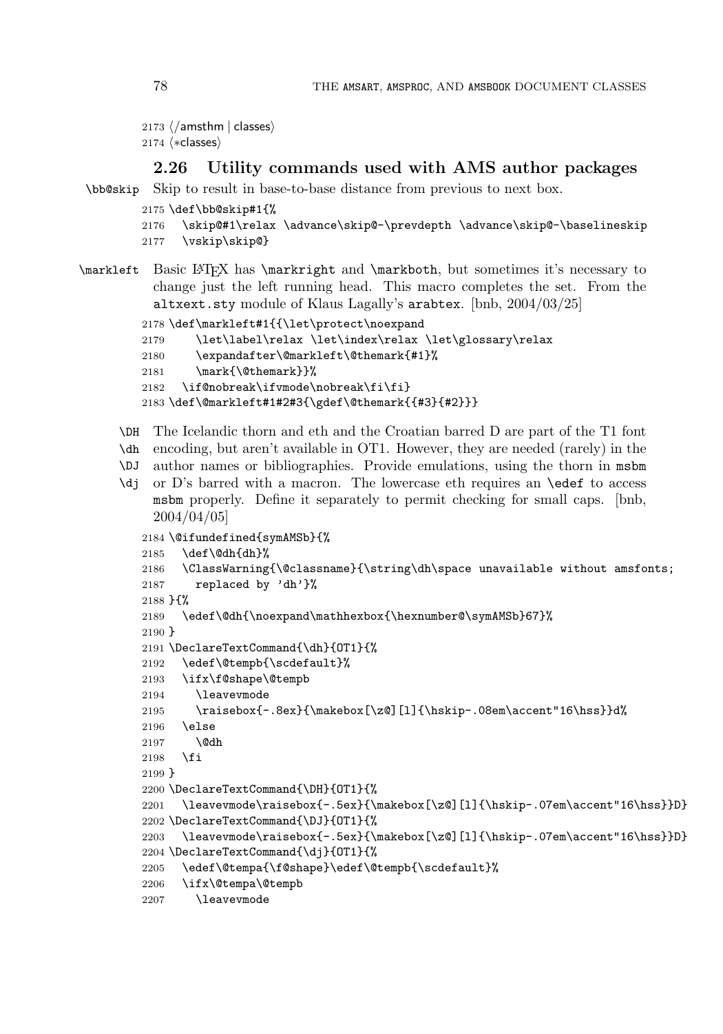```
2173 ⟨/amsthm | classes⟩
2174 ⟨*classes⟩
```

## 2.26 Utility commands used with AMS author packages

`\bb@skip` Skip to result in base-to-base distance from previous to next box.

```
2175 \def\bb@skip#1{%
2176   \skip@#1\relax \advance\skip@-\prevdepth \advance\skip@-\baselineskip
2177   \vskip\skip@}
```

`\markleft` Basic LaTeX has `\markright` and `\markboth`, but sometimes it's necessary to change just the left running head. This macro completes the set. From the `altxext.sty` module of Klaus Lagally's `arabtex`. [bnb, 2004/03/25]

```
2178 \def\markleft#1{{\let\protect\noexpand
2179     \let\label\relax \let\index\relax \let\glossary\relax
2180     \expandafter\@markleft\@themark{#1}%
2181     \mark{\@themark}}%
2182   \if@nobreak\ifvmode\nobreak\fi\fi}
2183 \def\@markleft#1#2#3{\gdef\@themark{{#3}{#2}}}
```

`\DH` `\dh` `\DJ` `\dj` The Icelandic thorn and eth and the Croatian barred D are part of the T1 font encoding, but aren't available in OT1. However, they are needed (rarely) in the author names or bibliographies. Provide emulations, using the thorn in `msbm` or D's barred with a macron. The lowercase eth requires an `\edef` to access `msbm` properly. Define it separately to permit checking for small caps. [bnb, 2004/04/05]

```
2184 \@ifundefined{symAMSb}{%
2185   \def\@dh{dh}%
2186   \ClassWarning{\@classname}{\string\dh\space unavailable without amsfonts;
2187     replaced by 'dh'}%
2188 }{%
2189   \edef\@dh{\noexpand\mathhexbox{\hexnumber@\symAMSb}67}%
2190 }
2191 \DeclareTextCommand{\dh}{OT1}{%
2192   \edef\@tempb{\scdefault}%
2193   \ifx\f@shape\@tempb
2194     \leavevmode
2195     \raisebox{-.8ex}{\makebox[\z@][l]{\hskip-.08em\accent"16\hss}}d%
2196   \else
2197     \@dh
2198   \fi
2199 }
2200 \DeclareTextCommand{\DH}{OT1}{%
2201   \leavevmode\raisebox{-.5ex}{\makebox[\z@][l]{\hskip-.07em\accent"16\hss}}D}
2202 \DeclareTextCommand{\DJ}{OT1}{%
2203   \leavevmode\raisebox{-.5ex}{\makebox[\z@][l]{\hskip-.07em\accent"16\hss}}D}
2204 \DeclareTextCommand{\dj}{OT1}{%
2205   \edef\@tempa{\f@shape}\edef\@tempb{\scdefault}%
2206   \ifx\@tempa\@tempb
2207     \leavevmode
```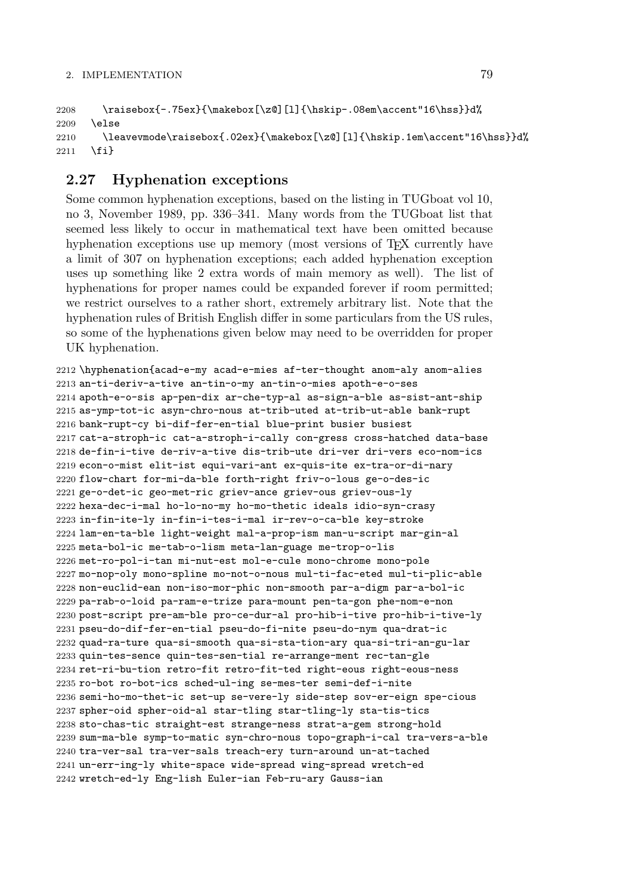```
2208     \raisebox{-.75ex}{\makebox[\z@][l]{\hskip-.08em\accent"16\hss}}d%
2209   \else
2210     \leavevmode\raisebox{.02ex}{\makebox[\z@][l]{\hskip.1em\accent"16\hss}}d%
2211   \fi}
```

## 2.27 Hyphenation exceptions

Some common hyphenation exceptions, based on the listing in TUGboat vol 10, no 3, November 1989, pp. 336–341. Many words from the TUGboat list that seemed less likely to occur in mathematical text have been omitted because hyphenation exceptions use up memory (most versions of TeX currently have a limit of 307 on hyphenation exceptions; each added hyphenation exception uses up something like 2 extra words of main memory as well). The list of hyphenations for proper names could be expanded forever if room permitted; we restrict ourselves to a rather short, extremely arbitrary list. Note that the hyphenation rules of British English differ in some particulars from the US rules, so some of the hyphenations given below may need to be overridden for proper UK hyphenation.

```
2212 \hyphenation{acad-e-my acad-e-mies af-ter-thought anom-aly anom-alies
2213 an-ti-deriv-a-tive an-tin-o-my an-tin-o-mies apoth-e-o-ses
2214 apoth-e-o-sis ap-pen-dix ar-che-typ-al as-sign-a-ble as-sist-ant-ship
2215 as-ymp-tot-ic asyn-chro-nous at-trib-uted at-trib-ut-able bank-rupt
2216 bank-rupt-cy bi-dif-fer-en-tial blue-print busier busiest
2217 cat-a-stroph-ic cat-a-stroph-i-cally con-gress cross-hatched data-base
2218 de-fin-i-tive de-riv-a-tive dis-trib-ute dri-ver dri-vers eco-nom-ics
2219 econ-o-mist elit-ist equi-vari-ant ex-quis-ite ex-tra-or-di-nary
2220 flow-chart for-mi-da-ble forth-right friv-o-lous ge-o-des-ic
2221 ge-o-det-ic geo-met-ric griev-ance griev-ous griev-ous-ly
2222 hexa-dec-i-mal ho-lo-no-my ho-mo-thetic ideals idio-syn-crasy
2223 in-fin-ite-ly in-fin-i-tes-i-mal ir-rev-o-ca-ble key-stroke
2224 lam-en-ta-ble light-weight mal-a-prop-ism man-u-script mar-gin-al
2225 meta-bol-ic me-tab-o-lism meta-lan-guage me-trop-o-lis
2226 met-ro-pol-i-tan mi-nut-est mol-e-cule mono-chrome mono-pole
2227 mo-nop-oly mono-spline mo-not-o-nous mul-ti-fac-eted mul-ti-plic-able
2228 non-euclid-ean non-iso-mor-phic non-smooth par-a-digm par-a-bol-ic
2229 pa-rab-o-loid pa-ram-e-trize para-mount pen-ta-gon phe-nom-e-non
2230 post-script pre-am-ble pro-ce-dur-al pro-hib-i-tive pro-hib-i-tive-ly
2231 pseu-do-dif-fer-en-tial pseu-do-fi-nite pseu-do-nym qua-drat-ic
2232 quad-ra-ture qua-si-smooth qua-si-sta-tion-ary qua-si-tri-an-gu-lar
2233 quin-tes-sence quin-tes-sen-tial re-arrange-ment rec-tan-gle
2234 ret-ri-bu-tion retro-fit retro-fit-ted right-eous right-eous-ness
2235 ro-bot ro-bot-ics sched-ul-ing se-mes-ter semi-def-i-nite
2236 semi-ho-mo-thet-ic set-up se-vere-ly side-step sov-er-eign spe-cious
2237 spher-oid spher-oid-al star-tling star-tling-ly sta-tis-tics
2238 sto-chas-tic straight-est strange-ness strat-a-gem strong-hold
2239 sum-ma-ble symp-to-matic syn-chro-nous topo-graph-i-cal tra-vers-a-ble
2240 tra-ver-sal tra-ver-sals treach-ery turn-around un-at-tached
2241 un-err-ing-ly white-space wide-spread wing-spread wretch-ed
2242 wretch-ed-ly Eng-lish Euler-ian Feb-ru-ary Gauss-ian
```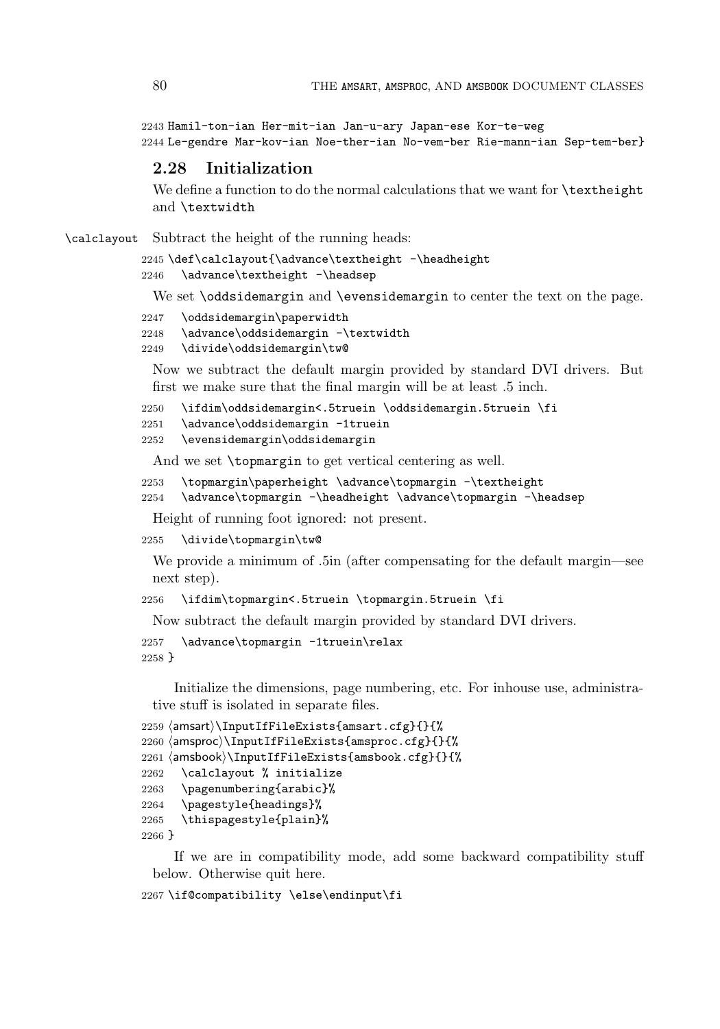```
2243 Hamil-ton-ian Her-mit-ian Jan-u-ary Japan-ese Kor-te-weg
2244 Le-gendre Mar-kov-ian Noe-ther-ian No-vem-ber Rie-mann-ian Sep-tem-ber}
```

## 2.28 Initialization

We define a function to do the normal calculations that we want for `\textheight` and `\textwidth`

`\calclayout` Subtract the height of the running heads:

```
2245 \def\calclayout{\advance\textheight -\headheight
2246   \advance\textheight -\headsep
```

We set `\oddsidemargin` and `\evensidemargin` to center the text on the page.

```
2247   \oddsidemargin\paperwidth
2248   \advance\oddsidemargin -\textwidth
2249   \divide\oddsidemargin\tw@
```

Now we subtract the default margin provided by standard DVI drivers. But first we make sure that the final margin will be at least .5 inch.

```
2250   \ifdim\oddsidemargin<.5truein \oddsidemargin.5truein \fi
2251   \advance\oddsidemargin -1truein
2252   \evensidemargin\oddsidemargin
```

And we set `\topmargin` to get vertical centering as well.

```
2253   \topmargin\paperheight \advance\topmargin -\textheight
2254   \advance\topmargin -\headheight \advance\topmargin -\headsep
```

Height of running foot ignored: not present.

```
2255   \divide\topmargin\tw@
```

We provide a minimum of .5in (after compensating for the default margin—see next step).

```
2256   \ifdim\topmargin<.5truein \topmargin.5truein \fi
```

Now subtract the default margin provided by standard DVI drivers.

```
2257   \advance\topmargin -1truein\relax
2258 }
```

Initialize the dimensions, page numbering, etc. For inhouse use, administrative stuff is isolated in separate files.

```
2259 ⟨amsart⟩\InputIfFileExists{amsart.cfg}{}{%
2260 ⟨amsproc⟩\InputIfFileExists{amsproc.cfg}{}{%
2261 ⟨amsbook⟩\InputIfFileExists{amsbook.cfg}{}{%
2262   \calclayout % initialize
2263   \pagenumbering{arabic}%
2264   \pagestyle{headings}%
2265   \thispagestyle{plain}%
2266 }
```

If we are in compatibility mode, add some backward compatibility stuff below. Otherwise quit here.

```
2267 \if@compatibility \else\endinput\fi
```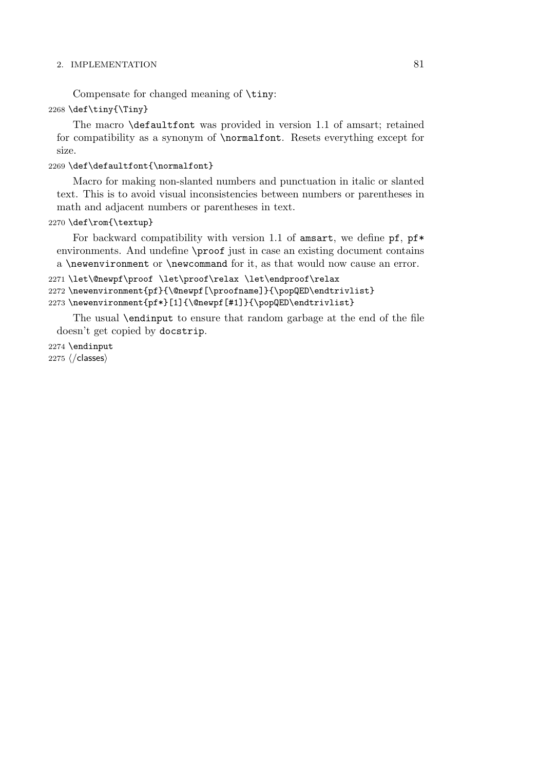Compensate for changed meaning of `\tiny`:

```
2268 \def\tiny{\Tiny}
```

The macro `\defaultfont` was provided in version 1.1 of amsart; retained for compatibility as a synonym of `\normalfont`. Resets everything except for size.

```
2269 \def\defaultfont{\normalfont}
```

Macro for making non-slanted numbers and punctuation in italic or slanted text. This is to avoid visual inconsistencies between numbers or parentheses in math and adjacent numbers or parentheses in text.

```
2270 \def\rom{\textup}
```

For backward compatibility with version 1.1 of `amsart`, we define `pf`, `pf*` environments. And undefine `\proof` just in case an existing document contains a `\newenvironment` or `\newcommand` for it, as that would now cause an error.

```
2271 \let\@newpf\proof \let\proof\relax \let\endproof\relax
2272 \newenvironment{pf}{\@newpf[\proofname]}{\popQED\endtrivlist}
2273 \newenvironment{pf*}[1]{\@newpf[#1]}{\popQED\endtrivlist}
```

The usual `\endinput` to ensure that random garbage at the end of the file doesn't get copied by `docstrip`.

```
2274 \endinput
2275 ⟨/classes⟩
```